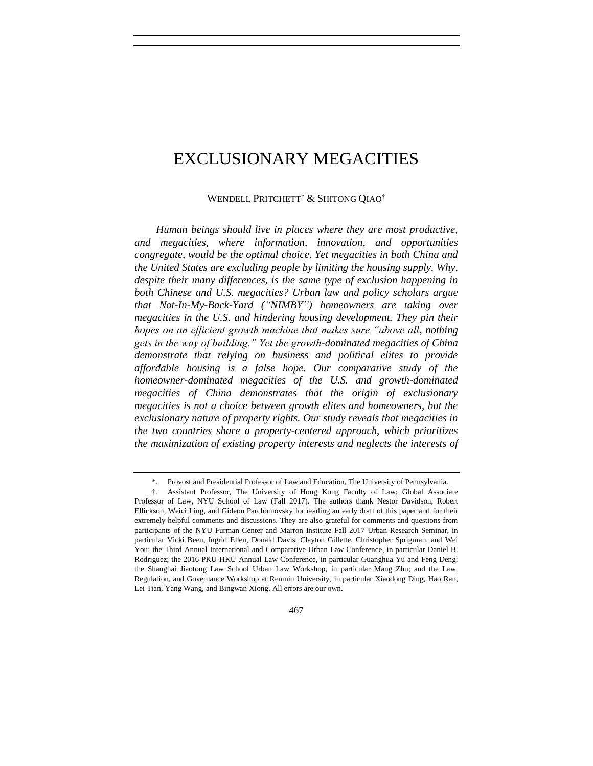# EXCLUSIONARY MEGACITIES

WENDELL PRITCHETT[*] & SHITONG QIAO[†]

*Human beings should live in places where they are most productive, and megacities, where information, innovation, and opportunities congregate, would be the optimal choice. Yet megacities in both China and the United States are excluding people by limiting the housing supply. Why, despite their many differences, is the same type of exclusion happening in both Chinese and U.S. megacities? Urban law and policy scholars argue that Not-In-My-Back-Yard ("NIMBY") homeowners are taking over megacities in the U.S. and hindering housing development. They pin their hopes on an efficient growth machine that makes sure "above all, nothing gets in the way of building." Yet the growth-dominated megacities of China demonstrate that relying on business and political elites to provide affordable housing is a false hope. Our comparative study of the homeowner-dominated megacities of the U.S. and growth-dominated megacities of China demonstrates that the origin of exclusionary megacities is not a choice between growth elites and homeowners, but the exclusionary nature of property rights. Our study reveals that megacities in the two countries share a property-centered approach, which prioritizes the maximization of existing property interests and neglects the interests of*

---

\*. Provost and Presidential Professor of Law and Education, The University of Pennsylvania.

†. Assistant Professor, The University of Hong Kong Faculty of Law; Global Associate Professor of Law, NYU School of Law (Fall 2017). The authors thank Nestor Davidson, Robert Ellickson, Weici Ling, and Gideon Parchomovsky for reading an early draft of this paper and for their extremely helpful comments and discussions. They are also grateful for comments and questions from participants of the NYU Furman Center and Marron Institute Fall 2017 Urban Research Seminar, in particular Vicki Been, Ingrid Ellen, Donald Davis, Clayton Gillette, Christopher Sprigman, and Wei You; the Third Annual International and Comparative Urban Law Conference, in particular Daniel B. Rodriguez; the 2016 PKU-HKU Annual Law Conference, in particular Guanghua Yu and Feng Deng; the Shanghai Jiaotong Law School Urban Law Workshop, in particular Mang Zhu; and the Law, Regulation, and Governance Workshop at Renmin University, in particular Xiaodong Ding, Hao Ran, Lei Tian, Yang Wang, and Bingwan Xiong. All errors are our own.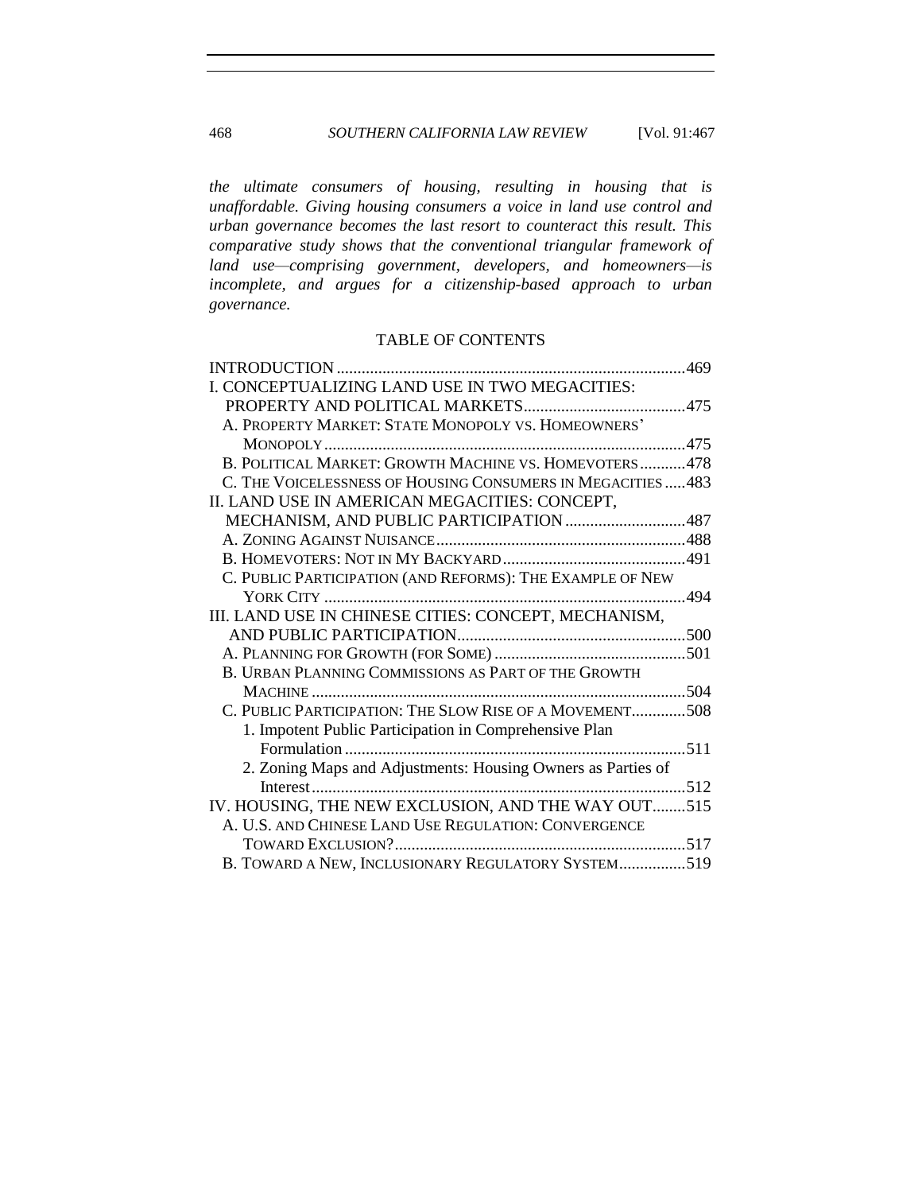*the ultimate consumers of housing, resulting in housing that is unaffordable. Giving housing consumers a voice in land use control and urban governance becomes the last resort to counteract this result. This comparative study shows that the conventional triangular framework of land use—comprising government, developers, and homeowners—is incomplete, and argues for a citizenship-based approach to urban governance.*

## TABLE OF CONTENTS

INTRODUCTION .......... 469

I. CONCEPTUALIZING LAND USE IN TWO MEGACITIES: PROPERTY AND POLITICAL MARKETS .......... 475

- A. PROPERTY MARKET: STATE MONOPOLY VS. HOMEOWNERS' MONOPOLY .......... 475
- B. POLITICAL MARKET: GROWTH MACHINE VS. HOMEVOTERS .......... 478
- C. THE VOICELESSNESS OF HOUSING CONSUMERS IN MEGACITIES .......... 483

II. LAND USE IN AMERICAN MEGACITIES: CONCEPT, MECHANISM, AND PUBLIC PARTICIPATION .......... 487

- A. ZONING AGAINST NUISANCE .......... 488
- B. HOMEVOTERS: NOT IN MY BACKYARD .......... 491
- C. PUBLIC PARTICIPATION (AND REFORMS): THE EXAMPLE OF NEW YORK CITY .......... 494

III. LAND USE IN CHINESE CITIES: CONCEPT, MECHANISM, AND PUBLIC PARTICIPATION .......... 500

- A. PLANNING FOR GROWTH (FOR SOME) .......... 501
- B. URBAN PLANNING COMMISSIONS AS PART OF THE GROWTH MACHINE .......... 504
- C. PUBLIC PARTICIPATION: THE SLOW RISE OF A MOVEMENT .......... 508
  - 1. Impotent Public Participation in Comprehensive Plan Formulation .......... 511
  - 2. Zoning Maps and Adjustments: Housing Owners as Parties of Interest .......... 512

IV. HOUSING, THE NEW EXCLUSION, AND THE WAY OUT .......... 515

- A. U.S. AND CHINESE LAND USE REGULATION: CONVERGENCE TOWARD EXCLUSION? .......... 517
- B. TOWARD A NEW, INCLUSIONARY REGULATORY SYSTEM .......... 519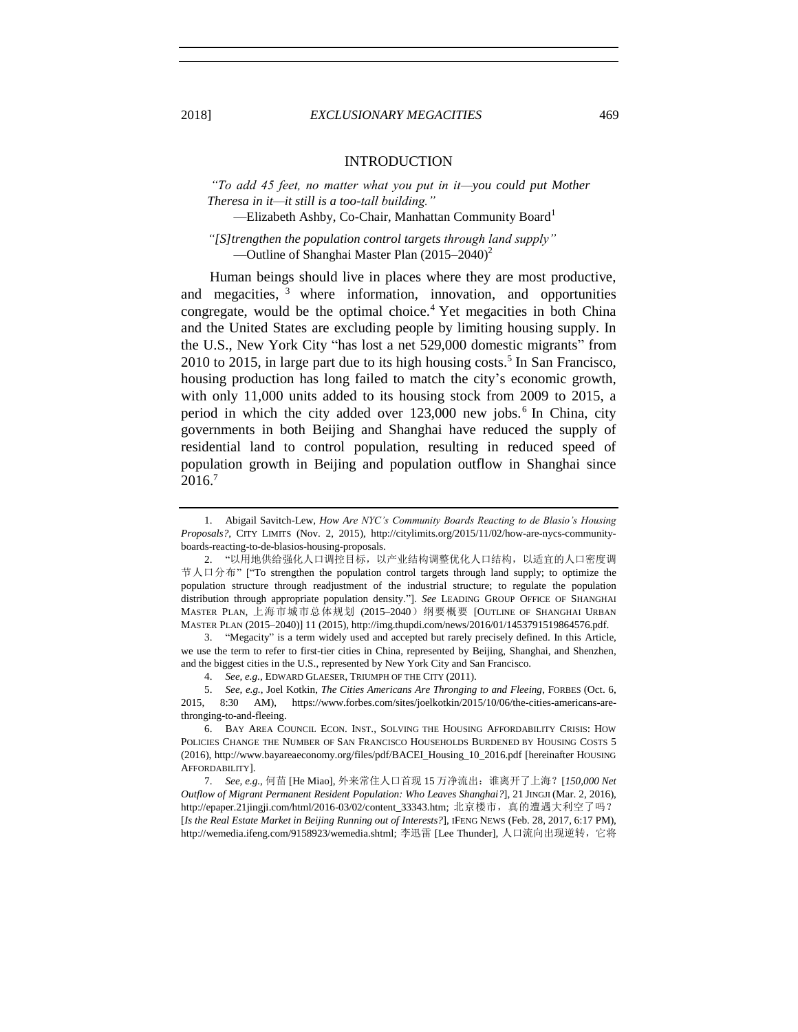## INTRODUCTION

*"To add 45 feet, no matter what you put in it—you could put Mother Theresa in it—it still is a too-tall building."*

—Elizabeth Ashby, Co-Chair, Manhattan Community Board[1]

*"[S]trengthen the population control targets through land supply"*

—Outline of Shanghai Master Plan (2015–2040)[2]

Human beings should live in places where they are most productive, and megacities,[3] where information, innovation, and opportunities congregate, would be the optimal choice.[4] Yet megacities in both China and the United States are excluding people by limiting housing supply. In the U.S., New York City "has lost a net 529,000 domestic migrants" from 2010 to 2015, in large part due to its high housing costs.[5] In San Francisco, housing production has long failed to match the city's economic growth, with only 11,000 units added to its housing stock from 2009 to 2015, a period in which the city added over 123,000 new jobs.[6] In China, city governments in both Beijing and Shanghai have reduced the supply of residential land to control population, resulting in reduced speed of population growth in Beijing and population outflow in Shanghai since 2016.[7]

---

1. Abigail Savitch-Lew, *How Are NYC's Community Boards Reacting to de Blasio's Housing Proposals?*, CITY LIMITS (Nov. 2, 2015), http://citylimits.org/2015/11/02/how-are-nycs-community-boards-reacting-to-de-blasios-housing-proposals.

2. "以用地供给强化人口调控目标，以产业结构调整优化人口结构，以适宜的人口密度调节人口分布" ["To strengthen the population control targets through land supply; to optimize the population structure through readjustment of the industrial structure; to regulate the population distribution through appropriate population density."]. *See* LEADING GROUP OFFICE OF SHANGHAI MASTER PLAN, 上海市城市总体规划 (2015–2040）纲要概要 [OUTLINE OF SHANGHAI URBAN MASTER PLAN (2015–2040)] 11 (2015), http://img.thupdi.com/news/2016/01/1453791519864576.pdf.

3. "Megacity" is a term widely used and accepted but rarely precisely defined. In this Article, we use the term to refer to first-tier cities in China, represented by Beijing, Shanghai, and Shenzhen, and the biggest cities in the U.S., represented by New York City and San Francisco.

4. *See, e.g.*, EDWARD GLAESER, TRIUMPH OF THE CITY (2011).

5. *See, e.g.*, Joel Kotkin, *The Cities Americans Are Thronging to and Fleeing*, FORBES (Oct. 6, 2015, 8:30 AM), https://www.forbes.com/sites/joelkotkin/2015/10/06/the-cities-americans-are-thronging-to-and-fleeing.

6. BAY AREA COUNCIL ECON. INST., SOLVING THE HOUSING AFFORDABILITY CRISIS: HOW POLICIES CHANGE THE NUMBER OF SAN FRANCISCO HOUSEHOLDS BURDENED BY HOUSING COSTS 5 (2016), http://www.bayareaeconomy.org/files/pdf/BACEI_Housing_10_2016.pdf [hereinafter HOUSING AFFORDABILITY].

7. *See, e.g.*, 何苗 [He Miao], 外来常住人口首现 15 万净流出：谁离开了上海？[*150,000 Net Outflow of Migrant Permanent Resident Population: Who Leaves Shanghai?*], 21 JINGJI (Mar. 2, 2016), http://epaper.21jingji.com/html/2016-03/02/content_33343.htm; 北京楼市，真的遭遇大利空了吗？[*Is the Real Estate Market in Beijing Running out of Interests?*], IFENG NEWS (Feb. 28, 2017, 6:17 PM), http://wemedia.ifeng.com/9158923/wemedia.shtml; 李迅雷 [Lee Thunder], 人口流向出现逆转，它将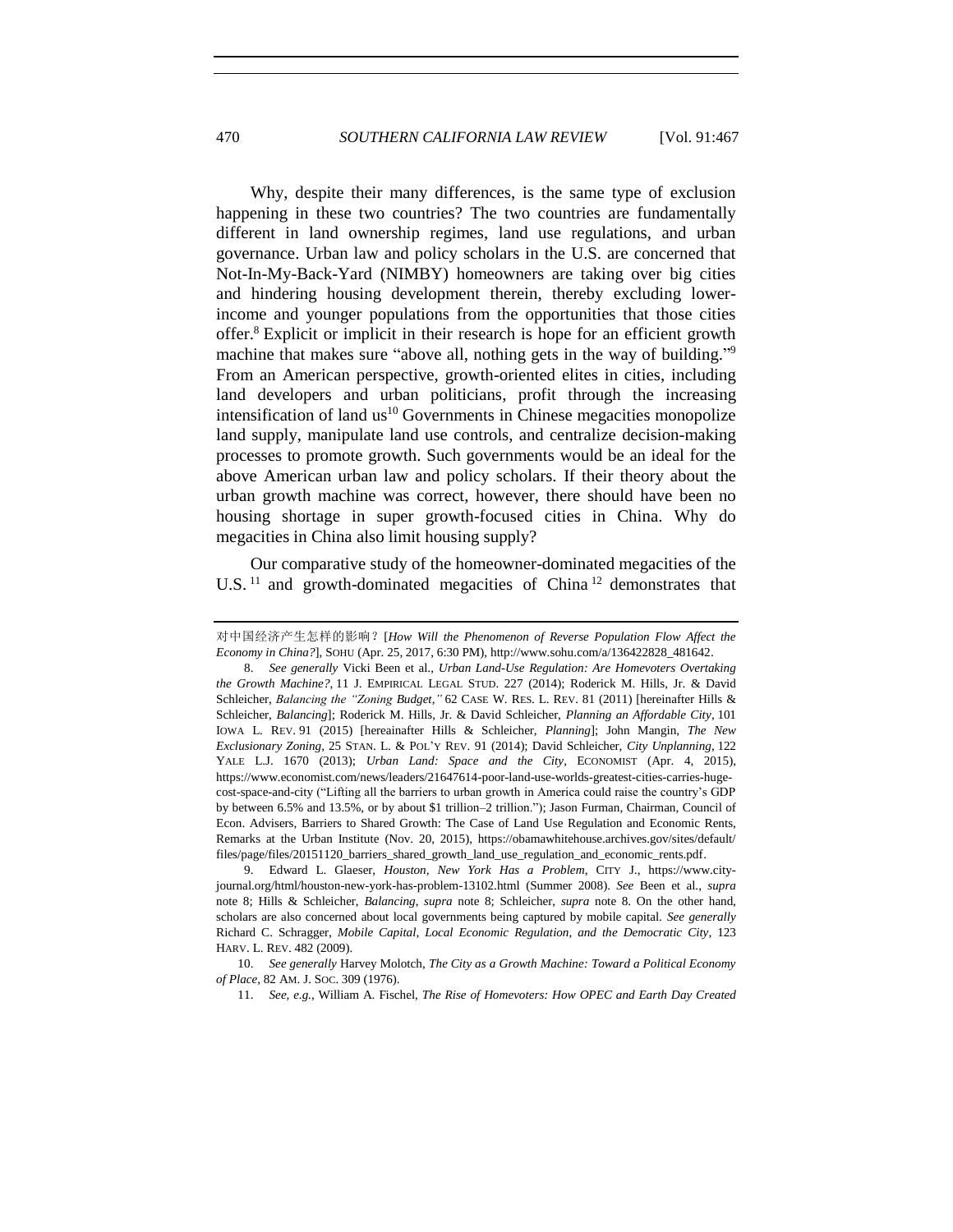Why, despite their many differences, is the same type of exclusion happening in these two countries? The two countries are fundamentally different in land ownership regimes, land use regulations, and urban governance. Urban law and policy scholars in the U.S. are concerned that Not-In-My-Back-Yard (NIMBY) homeowners are taking over big cities and hindering housing development therein, thereby excluding lower-income and younger populations from the opportunities that those cities offer.[8] Explicit or implicit in their research is hope for an efficient growth machine that makes sure "above all, nothing gets in the way of building."[9] From an American perspective, growth-oriented elites in cities, including land developers and urban politicians, profit through the increasing intensification of land us[10] Governments in Chinese megacities monopolize land supply, manipulate land use controls, and centralize decision-making processes to promote growth. Such governments would be an ideal for the above American urban law and policy scholars. If their theory about the urban growth machine was correct, however, there should have been no housing shortage in super growth-focused cities in China. Why do megacities in China also limit housing supply?

Our comparative study of the homeowner-dominated megacities of the U.S.[11] and growth-dominated megacities of China[12] demonstrates that

---

对中国经济产生怎样的影响？[*How Will the Phenomenon of Reverse Population Flow Affect the Economy in China?*], SOHU (Apr. 25, 2017, 6:30 PM), http://www.sohu.com/a/136422828_481642.

8. *See generally* Vicki Been et al., *Urban Land-Use Regulation: Are Homevoters Overtaking the Growth Machine?*, 11 J. EMPIRICAL LEGAL STUD. 227 (2014); Roderick M. Hills, Jr. & David Schleicher, *Balancing the "Zoning Budget*,*"* 62 CASE W. RES. L. REV. 81 (2011) [hereinafter Hills & Schleicher, *Balancing*]; Roderick M. Hills, Jr. & David Schleicher, *Planning an Affordable City*, 101 IOWA L. REV. 91 (2015) [hereainafter Hills & Schleicher, *Planning*]; John Mangin, *The New Exclusionary Zoning*, 25 STAN. L. & POL'Y REV. 91 (2014); David Schleicher, *City Unplanning*, 122 YALE L.J. 1670 (2013); *Urban Land: Space and the City*, ECONOMIST (Apr. 4, 2015), https://www.economist.com/news/leaders/21647614-poor-land-use-worlds-greatest-cities-carries-huge-cost-space-and-city ("Lifting all the barriers to urban growth in America could raise the country's GDP by between 6.5% and 13.5%, or by about $1 trillion–2 trillion."); Jason Furman, Chairman, Council of Econ. Advisers, Barriers to Shared Growth: The Case of Land Use Regulation and Economic Rents, Remarks at the Urban Institute (Nov. 20, 2015), https://obamawhitehouse.archives.gov/sites/default/files/page/files/20151120_barriers_shared_growth_land_use_regulation_and_economic_rents.pdf.

9. Edward L. Glaeser, *Houston, New York Has a Problem*, CITY J., https://www.city-journal.org/html/houston-new-york-has-problem-13102.html (Summer 2008). *See* Been et al., *supra* note 8; Hills & Schleicher, *Balancing*, *supra* note 8; Schleicher, *supra* note 8. On the other hand, scholars are also concerned about local governments being captured by mobile capital. *See generally* Richard C. Schragger, *Mobile Capital, Local Economic Regulation, and the Democratic City*, 123 HARV. L. REV. 482 (2009).

10. *See generally* Harvey Molotch, *The City as a Growth Machine: Toward a Political Economy of Place*, 82 AM. J. SOC. 309 (1976).

11. *See, e.g.*, William A. Fischel, *The Rise of Homevoters: How OPEC and Earth Day Created*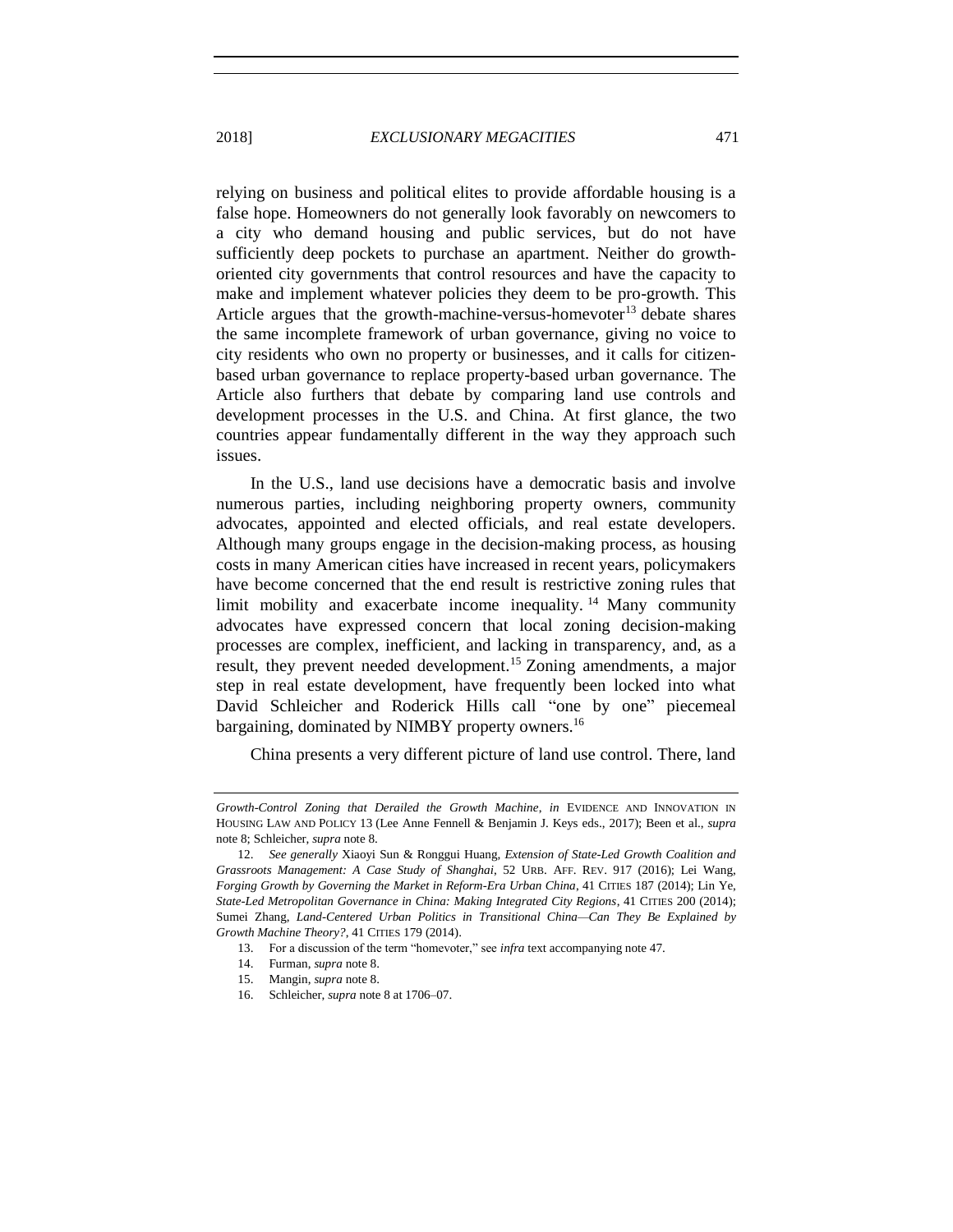relying on business and political elites to provide affordable housing is a false hope. Homeowners do not generally look favorably on newcomers to a city who demand housing and public services, but do not have sufficiently deep pockets to purchase an apartment. Neither do growth-oriented city governments that control resources and have the capacity to make and implement whatever policies they deem to be pro-growth. This Article argues that the growth-machine-versus-homevoter[13] debate shares the same incomplete framework of urban governance, giving no voice to city residents who own no property or businesses, and it calls for citizen-based urban governance to replace property-based urban governance. The Article also furthers that debate by comparing land use controls and development processes in the U.S. and China. At first glance, the two countries appear fundamentally different in the way they approach such issues.

In the U.S., land use decisions have a democratic basis and involve numerous parties, including neighboring property owners, community advocates, appointed and elected officials, and real estate developers. Although many groups engage in the decision-making process, as housing costs in many American cities have increased in recent years, policymakers have become concerned that the end result is restrictive zoning rules that limit mobility and exacerbate income inequality.[14] Many community advocates have expressed concern that local zoning decision-making processes are complex, inefficient, and lacking in transparency, and, as a result, they prevent needed development.[15] Zoning amendments, a major step in real estate development, have frequently been locked into what David Schleicher and Roderick Hills call "one by one" piecemeal bargaining, dominated by NIMBY property owners.[16]

China presents a very different picture of land use control. There, land

---

*Growth-Control Zoning that Derailed the Growth Machine*, *in* EVIDENCE AND INNOVATION IN HOUSING LAW AND POLICY 13 (Lee Anne Fennell & Benjamin J. Keys eds., 2017); Been et al., *supra* note 8; Schleicher, *supra* note 8.

12. *See generally* Xiaoyi Sun & Ronggui Huang, *Extension of State-Led Growth Coalition and Grassroots Management: A Case Study of Shanghai*, 52 URB. AFF. REV. 917 (2016); Lei Wang, *Forging Growth by Governing the Market in Reform-Era Urban China*, 41 CITIES 187 (2014); Lin Ye, *State-Led Metropolitan Governance in China: Making Integrated City Regions*, 41 CITIES 200 (2014); Sumei Zhang, *Land-Centered Urban Politics in Transitional China—Can They Be Explained by Growth Machine Theory?*, 41 CITIES 179 (2014).

13. For a discussion of the term "homevoter," see *infra* text accompanying note 47.

14. Furman, *supra* note 8.

15. Mangin, *supra* note 8.

16. Schleicher, *supra* note 8 at 1706–07.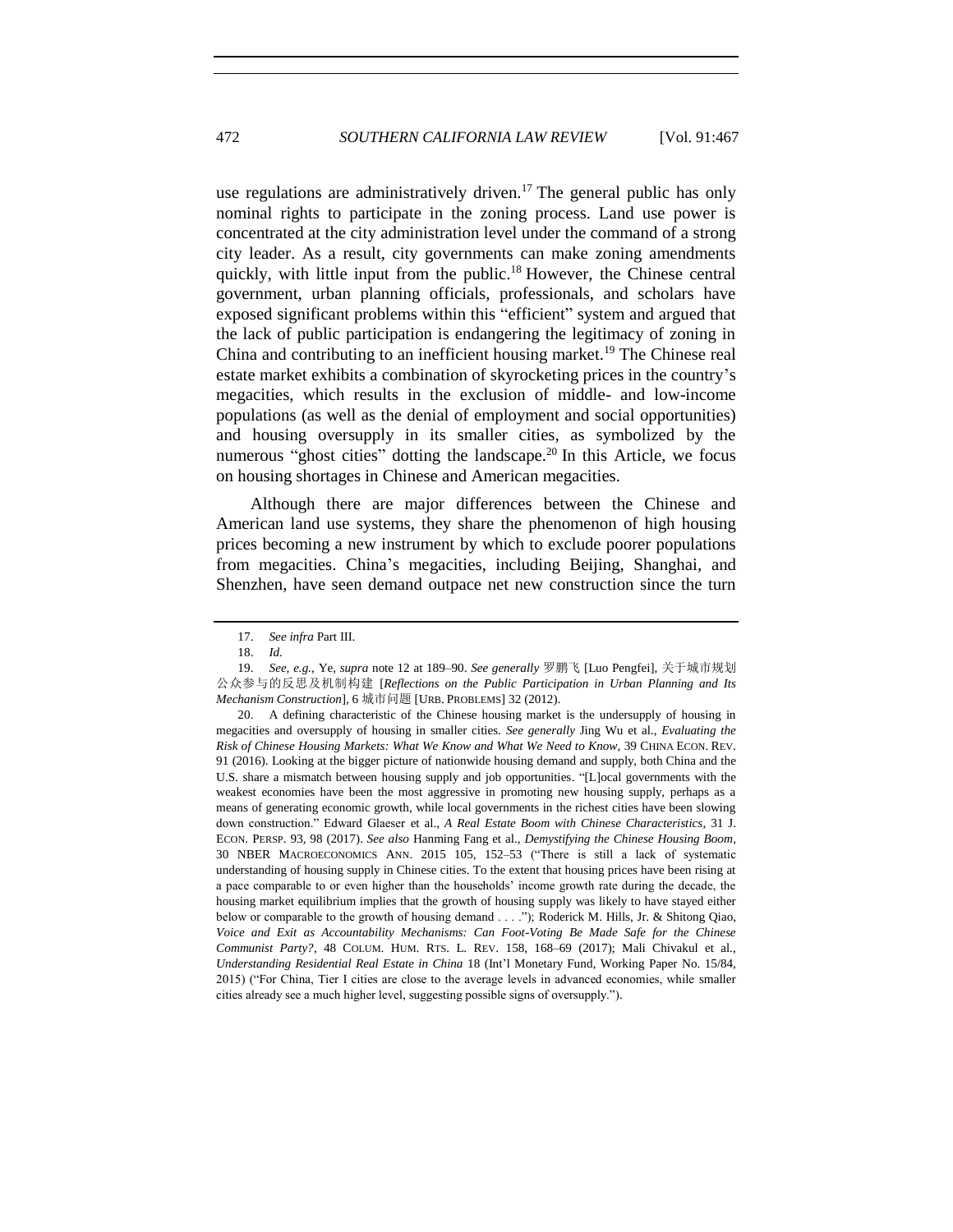use regulations are administratively driven.[17] The general public has only nominal rights to participate in the zoning process. Land use power is concentrated at the city administration level under the command of a strong city leader. As a result, city governments can make zoning amendments quickly, with little input from the public.[18] However, the Chinese central government, urban planning officials, professionals, and scholars have exposed significant problems within this "efficient" system and argued that the lack of public participation is endangering the legitimacy of zoning in China and contributing to an inefficient housing market.[19] The Chinese real estate market exhibits a combination of skyrocketing prices in the country's megacities, which results in the exclusion of middle- and low-income populations (as well as the denial of employment and social opportunities) and housing oversupply in its smaller cities, as symbolized by the numerous "ghost cities" dotting the landscape.[20] In this Article, we focus on housing shortages in Chinese and American megacities.

Although there are major differences between the Chinese and American land use systems, they share the phenomenon of high housing prices becoming a new instrument by which to exclude poorer populations from megacities. China's megacities, including Beijing, Shanghai, and Shenzhen, have seen demand outpace net new construction since the turn

---

17. *See infra* Part III.

18. *Id.*

19. *See, e.g.*, Ye, *supra* note 12 at 189–90. *See generally* 罗鹏飞 [Luo Pengfei], 关于城市规划公众参与的反思及机制构建 [*Reflections on the Public Participation in Urban Planning and Its Mechanism Construction*], 6 城市问题 [URB. PROBLEMS] 32 (2012).

20. A defining characteristic of the Chinese housing market is the undersupply of housing in megacities and oversupply of housing in smaller cities. *See generally* Jing Wu et al., *Evaluating the Risk of Chinese Housing Markets: What We Know and What We Need to Know*, 39 CHINA ECON. REV. 91 (2016). Looking at the bigger picture of nationwide housing demand and supply, both China and the U.S. share a mismatch between housing supply and job opportunities. "[L]ocal governments with the weakest economies have been the most aggressive in promoting new housing supply, perhaps as a means of generating economic growth, while local governments in the richest cities have been slowing down construction." Edward Glaeser et al., *A Real Estate Boom with Chinese Characteristics*, 31 J. ECON. PERSP. 93, 98 (2017). *See also* Hanming Fang et al., *Demystifying the Chinese Housing Boom*, 30 NBER MACROECONOMICS ANN. 2015 105, 152–53 ("There is still a lack of systematic understanding of housing supply in Chinese cities. To the extent that housing prices have been rising at a pace comparable to or even higher than the households' income growth rate during the decade, the housing market equilibrium implies that the growth of housing supply was likely to have stayed either below or comparable to the growth of housing demand . . . ."); Roderick M. Hills, Jr. & Shitong Qiao, *Voice and Exit as Accountability Mechanisms: Can Foot-Voting Be Made Safe for the Chinese Communist Party?*, 48 COLUM. HUM. RTS. L. REV. 158, 168–69 (2017); Mali Chivakul et al., *Understanding Residential Real Estate in China* 18 (Int'l Monetary Fund, Working Paper No. 15/84, 2015) ("For China, Tier I cities are close to the average levels in advanced economies, while smaller cities already see a much higher level, suggesting possible signs of oversupply.").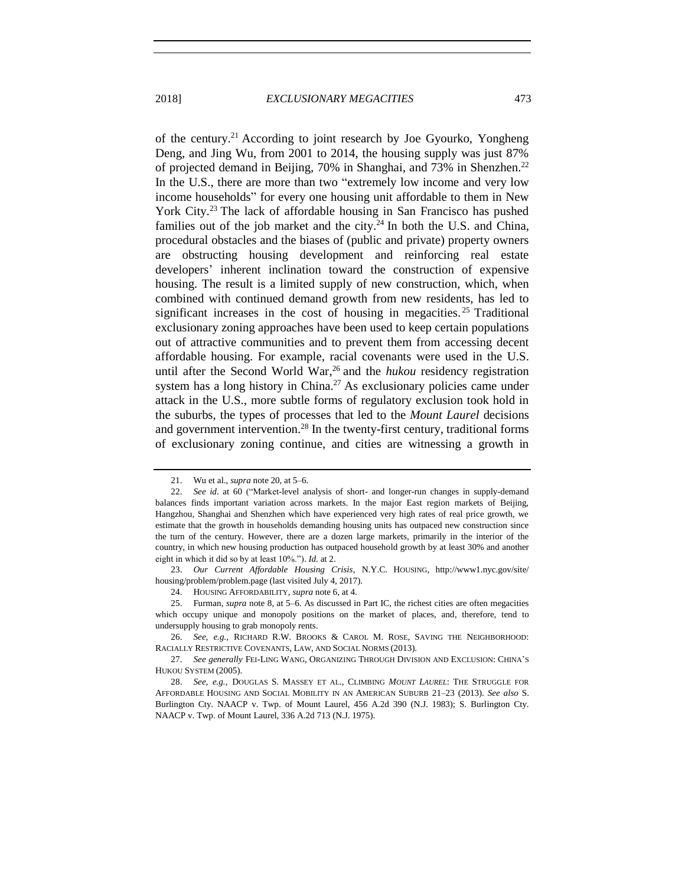of the century.[21] According to joint research by Joe Gyourko, Yongheng Deng, and Jing Wu, from 2001 to 2014, the housing supply was just 87% of projected demand in Beijing, 70% in Shanghai, and 73% in Shenzhen.[22] In the U.S., there are more than two "extremely low income and very low income households" for every one housing unit affordable to them in New York City.[23] The lack of affordable housing in San Francisco has pushed families out of the job market and the city.[24] In both the U.S. and China, procedural obstacles and the biases of (public and private) property owners are obstructing housing development and reinforcing real estate developers' inherent inclination toward the construction of expensive housing. The result is a limited supply of new construction, which, when combined with continued demand growth from new residents, has led to significant increases in the cost of housing in megacities.[25] Traditional exclusionary zoning approaches have been used to keep certain populations out of attractive communities and to prevent them from accessing decent affordable housing. For example, racial covenants were used in the U.S. until after the Second World War,[26] and the *hukou* residency registration system has a long history in China.[27] As exclusionary policies came under attack in the U.S., more subtle forms of regulatory exclusion took hold in the suburbs, the types of processes that led to the *Mount Laurel* decisions and government intervention.[28] In the twenty-first century, traditional forms of exclusionary zoning continue, and cities are witnessing a growth in

---

21. Wu et al., *supra* note 20, at 5–6.

22. *See id*. at 60 ("Market-level analysis of short- and longer-run changes in supply-demand balances finds important variation across markets. In the major East region markets of Beijing, Hangzhou, Shanghai and Shenzhen which have experienced very high rates of real price growth, we estimate that the growth in households demanding housing units has outpaced new construction since the turn of the century. However, there are a dozen large markets, primarily in the interior of the country, in which new housing production has outpaced household growth by at least 30% and another eight in which it did so by at least 10%."). *Id.* at 2.

23. *Our Current Affordable Housing Crisis*, N.Y.C. HOUSING, http://www1.nyc.gov/site/housing/problem/problem.page (last visited July 4, 2017).

24. HOUSING AFFORDABILITY, *supra* note 6, at 4.

25. Furman, *supra* note 8, at 5–6. As discussed in Part IC, the richest cities are often megacities which occupy unique and monopoly positions on the market of places, and, therefore, tend to undersupply housing to grab monopoly rents.

26. *See, e.g.*, RICHARD R.W. BROOKS & CAROL M. ROSE, SAVING THE NEIGHBORHOOD: RACIALLY RESTRICTIVE COVENANTS, LAW, AND SOCIAL NORMS (2013).

27. *See generally* FEI-LING WANG, ORGANIZING THROUGH DIVISION AND EXCLUSION: CHINA'S HUKOU SYSTEM (2005).

28. *See, e.g.*, DOUGLAS S. MASSEY ET AL., CLIMBING *MOUNT LAUREL*: THE STRUGGLE FOR AFFORDABLE HOUSING AND SOCIAL MOBILITY IN AN AMERICAN SUBURB 21–23 (2013). *See also* S. Burlington Cty. NAACP v. Twp. of Mount Laurel, 456 A.2d 390 (N.J. 1983); S. Burlington Cty. NAACP v. Twp. of Mount Laurel, 336 A.2d 713 (N.J. 1975).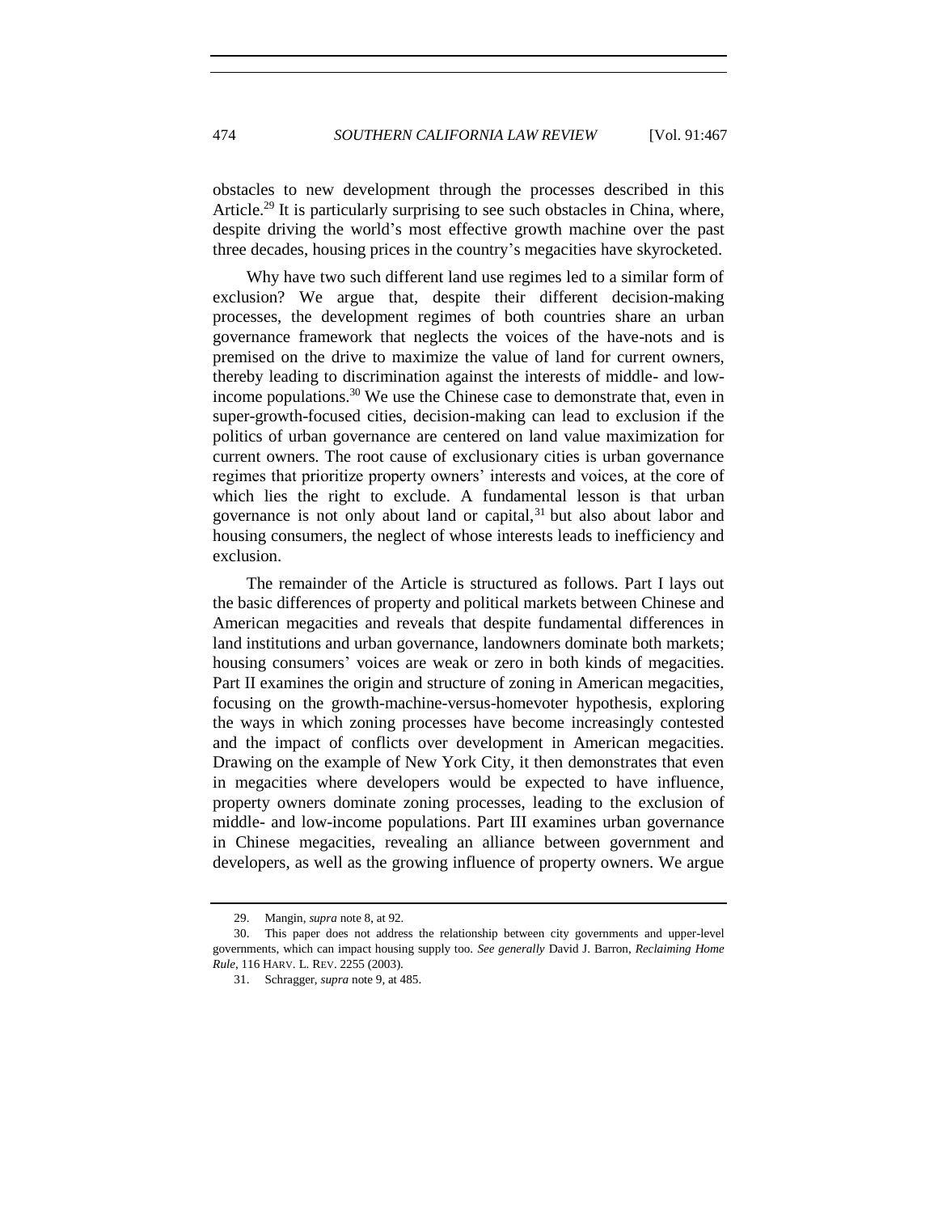obstacles to new development through the processes described in this Article.[29] It is particularly surprising to see such obstacles in China, where, despite driving the world's most effective growth machine over the past three decades, housing prices in the country's megacities have skyrocketed.

Why have two such different land use regimes led to a similar form of exclusion? We argue that, despite their different decision-making processes, the development regimes of both countries share an urban governance framework that neglects the voices of the have-nots and is premised on the drive to maximize the value of land for current owners, thereby leading to discrimination against the interests of middle- and low-income populations.[30] We use the Chinese case to demonstrate that, even in super-growth-focused cities, decision-making can lead to exclusion if the politics of urban governance are centered on land value maximization for current owners. The root cause of exclusionary cities is urban governance regimes that prioritize property owners' interests and voices, at the core of which lies the right to exclude. A fundamental lesson is that urban governance is not only about land or capital,[31] but also about labor and housing consumers, the neglect of whose interests leads to inefficiency and exclusion.

The remainder of the Article is structured as follows. Part I lays out the basic differences of property and political markets between Chinese and American megacities and reveals that despite fundamental differences in land institutions and urban governance, landowners dominate both markets; housing consumers' voices are weak or zero in both kinds of megacities. Part II examines the origin and structure of zoning in American megacities, focusing on the growth-machine-versus-homevoter hypothesis, exploring the ways in which zoning processes have become increasingly contested and the impact of conflicts over development in American megacities. Drawing on the example of New York City, it then demonstrates that even in megacities where developers would be expected to have influence, property owners dominate zoning processes, leading to the exclusion of middle- and low-income populations. Part III examines urban governance in Chinese megacities, revealing an alliance between government and developers, as well as the growing influence of property owners. We argue

---

29. Mangin, *supra* note 8, at 92.

30. This paper does not address the relationship between city governments and upper-level governments, which can impact housing supply too. *See generally* David J. Barron, *Reclaiming Home Rule*, 116 HARV. L. REV. 2255 (2003).

31. Schragger, *supra* note 9, at 485.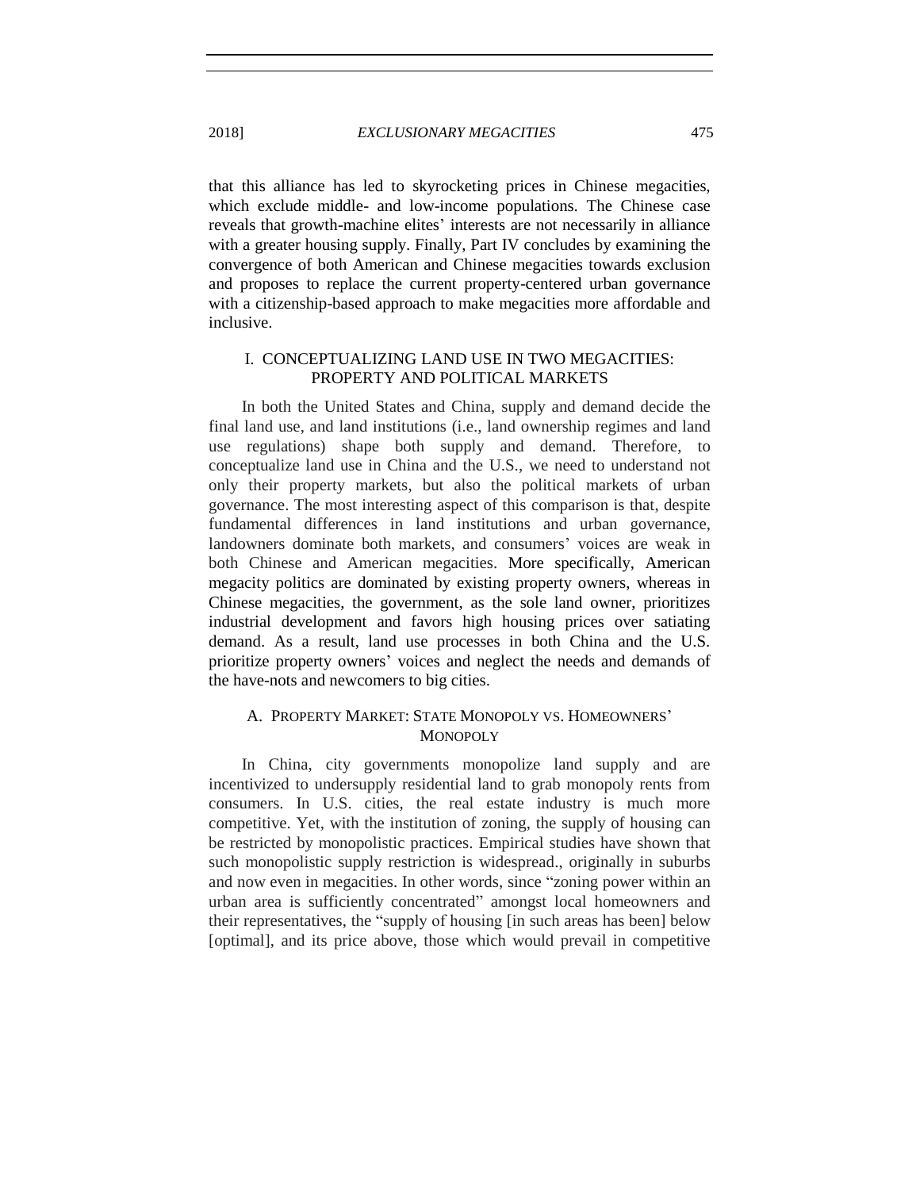that this alliance has led to skyrocketing prices in Chinese megacities, which exclude middle- and low-income populations. The Chinese case reveals that growth-machine elites' interests are not necessarily in alliance with a greater housing supply. Finally, Part IV concludes by examining the convergence of both American and Chinese megacities towards exclusion and proposes to replace the current property-centered urban governance with a citizenship-based approach to make megacities more affordable and inclusive.

## I. CONCEPTUALIZING LAND USE IN TWO MEGACITIES: PROPERTY AND POLITICAL MARKETS

In both the United States and China, supply and demand decide the final land use, and land institutions (i.e., land ownership regimes and land use regulations) shape both supply and demand. Therefore, to conceptualize land use in China and the U.S., we need to understand not only their property markets, but also the political markets of urban governance. The most interesting aspect of this comparison is that, despite fundamental differences in land institutions and urban governance, landowners dominate both markets, and consumers' voices are weak in both Chinese and American megacities. More specifically, American megacity politics are dominated by existing property owners, whereas in Chinese megacities, the government, as the sole land owner, prioritizes industrial development and favors high housing prices over satiating demand. As a result, land use processes in both China and the U.S. prioritize property owners' voices and neglect the needs and demands of the have-nots and newcomers to big cities.

### A. PROPERTY MARKET: STATE MONOPOLY VS. HOMEOWNERS' MONOPOLY

In China, city governments monopolize land supply and are incentivized to undersupply residential land to grab monopoly rents from consumers. In U.S. cities, the real estate industry is much more competitive. Yet, with the institution of zoning, the supply of housing can be restricted by monopolistic practices. Empirical studies have shown that such monopolistic supply restriction is widespread., originally in suburbs and now even in megacities. In other words, since "zoning power within an urban area is sufficiently concentrated" amongst local homeowners and their representatives, the "supply of housing [in such areas has been] below [optimal], and its price above, those which would prevail in competitive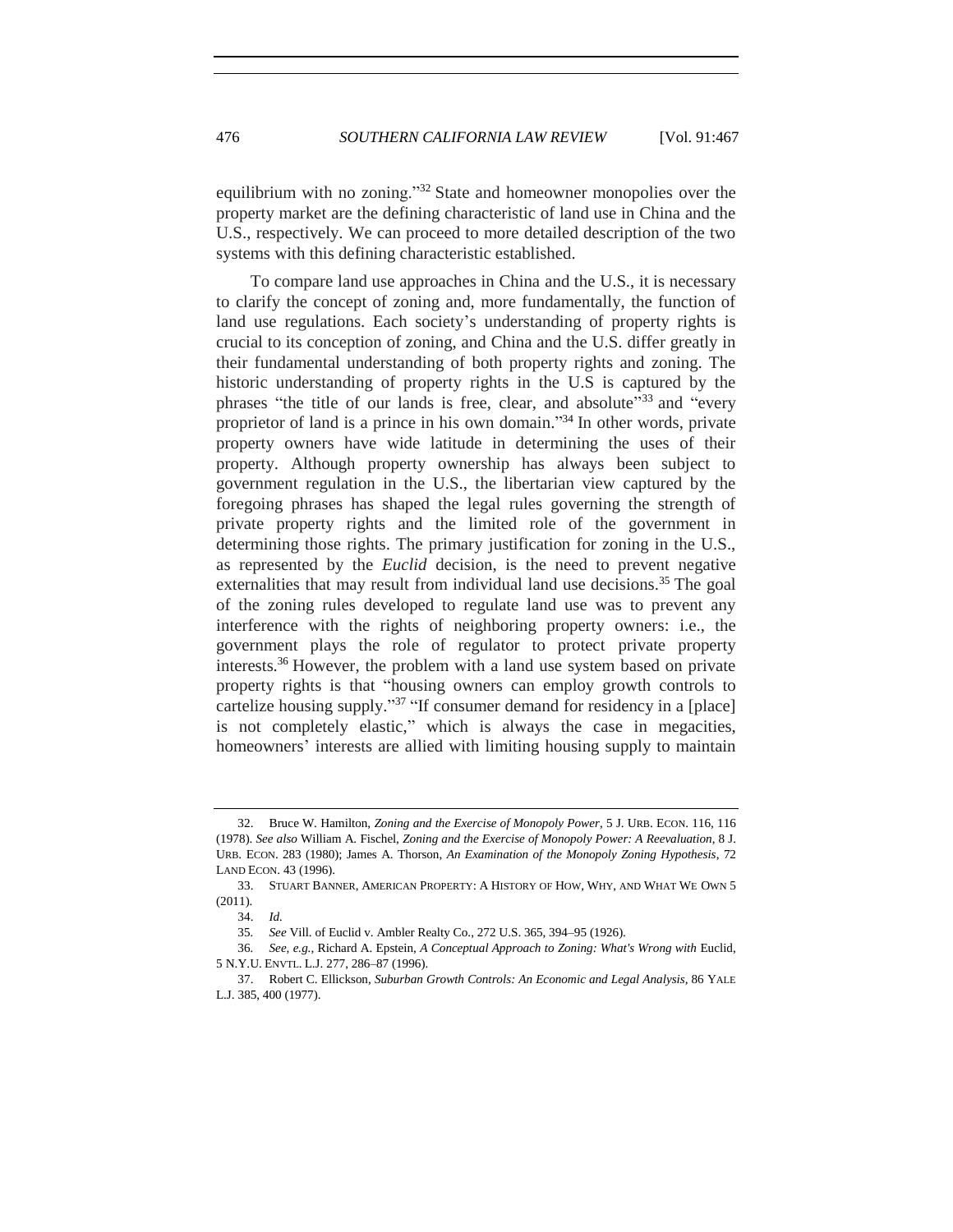equilibrium with no zoning."[32] State and homeowner monopolies over the property market are the defining characteristic of land use in China and the U.S., respectively. We can proceed to more detailed description of the two systems with this defining characteristic established.

To compare land use approaches in China and the U.S., it is necessary to clarify the concept of zoning and, more fundamentally, the function of land use regulations. Each society's understanding of property rights is crucial to its conception of zoning, and China and the U.S. differ greatly in their fundamental understanding of both property rights and zoning. The historic understanding of property rights in the U.S is captured by the phrases "the title of our lands is free, clear, and absolute"[33] and "every proprietor of land is a prince in his own domain."[34] In other words, private property owners have wide latitude in determining the uses of their property. Although property ownership has always been subject to government regulation in the U.S., the libertarian view captured by the foregoing phrases has shaped the legal rules governing the strength of private property rights and the limited role of the government in determining those rights. The primary justification for zoning in the U.S., as represented by the *Euclid* decision, is the need to prevent negative externalities that may result from individual land use decisions.[35] The goal of the zoning rules developed to regulate land use was to prevent any interference with the rights of neighboring property owners: i.e., the government plays the role of regulator to protect private property interests.[36] However, the problem with a land use system based on private property rights is that "housing owners can employ growth controls to cartelize housing supply."[37] "If consumer demand for residency in a [place] is not completely elastic," which is always the case in megacities, homeowners' interests are allied with limiting housing supply to maintain

---

32. Bruce W. Hamilton, *Zoning and the Exercise of Monopoly Power*, 5 J. URB. ECON. 116, 116 (1978). *See also* William A. Fischel, *Zoning and the Exercise of Monopoly Power: A Reevaluation*, 8 J. URB. ECON. 283 (1980); James A. Thorson, *An Examination of the Monopoly Zoning Hypothesis*, 72 LAND ECON. 43 (1996).

33. STUART BANNER, AMERICAN PROPERTY: A HISTORY OF HOW, WHY, AND WHAT WE OWN 5 (2011).

34. *Id.*

35. *See* Vill. of Euclid v. Ambler Realty Co., 272 U.S. 365, 394–95 (1926).

36. *See, e.g.*, Richard A. Epstein, *A Conceptual Approach to Zoning: What's Wrong with* Euclid, 5 N.Y.U. ENVTL. L.J. 277, 286–87 (1996).

37. Robert C. Ellickson, *Suburban Growth Controls: An Economic and Legal Analysis*, 86 YALE L.J. 385, 400 (1977).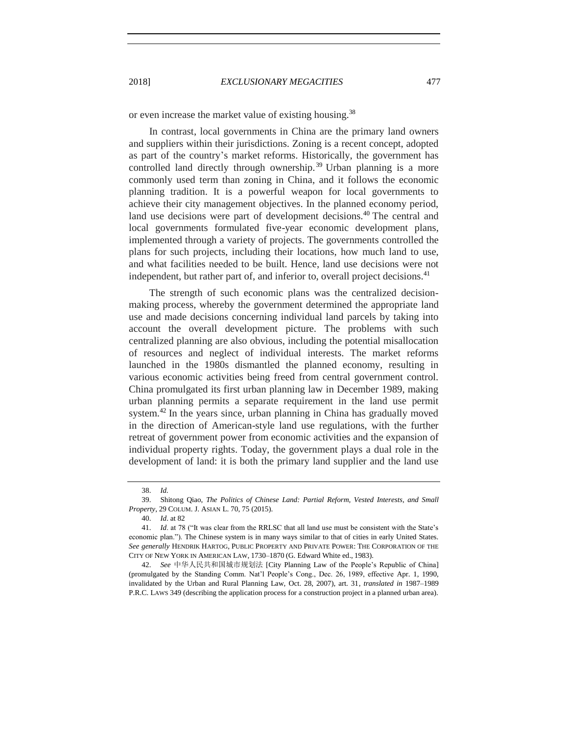or even increase the market value of existing housing.[38]

In contrast, local governments in China are the primary land owners and suppliers within their jurisdictions. Zoning is a recent concept, adopted as part of the country's market reforms. Historically, the government has controlled land directly through ownership.[39] Urban planning is a more commonly used term than zoning in China, and it follows the economic planning tradition. It is a powerful weapon for local governments to achieve their city management objectives. In the planned economy period, land use decisions were part of development decisions.[40] The central and local governments formulated five-year economic development plans, implemented through a variety of projects. The governments controlled the plans for such projects, including their locations, how much land to use, and what facilities needed to be built. Hence, land use decisions were not independent, but rather part of, and inferior to, overall project decisions.[41]

The strength of such economic plans was the centralized decision-making process, whereby the government determined the appropriate land use and made decisions concerning individual land parcels by taking into account the overall development picture. The problems with such centralized planning are also obvious, including the potential misallocation of resources and neglect of individual interests. The market reforms launched in the 1980s dismantled the planned economy, resulting in various economic activities being freed from central government control. China promulgated its first urban planning law in December 1989, making urban planning permits a separate requirement in the land use permit system.[42] In the years since, urban planning in China has gradually moved in the direction of American-style land use regulations, with the further retreat of government power from economic activities and the expansion of individual property rights. Today, the government plays a dual role in the development of land: it is both the primary land supplier and the land use

---

38. *Id.*

39. Shitong Qiao, *The Politics of Chinese Land: Partial Reform, Vested Interests, and Small Property*, 29 COLUM. J. ASIAN L. 70, 75 (2015).

40. *Id*. at 82

41. *Id*. at 78 ("It was clear from the RRLSC that all land use must be consistent with the State's economic plan."). The Chinese system is in many ways similar to that of cities in early United States. *See generally* HENDRIK HARTOG, PUBLIC PROPERTY AND PRIVATE POWER: THE CORPORATION OF THE CITY OF NEW YORK IN AMERICAN LAW, 1730–1870 (G. Edward White ed., 1983).

42. *See* 中华人民共和国城市规划法 [City Planning Law of the People's Republic of China] (promulgated by the Standing Comm. Nat'l People's Cong., Dec. 26, 1989, effective Apr. 1, 1990, invalidated by the Urban and Rural Planning Law, Oct. 28, 2007), art. 31, *translated in* 1987–1989 P.R.C. LAWS 349 (describing the application process for a construction project in a planned urban area).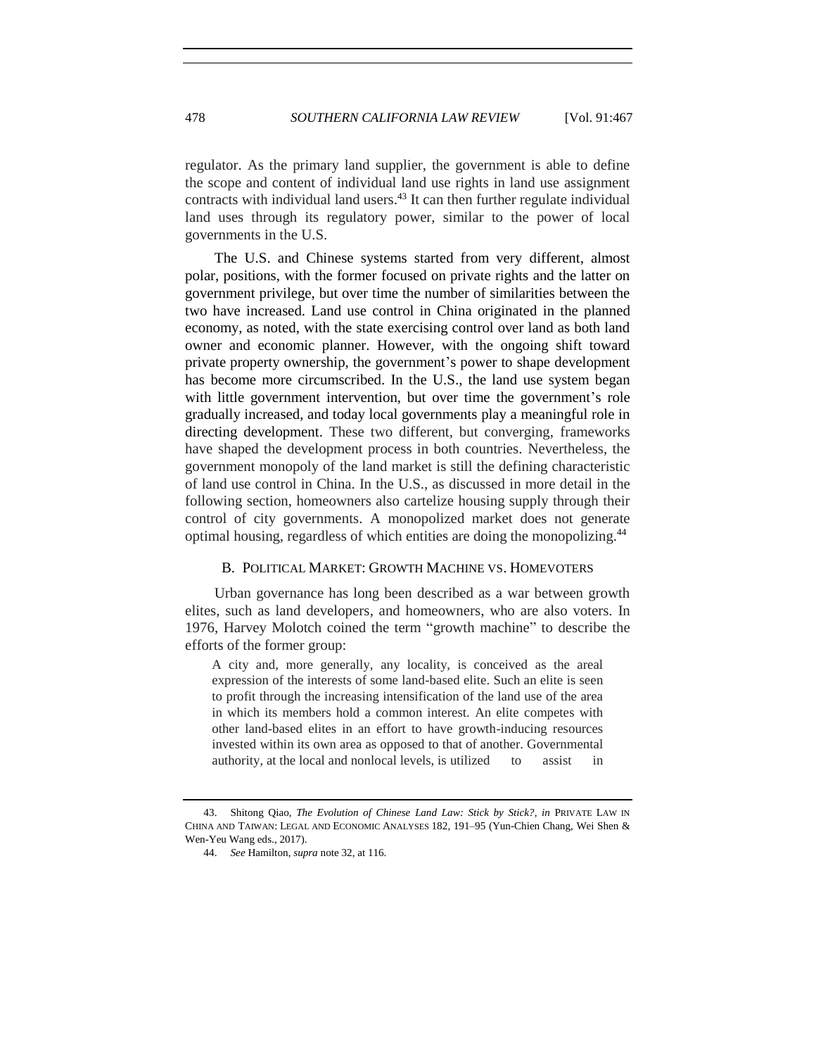regulator. As the primary land supplier, the government is able to define the scope and content of individual land use rights in land use assignment contracts with individual land users.[43] It can then further regulate individual land uses through its regulatory power, similar to the power of local governments in the U.S.

The U.S. and Chinese systems started from very different, almost polar, positions, with the former focused on private rights and the latter on government privilege, but over time the number of similarities between the two have increased. Land use control in China originated in the planned economy, as noted, with the state exercising control over land as both land owner and economic planner. However, with the ongoing shift toward private property ownership, the government's power to shape development has become more circumscribed. In the U.S., the land use system began with little government intervention, but over time the government's role gradually increased, and today local governments play a meaningful role in directing development. These two different, but converging, frameworks have shaped the development process in both countries. Nevertheless, the government monopoly of the land market is still the defining characteristic of land use control in China. In the U.S., as discussed in more detail in the following section, homeowners also cartelize housing supply through their control of city governments. A monopolized market does not generate optimal housing, regardless of which entities are doing the monopolizing.[44]

### B. Political Market: Growth Machine vs. Homevoters

Urban governance has long been described as a war between growth elites, such as land developers, and homeowners, who are also voters. In 1976, Harvey Molotch coined the term "growth machine" to describe the efforts of the former group:

> A city and, more generally, any locality, is conceived as the areal expression of the interests of some land-based elite. Such an elite is seen to profit through the increasing intensification of the land use of the area in which its members hold a common interest. An elite competes with other land-based elites in an effort to have growth-inducing resources invested within its own area as opposed to that of another. Governmental authority, at the local and nonlocal levels, is utilized to assist in

---

43. Shitong Qiao, *The Evolution of Chinese Land Law: Stick by Stick?*, *in* PRIVATE LAW IN CHINA AND TAIWAN: LEGAL AND ECONOMIC ANALYSES 182, 191–95 (Yun-Chien Chang, Wei Shen & Wen-Yeu Wang eds., 2017).

44. *See* Hamilton, *supra* note 32, at 116.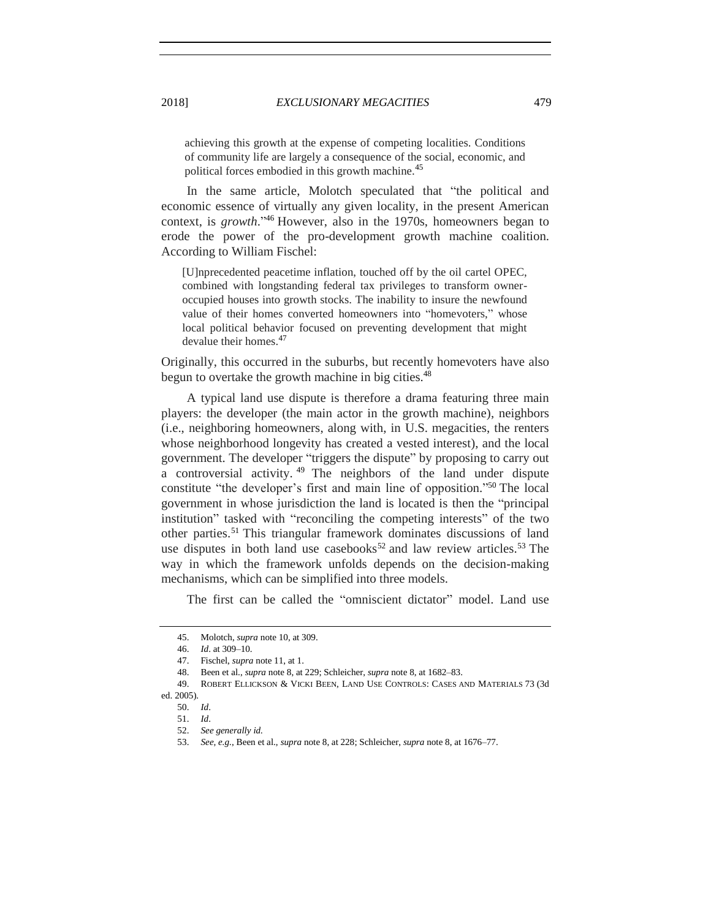> achieving this growth at the expense of competing localities. Conditions of community life are largely a consequence of the social, economic, and political forces embodied in this growth machine.[45]

In the same article, Molotch speculated that "the political and economic essence of virtually any given locality, in the present American context, is *growth*."[46] However, also in the 1970s, homeowners began to erode the power of the pro-development growth machine coalition. According to William Fischel:

> [U]nprecedented peacetime inflation, touched off by the oil cartel OPEC, combined with longstanding federal tax privileges to transform owner-occupied houses into growth stocks. The inability to insure the newfound value of their homes converted homeowners into "homevoters," whose local political behavior focused on preventing development that might devalue their homes.[47]

Originally, this occurred in the suburbs, but recently homevoters have also begun to overtake the growth machine in big cities.[48]

A typical land use dispute is therefore a drama featuring three main players: the developer (the main actor in the growth machine), neighbors (i.e., neighboring homeowners, along with, in U.S. megacities, the renters whose neighborhood longevity has created a vested interest), and the local government. The developer "triggers the dispute" by proposing to carry out a controversial activity.[49] The neighbors of the land under dispute constitute "the developer's first and main line of opposition."[50] The local government in whose jurisdiction the land is located is then the "principal institution" tasked with "reconciling the competing interests" of the two other parties.[51] This triangular framework dominates discussions of land use disputes in both land use casebooks[52] and law review articles.[53] The way in which the framework unfolds depends on the decision-making mechanisms, which can be simplified into three models.

The first can be called the "omniscient dictator" model. Land use

---

45. Molotch, *supra* note 10, at 309.

46. *Id*. at 309–10.

47. Fischel, *supra* note 11, at 1.

48. Been et al., *supra* note 8, at 229; Schleicher, *supra* note 8, at 1682–83.

49. ROBERT ELLICKSON & VICKI BEEN, LAND USE CONTROLS: CASES AND MATERIALS 73 (3d ed. 2005).

50. *Id*.

51. *Id*.

52. *See generally id.*

53. *See, e.g.*, Been et al., *supra* note 8, at 228; Schleicher, *supra* note 8, at 1676–77.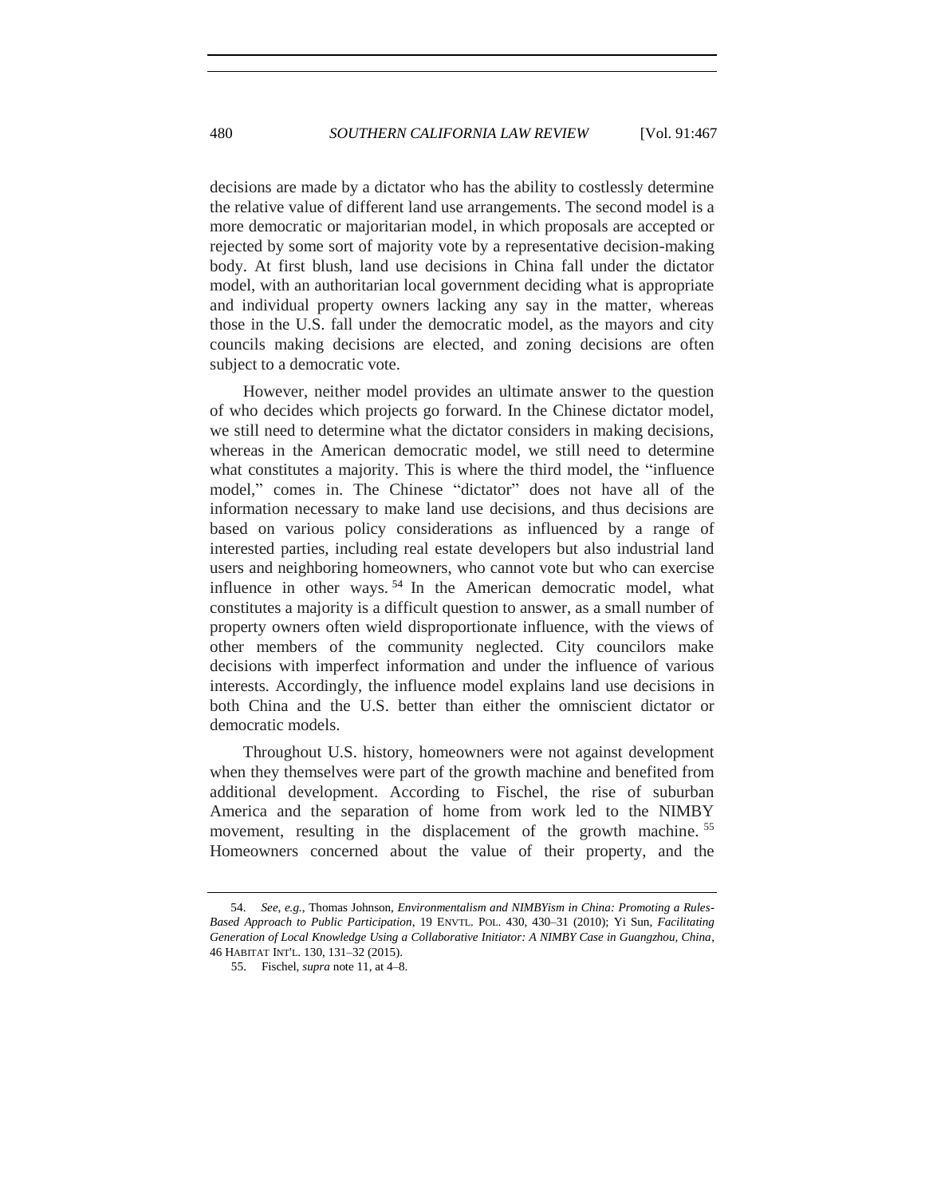decisions are made by a dictator who has the ability to costlessly determine the relative value of different land use arrangements. The second model is a more democratic or majoritarian model, in which proposals are accepted or rejected by some sort of majority vote by a representative decision-making body. At first blush, land use decisions in China fall under the dictator model, with an authoritarian local government deciding what is appropriate and individual property owners lacking any say in the matter, whereas those in the U.S. fall under the democratic model, as the mayors and city councils making decisions are elected, and zoning decisions are often subject to a democratic vote.

However, neither model provides an ultimate answer to the question of who decides which projects go forward. In the Chinese dictator model, we still need to determine what the dictator considers in making decisions, whereas in the American democratic model, we still need to determine what constitutes a majority. This is where the third model, the "influence model," comes in. The Chinese "dictator" does not have all of the information necessary to make land use decisions, and thus decisions are based on various policy considerations as influenced by a range of interested parties, including real estate developers but also industrial land users and neighboring homeowners, who cannot vote but who can exercise influence in other ways.[54] In the American democratic model, what constitutes a majority is a difficult question to answer, as a small number of property owners often wield disproportionate influence, with the views of other members of the community neglected. City councilors make decisions with imperfect information and under the influence of various interests. Accordingly, the influence model explains land use decisions in both China and the U.S. better than either the omniscient dictator or democratic models.

Throughout U.S. history, homeowners were not against development when they themselves were part of the growth machine and benefited from additional development. According to Fischel, the rise of suburban America and the separation of home from work led to the NIMBY movement, resulting in the displacement of the growth machine.[55] Homeowners concerned about the value of their property, and the

---

54. *See, e.g.*, Thomas Johnson, *Environmentalism and NIMBYism in China: Promoting a Rules-Based Approach to Public Participation*, 19 ENVTL. POL. 430, 430–31 (2010); Yi Sun, *Facilitating Generation of Local Knowledge Using a Collaborative Initiator: A NIMBY Case in Guangzhou, China*, 46 HABITAT INT'L. 130, 131–32 (2015).

55. Fischel, *supra* note 11, at 4–8.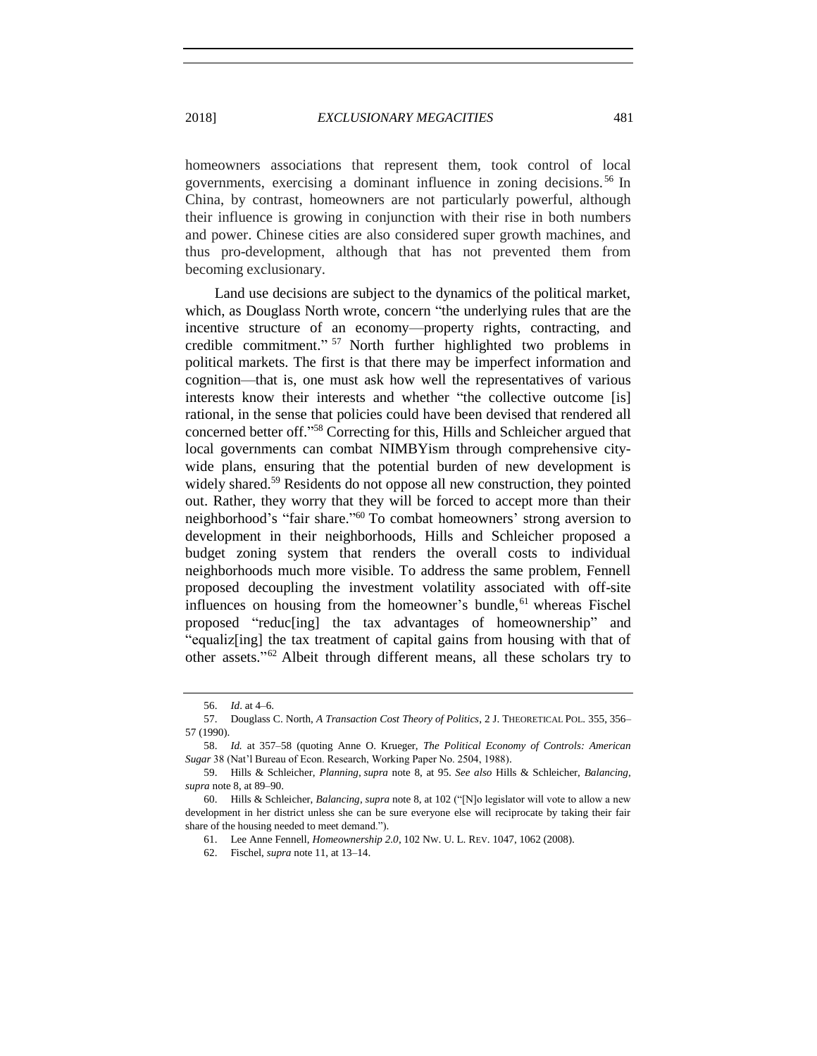homeowners associations that represent them, took control of local governments, exercising a dominant influence in zoning decisions.[56] In China, by contrast, homeowners are not particularly powerful, although their influence is growing in conjunction with their rise in both numbers and power. Chinese cities are also considered super growth machines, and thus pro-development, although that has not prevented them from becoming exclusionary.

Land use decisions are subject to the dynamics of the political market, which, as Douglass North wrote, concern "the underlying rules that are the incentive structure of an economy—property rights, contracting, and credible commitment."[57] North further highlighted two problems in political markets. The first is that there may be imperfect information and cognition—that is, one must ask how well the representatives of various interests know their interests and whether "the collective outcome [is] rational, in the sense that policies could have been devised that rendered all concerned better off."[58] Correcting for this, Hills and Schleicher argued that local governments can combat NIMBYism through comprehensive city-wide plans, ensuring that the potential burden of new development is widely shared.[59] Residents do not oppose all new construction, they pointed out. Rather, they worry that they will be forced to accept more than their neighborhood's "fair share."[60] To combat homeowners' strong aversion to development in their neighborhoods, Hills and Schleicher proposed a budget zoning system that renders the overall costs to individual neighborhoods much more visible. To address the same problem, Fennell proposed decoupling the investment volatility associated with off-site influences on housing from the homeowner's bundle,[61] whereas Fischel proposed "reduc[ing] the tax advantages of homeownership" and "equaliz[ing] the tax treatment of capital gains from housing with that of other assets."[62] Albeit through different means, all these scholars try to

---

56. *Id*. at 4–6.

57. Douglass C. North, *A Transaction Cost Theory of Politics*, 2 J. THEORETICAL POL. 355, 356–57 (1990).

58. *Id.* at 357–58 (quoting Anne O. Krueger, *The Political Economy of Controls: American Sugar* 38 (Nat'l Bureau of Econ. Research, Working Paper No. 2504, 1988).

59. Hills & Schleicher, *Planning*, *supra* note 8, at 95. *See also* Hills & Schleicher, *Balancing*, *supra* note 8, at 89–90.

60. Hills & Schleicher, *Balancing*, *supra* note 8, at 102 ("[N]o legislator will vote to allow a new development in her district unless she can be sure everyone else will reciprocate by taking their fair share of the housing needed to meet demand.").

61. Lee Anne Fennell, *Homeownership 2.0*, 102 NW. U. L. REV. 1047, 1062 (2008).

62. Fischel, *supra* note 11, at 13–14.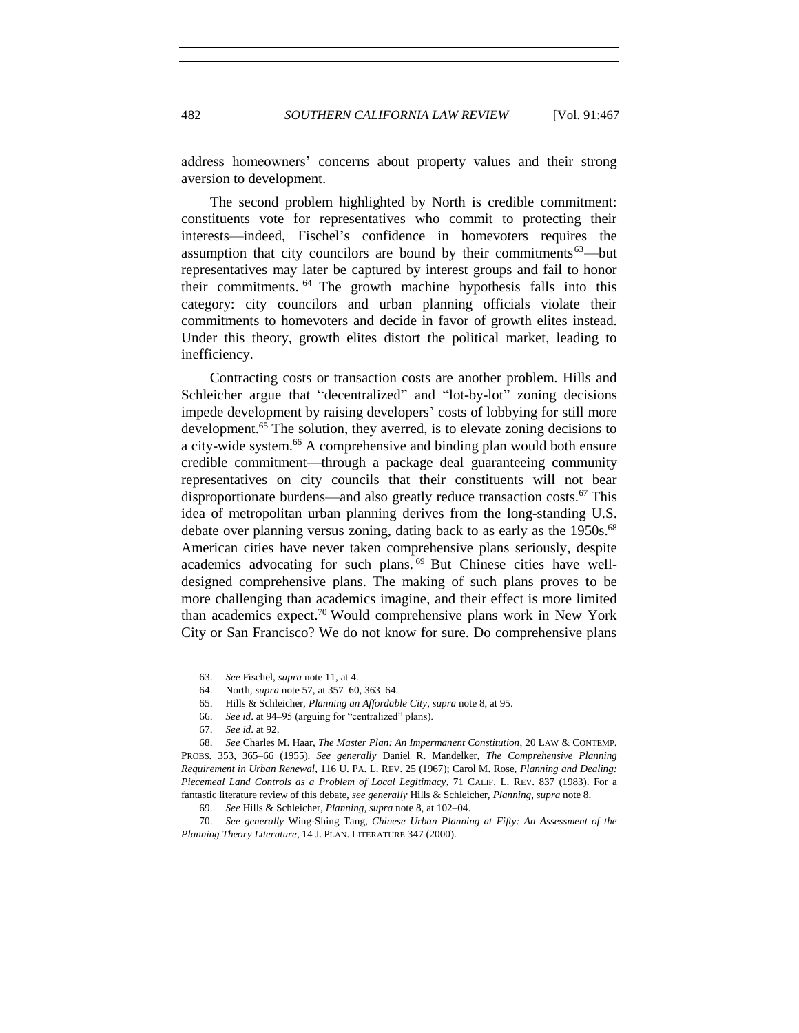address homeowners' concerns about property values and their strong aversion to development.

The second problem highlighted by North is credible commitment: constituents vote for representatives who commit to protecting their interests—indeed, Fischel's confidence in homevoters requires the assumption that city councilors are bound by their commitments[63]—but representatives may later be captured by interest groups and fail to honor their commitments.[64] The growth machine hypothesis falls into this category: city councilors and urban planning officials violate their commitments to homevoters and decide in favor of growth elites instead. Under this theory, growth elites distort the political market, leading to inefficiency.

Contracting costs or transaction costs are another problem. Hills and Schleicher argue that "decentralized" and "lot-by-lot" zoning decisions impede development by raising developers' costs of lobbying for still more development.[65] The solution, they averred, is to elevate zoning decisions to a city-wide system.[66] A comprehensive and binding plan would both ensure credible commitment—through a package deal guaranteeing community representatives on city councils that their constituents will not bear disproportionate burdens—and also greatly reduce transaction costs.[67] This idea of metropolitan urban planning derives from the long-standing U.S. debate over planning versus zoning, dating back to as early as the 1950s.[68] American cities have never taken comprehensive plans seriously, despite academics advocating for such plans.[69] But Chinese cities have well-designed comprehensive plans. The making of such plans proves to be more challenging than academics imagine, and their effect is more limited than academics expect.[70] Would comprehensive plans work in New York City or San Francisco? We do not know for sure. Do comprehensive plans

---

63. *See* Fischel, *supra* note 11, at 4.

64. North, *supra* note 57, at 357–60, 363–64.

65. Hills & Schleicher, *Planning an Affordable City*, *supra* note 8, at 95.

66. *See id*. at 94–95 (arguing for "centralized" plans).

67. *See id*. at 92.

68. *See* Charles M. Haar, *The Master Plan: An Impermanent Constitution*, 20 LAW & CONTEMP. PROBS. 353, 365–66 (1955). *See generally* Daniel R. Mandelker, *The Comprehensive Planning Requirement in Urban Renewal*, 116 U. PA. L. REV. 25 (1967); Carol M. Rose, *Planning and Dealing: Piecemeal Land Controls as a Problem of Local Legitimacy*, 71 CALIF. L. REV. 837 (1983). For a fantastic literature review of this debate, *see generally* Hills & Schleicher, *Planning*, *supra* note 8.

69. *See* Hills & Schleicher, *Planning*, *supra* note 8, at 102–04.

70. *See generally* Wing-Shing Tang, *Chinese Urban Planning at Fifty: An Assessment of the Planning Theory Literature*, 14 J. PLAN. LITERATURE 347 (2000).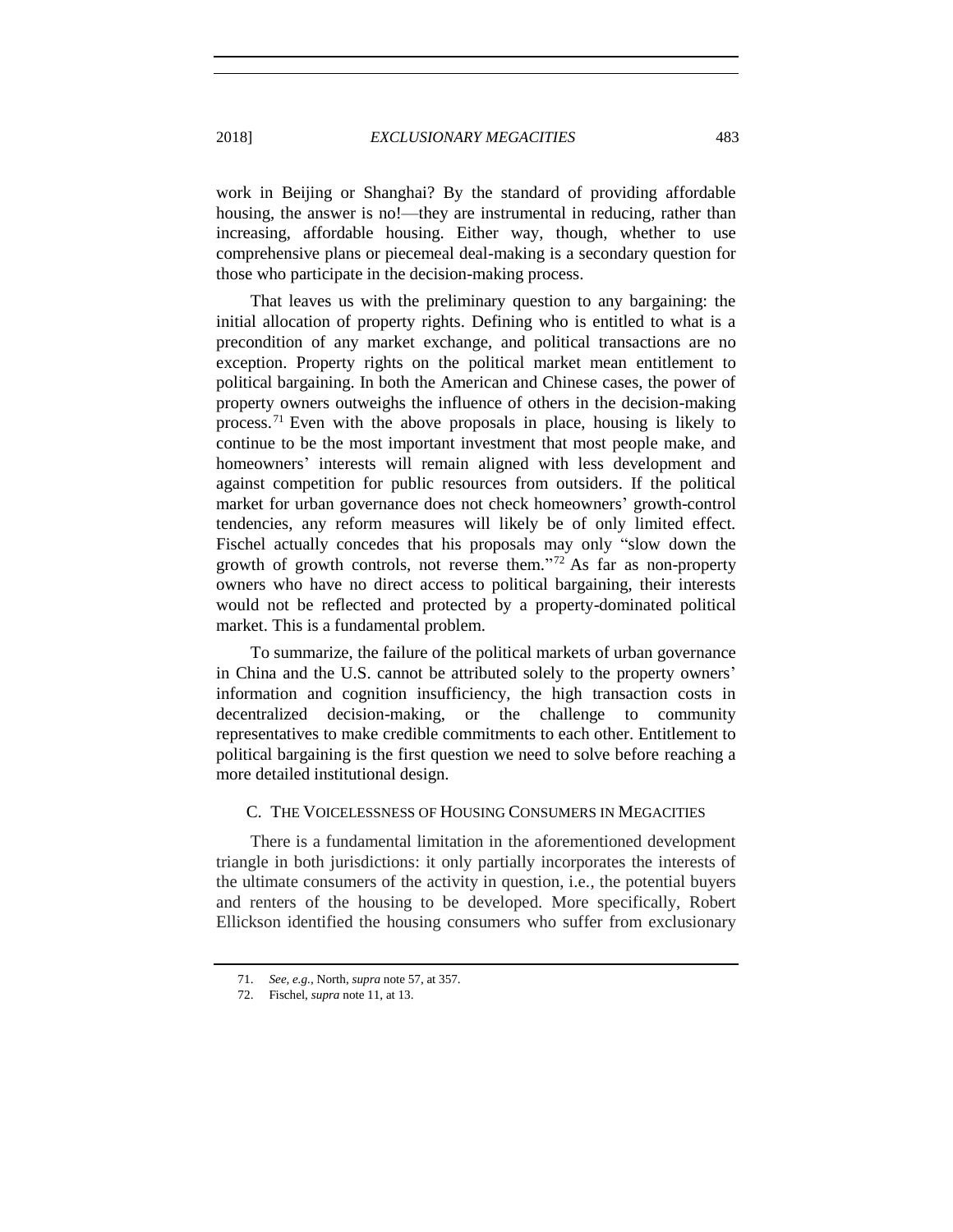work in Beijing or Shanghai? By the standard of providing affordable housing, the answer is no!—they are instrumental in reducing, rather than increasing, affordable housing. Either way, though, whether to use comprehensive plans or piecemeal deal-making is a secondary question for those who participate in the decision-making process.

That leaves us with the preliminary question to any bargaining: the initial allocation of property rights. Defining who is entitled to what is a precondition of any market exchange, and political transactions are no exception. Property rights on the political market mean entitlement to political bargaining. In both the American and Chinese cases, the power of property owners outweighs the influence of others in the decision-making process.[71] Even with the above proposals in place, housing is likely to continue to be the most important investment that most people make, and homeowners' interests will remain aligned with less development and against competition for public resources from outsiders. If the political market for urban governance does not check homeowners' growth-control tendencies, any reform measures will likely be of only limited effect. Fischel actually concedes that his proposals may only "slow down the growth of growth controls, not reverse them."[72] As far as non-property owners who have no direct access to political bargaining, their interests would not be reflected and protected by a property-dominated political market. This is a fundamental problem.

To summarize, the failure of the political markets of urban governance in China and the U.S. cannot be attributed solely to the property owners' information and cognition insufficiency, the high transaction costs in decentralized decision-making, or the challenge to community representatives to make credible commitments to each other. Entitlement to political bargaining is the first question we need to solve before reaching a more detailed institutional design.

### C. The Voicelessness of Housing Consumers in Megacities

There is a fundamental limitation in the aforementioned development triangle in both jurisdictions: it only partially incorporates the interests of the ultimate consumers of the activity in question, i.e., the potential buyers and renters of the housing to be developed. More specifically, Robert Ellickson identified the housing consumers who suffer from exclusionary

---

71. *See, e.g.*, North, *supra* note 57, at 357.

72. Fischel, *supra* note 11, at 13.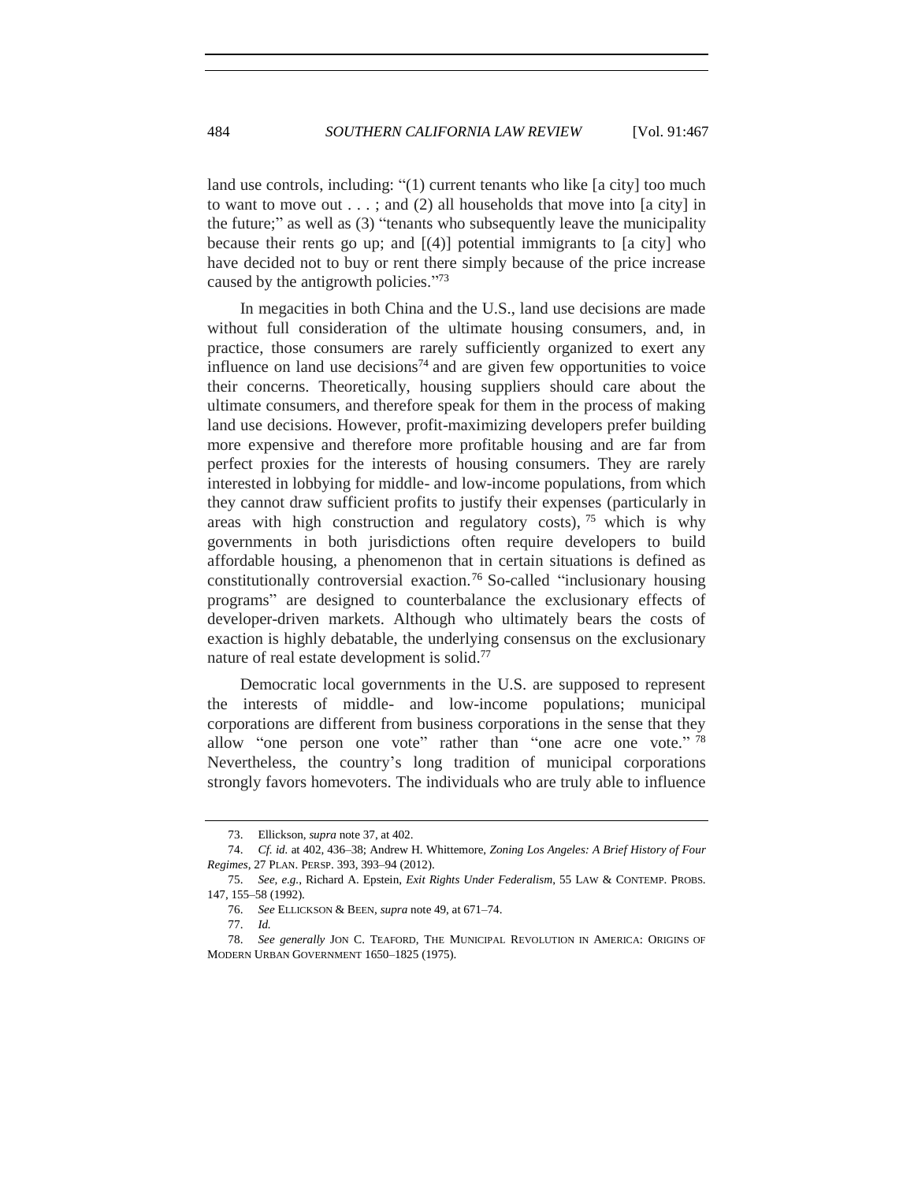land use controls, including: "(1) current tenants who like [a city] too much to want to move out . . . ; and (2) all households that move into [a city] in the future;" as well as (3) "tenants who subsequently leave the municipality because their rents go up; and [(4)] potential immigrants to [a city] who have decided not to buy or rent there simply because of the price increase caused by the antigrowth policies."[73]

In megacities in both China and the U.S., land use decisions are made without full consideration of the ultimate housing consumers, and, in practice, those consumers are rarely sufficiently organized to exert any influence on land use decisions[74] and are given few opportunities to voice their concerns. Theoretically, housing suppliers should care about the ultimate consumers, and therefore speak for them in the process of making land use decisions. However, profit-maximizing developers prefer building more expensive and therefore more profitable housing and are far from perfect proxies for the interests of housing consumers. They are rarely interested in lobbying for middle- and low-income populations, from which they cannot draw sufficient profits to justify their expenses (particularly in areas with high construction and regulatory costs),[75] which is why governments in both jurisdictions often require developers to build affordable housing, a phenomenon that in certain situations is defined as constitutionally controversial exaction.[76] So-called "inclusionary housing programs" are designed to counterbalance the exclusionary effects of developer-driven markets. Although who ultimately bears the costs of exaction is highly debatable, the underlying consensus on the exclusionary nature of real estate development is solid.[77]

Democratic local governments in the U.S. are supposed to represent the interests of middle- and low-income populations; municipal corporations are different from business corporations in the sense that they allow "one person one vote" rather than "one acre one vote."[78] Nevertheless, the country's long tradition of municipal corporations strongly favors homevoters. The individuals who are truly able to influence

---

73. Ellickson, *supra* note 37, at 402.

74. *Cf. id.* at 402, 436–38; Andrew H. Whittemore, *Zoning Los Angeles: A Brief History of Four Regimes*, 27 PLAN. PERSP. 393, 393–94 (2012).

75. *See, e.g.*, Richard A. Epstein, *Exit Rights Under Federalism*, 55 LAW & CONTEMP. PROBS. 147, 155–58 (1992).

76. *See* ELLICKSON & BEEN, *supra* note 49, at 671–74.

77. *Id.*

78. *See generally* JON C. TEAFORD, THE MUNICIPAL REVOLUTION IN AMERICA: ORIGINS OF MODERN URBAN GOVERNMENT 1650–1825 (1975).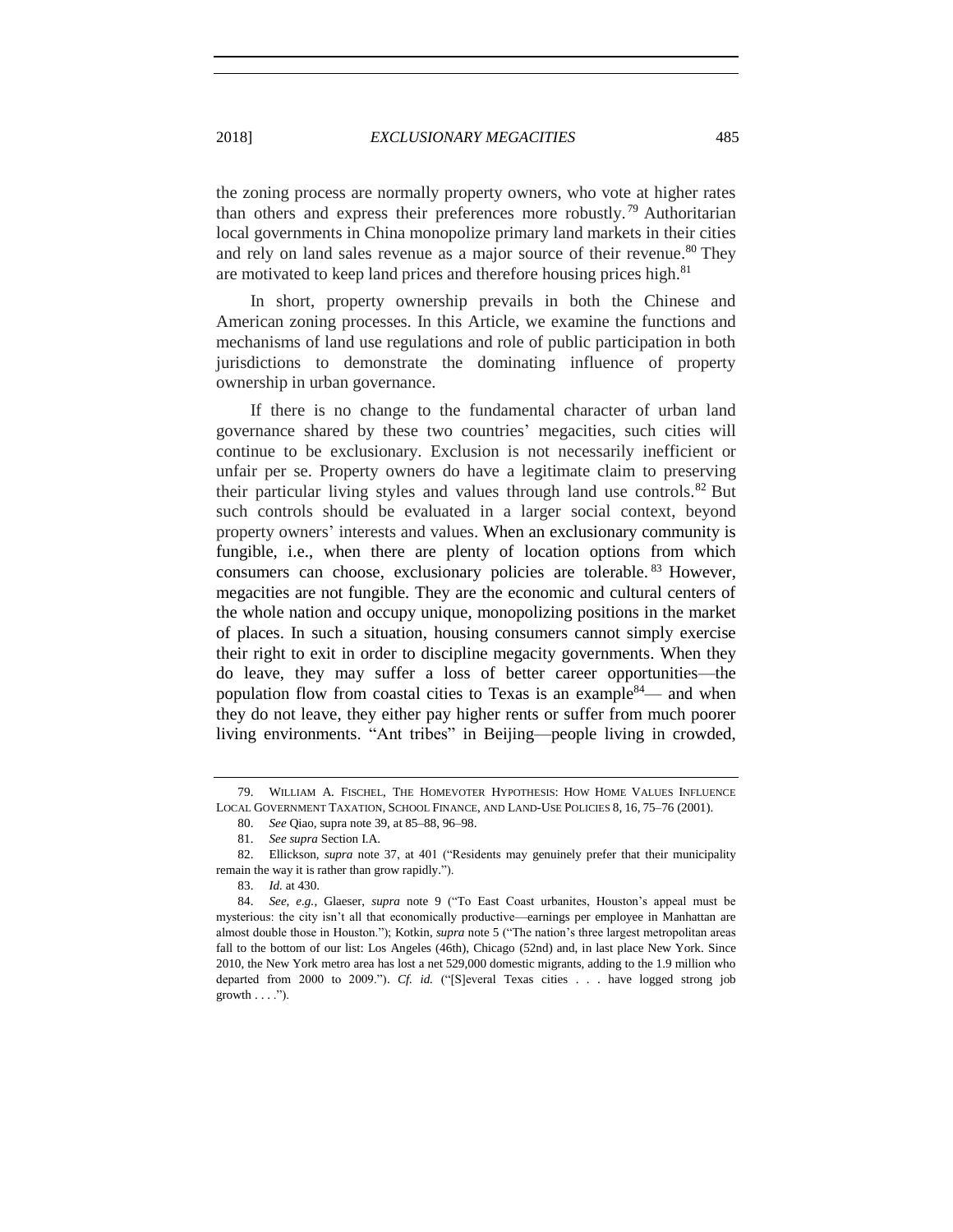the zoning process are normally property owners, who vote at higher rates than others and express their preferences more robustly.[79] Authoritarian local governments in China monopolize primary land markets in their cities and rely on land sales revenue as a major source of their revenue.[80] They are motivated to keep land prices and therefore housing prices high.[81]

In short, property ownership prevails in both the Chinese and American zoning processes. In this Article, we examine the functions and mechanisms of land use regulations and role of public participation in both jurisdictions to demonstrate the dominating influence of property ownership in urban governance.

If there is no change to the fundamental character of urban land governance shared by these two countries' megacities, such cities will continue to be exclusionary. Exclusion is not necessarily inefficient or unfair per se. Property owners do have a legitimate claim to preserving their particular living styles and values through land use controls.[82] But such controls should be evaluated in a larger social context, beyond property owners' interests and values. When an exclusionary community is fungible, i.e., when there are plenty of location options from which consumers can choose, exclusionary policies are tolerable.[83] However, megacities are not fungible. They are the economic and cultural centers of the whole nation and occupy unique, monopolizing positions in the market of places. In such a situation, housing consumers cannot simply exercise their right to exit in order to discipline megacity governments. When they do leave, they may suffer a loss of better career opportunities—the population flow from coastal cities to Texas is an example[84]— and when they do not leave, they either pay higher rents or suffer from much poorer living environments. "Ant tribes" in Beijing—people living in crowded,

---

79. WILLIAM A. FISCHEL, THE HOMEVOTER HYPOTHESIS: HOW HOME VALUES INFLUENCE LOCAL GOVERNMENT TAXATION, SCHOOL FINANCE, AND LAND-USE POLICIES 8, 16, 75–76 (2001).

80. *See* Qiao, supra note 39, at 85–88, 96–98.

81. *See supra* Section I.A.

82. Ellickson, *supra* note 37, at 401 ("Residents may genuinely prefer that their municipality remain the way it is rather than grow rapidly.").

83. *Id.* at 430.

84. *See, e.g.*, Glaeser, *supra* note 9 ("To East Coast urbanites, Houston's appeal must be mysterious: the city isn't all that economically productive—earnings per employee in Manhattan are almost double those in Houston."); Kotkin, *supra* note 5 ("The nation's three largest metropolitan areas fall to the bottom of our list: Los Angeles (46th), Chicago (52nd) and, in last place New York. Since 2010, the New York metro area has lost a net 529,000 domestic migrants, adding to the 1.9 million who departed from 2000 to 2009."). *Cf. id.* ("[S]everal Texas cities . . . have logged strong job growth . . . .").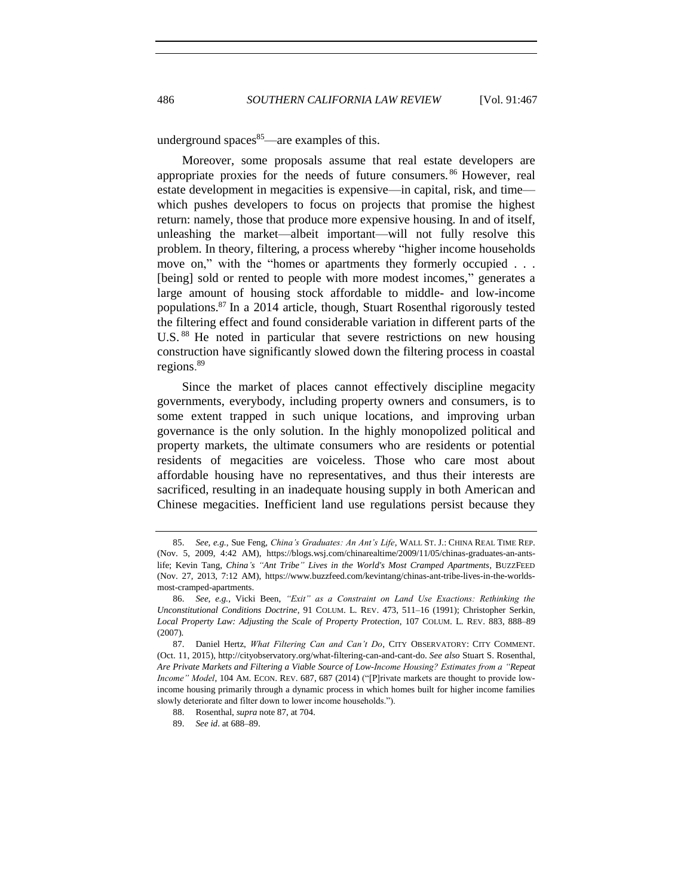underground spaces[85]—are examples of this.

Moreover, some proposals assume that real estate developers are appropriate proxies for the needs of future consumers.[86] However, real estate development in megacities is expensive—in capital, risk, and time—which pushes developers to focus on projects that promise the highest return: namely, those that produce more expensive housing. In and of itself, unleashing the market—albeit important—will not fully resolve this problem. In theory, filtering, a process whereby "higher income households move on," with the "homes or apartments they formerly occupied . . . [being] sold or rented to people with more modest incomes," generates a large amount of housing stock affordable to middle- and low-income populations.[87] In a 2014 article, though, Stuart Rosenthal rigorously tested the filtering effect and found considerable variation in different parts of the U.S.[88] He noted in particular that severe restrictions on new housing construction have significantly slowed down the filtering process in coastal regions.[89]

Since the market of places cannot effectively discipline megacity governments, everybody, including property owners and consumers, is to some extent trapped in such unique locations, and improving urban governance is the only solution. In the highly monopolized political and property markets, the ultimate consumers who are residents or potential residents of megacities are voiceless. Those who care most about affordable housing have no representatives, and thus their interests are sacrificed, resulting in an inadequate housing supply in both American and Chinese megacities. Inefficient land use regulations persist because they

---

85. *See, e.g.*, Sue Feng, *China's Graduates: An Ant's Life*, WALL ST. J.: CHINA REAL TIME REP. (Nov. 5, 2009, 4:42 AM), https://blogs.wsj.com/chinarealtime/2009/11/05/chinas-graduates-an-ants-life; Kevin Tang, *China's "Ant Tribe" Lives in the World's Most Cramped Apartments*, BUZZFEED (Nov. 27, 2013, 7:12 AM), https://www.buzzfeed.com/kevintang/chinas-ant-tribe-lives-in-the-worlds-most-cramped-apartments.

86. *See, e.g.*, Vicki Been, *"Exit" as a Constraint on Land Use Exactions: Rethinking the Unconstitutional Conditions Doctrine*, 91 COLUM. L. REV. 473, 511–16 (1991); Christopher Serkin, *Local Property Law: Adjusting the Scale of Property Protection*, 107 COLUM. L. REV. 883, 888–89 (2007).

87. Daniel Hertz, *What Filtering Can and Can't Do*, CITY OBSERVATORY: CITY COMMENT. (Oct. 11, 2015), http://cityobservatory.org/what-filtering-can-and-cant-do. *See also* Stuart S. Rosenthal, *Are Private Markets and Filtering a Viable Source of Low-Income Housing? Estimates from a "Repeat Income" Model*, 104 AM. ECON. REV. 687, 687 (2014) ("[P]rivate markets are thought to provide low-income housing primarily through a dynamic process in which homes built for higher income families slowly deteriorate and filter down to lower income households.").

88. Rosenthal, *supra* note 87, at 704.

89. *See id.* at 688–89.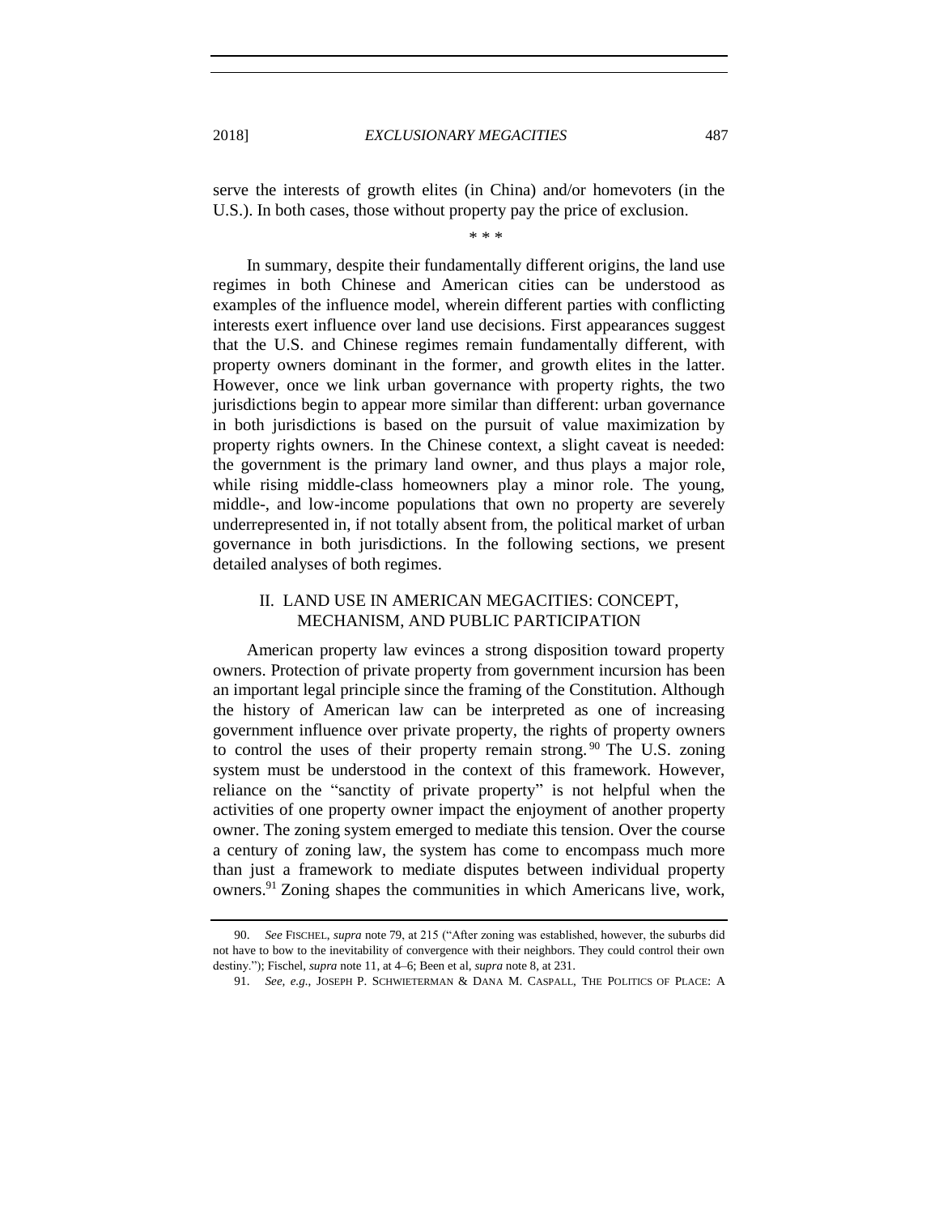serve the interests of growth elites (in China) and/or homevoters (in the U.S.). In both cases, those without property pay the price of exclusion.

\* \* \*

In summary, despite their fundamentally different origins, the land use regimes in both Chinese and American cities can be understood as examples of the influence model, wherein different parties with conflicting interests exert influence over land use decisions. First appearances suggest that the U.S. and Chinese regimes remain fundamentally different, with property owners dominant in the former, and growth elites in the latter. However, once we link urban governance with property rights, the two jurisdictions begin to appear more similar than different: urban governance in both jurisdictions is based on the pursuit of value maximization by property rights owners. In the Chinese context, a slight caveat is needed: the government is the primary land owner, and thus plays a major role, while rising middle-class homeowners play a minor role. The young, middle-, and low-income populations that own no property are severely underrepresented in, if not totally absent from, the political market of urban governance in both jurisdictions. In the following sections, we present detailed analyses of both regimes.

## II. LAND USE IN AMERICAN MEGACITIES: CONCEPT, MECHANISM, AND PUBLIC PARTICIPATION

American property law evinces a strong disposition toward property owners. Protection of private property from government incursion has been an important legal principle since the framing of the Constitution. Although the history of American law can be interpreted as one of increasing government influence over private property, the rights of property owners to control the uses of their property remain strong.[90] The U.S. zoning system must be understood in the context of this framework. However, reliance on the "sanctity of private property" is not helpful when the activities of one property owner impact the enjoyment of another property owner. The zoning system emerged to mediate this tension. Over the course a century of zoning law, the system has come to encompass much more than just a framework to mediate disputes between individual property owners.[91] Zoning shapes the communities in which Americans live, work,

---

90. *See* FISCHEL, *supra* note 79, at 215 ("After zoning was established, however, the suburbs did not have to bow to the inevitability of convergence with their neighbors. They could control their own destiny."); Fischel, *supra* note 11, at 4–6; Been et al, *supra* note 8, at 231.

91. *See, e.g.*, JOSEPH P. SCHWIETERMAN & DANA M. CASPALL, THE POLITICS OF PLACE: A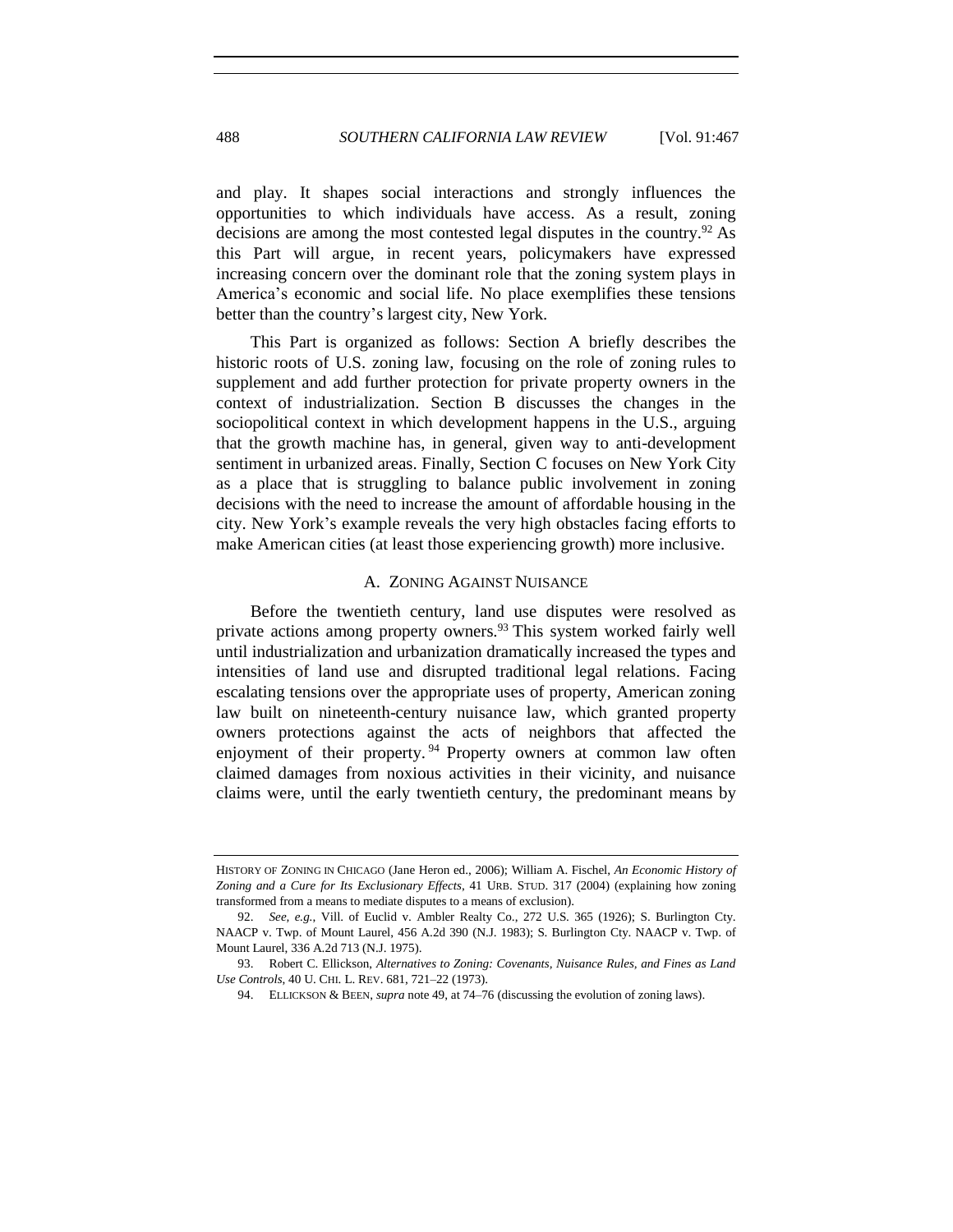and play. It shapes social interactions and strongly influences the opportunities to which individuals have access. As a result, zoning decisions are among the most contested legal disputes in the country.[92] As this Part will argue, in recent years, policymakers have expressed increasing concern over the dominant role that the zoning system plays in America's economic and social life. No place exemplifies these tensions better than the country's largest city, New York.

This Part is organized as follows: Section A briefly describes the historic roots of U.S. zoning law, focusing on the role of zoning rules to supplement and add further protection for private property owners in the context of industrialization. Section B discusses the changes in the sociopolitical context in which development happens in the U.S., arguing that the growth machine has, in general, given way to anti-development sentiment in urbanized areas. Finally, Section C focuses on New York City as a place that is struggling to balance public involvement in zoning decisions with the need to increase the amount of affordable housing in the city. New York's example reveals the very high obstacles facing efforts to make American cities (at least those experiencing growth) more inclusive.

### A. ZONING AGAINST NUISANCE

Before the twentieth century, land use disputes were resolved as private actions among property owners.[93] This system worked fairly well until industrialization and urbanization dramatically increased the types and intensities of land use and disrupted traditional legal relations. Facing escalating tensions over the appropriate uses of property, American zoning law built on nineteenth-century nuisance law, which granted property owners protections against the acts of neighbors that affected the enjoyment of their property.[94] Property owners at common law often claimed damages from noxious activities in their vicinity, and nuisance claims were, until the early twentieth century, the predominant means by

---

HISTORY OF ZONING IN CHICAGO (Jane Heron ed., 2006); William A. Fischel, *An Economic History of Zoning and a Cure for Its Exclusionary Effects*, 41 URB. STUD. 317 (2004) (explaining how zoning transformed from a means to mediate disputes to a means of exclusion).

92. *See, e.g.*, Vill. of Euclid v. Ambler Realty Co., 272 U.S. 365 (1926); S. Burlington Cty. NAACP v. Twp. of Mount Laurel, 456 A.2d 390 (N.J. 1983); S. Burlington Cty. NAACP v. Twp. of Mount Laurel, 336 A.2d 713 (N.J. 1975).

93. Robert C. Ellickson, *Alternatives to Zoning: Covenants, Nuisance Rules, and Fines as Land Use Controls*, 40 U. CHI. L. REV. 681, 721–22 (1973).

94. ELLICKSON & BEEN, *supra* note 49, at 74–76 (discussing the evolution of zoning laws).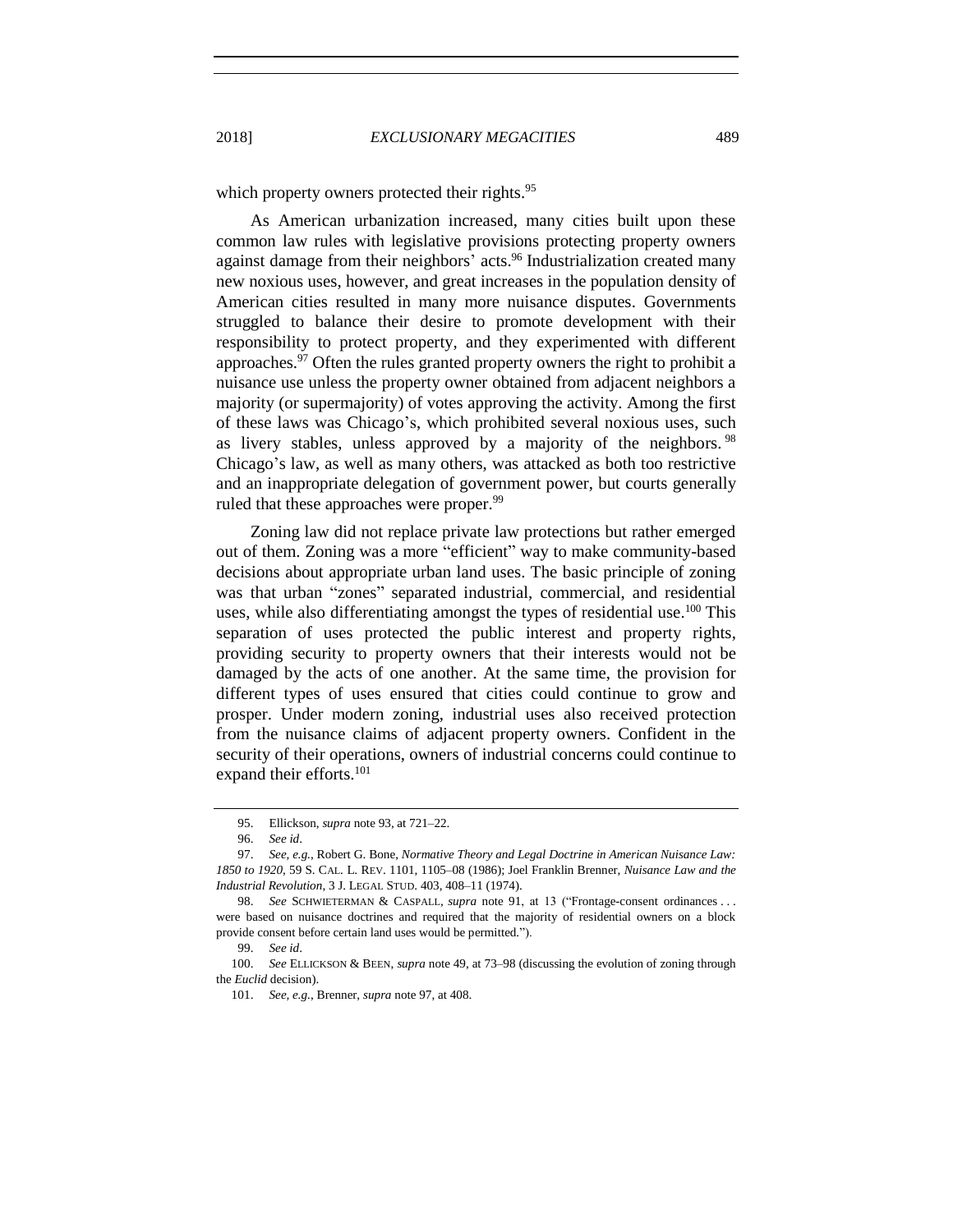which property owners protected their rights.[95]

As American urbanization increased, many cities built upon these common law rules with legislative provisions protecting property owners against damage from their neighbors' acts.[96] Industrialization created many new noxious uses, however, and great increases in the population density of American cities resulted in many more nuisance disputes. Governments struggled to balance their desire to promote development with their responsibility to protect property, and they experimented with different approaches.[97] Often the rules granted property owners the right to prohibit a nuisance use unless the property owner obtained from adjacent neighbors a majority (or supermajority) of votes approving the activity. Among the first of these laws was Chicago's, which prohibited several noxious uses, such as livery stables, unless approved by a majority of the neighbors.[98] Chicago's law, as well as many others, was attacked as both too restrictive and an inappropriate delegation of government power, but courts generally ruled that these approaches were proper.[99]

Zoning law did not replace private law protections but rather emerged out of them. Zoning was a more "efficient" way to make community-based decisions about appropriate urban land uses. The basic principle of zoning was that urban "zones" separated industrial, commercial, and residential uses, while also differentiating amongst the types of residential use.[100] This separation of uses protected the public interest and property rights, providing security to property owners that their interests would not be damaged by the acts of one another. At the same time, the provision for different types of uses ensured that cities could continue to grow and prosper. Under modern zoning, industrial uses also received protection from the nuisance claims of adjacent property owners. Confident in the security of their operations, owners of industrial concerns could continue to expand their efforts.[101]

---

95. Ellickson, *supra* note 93, at 721–22.

96. *See id*.

97. *See, e.g.*, Robert G. Bone, *Normative Theory and Legal Doctrine in American Nuisance Law: 1850 to 1920*, 59 S. CAL. L. REV. 1101, 1105–08 (1986); Joel Franklin Brenner, *Nuisance Law and the Industrial Revolution*, 3 J. LEGAL STUD. 403, 408–11 (1974).

98. *See* SCHWIETERMAN & CASPALL, *supra* note 91, at 13 ("Frontage-consent ordinances . . . were based on nuisance doctrines and required that the majority of residential owners on a block provide consent before certain land uses would be permitted.").

99. *See id*.

100. *See* ELLICKSON & BEEN, *supra* note 49, at 73–98 (discussing the evolution of zoning through the *Euclid* decision).

101. *See, e.g.*, Brenner, *supra* note 97, at 408.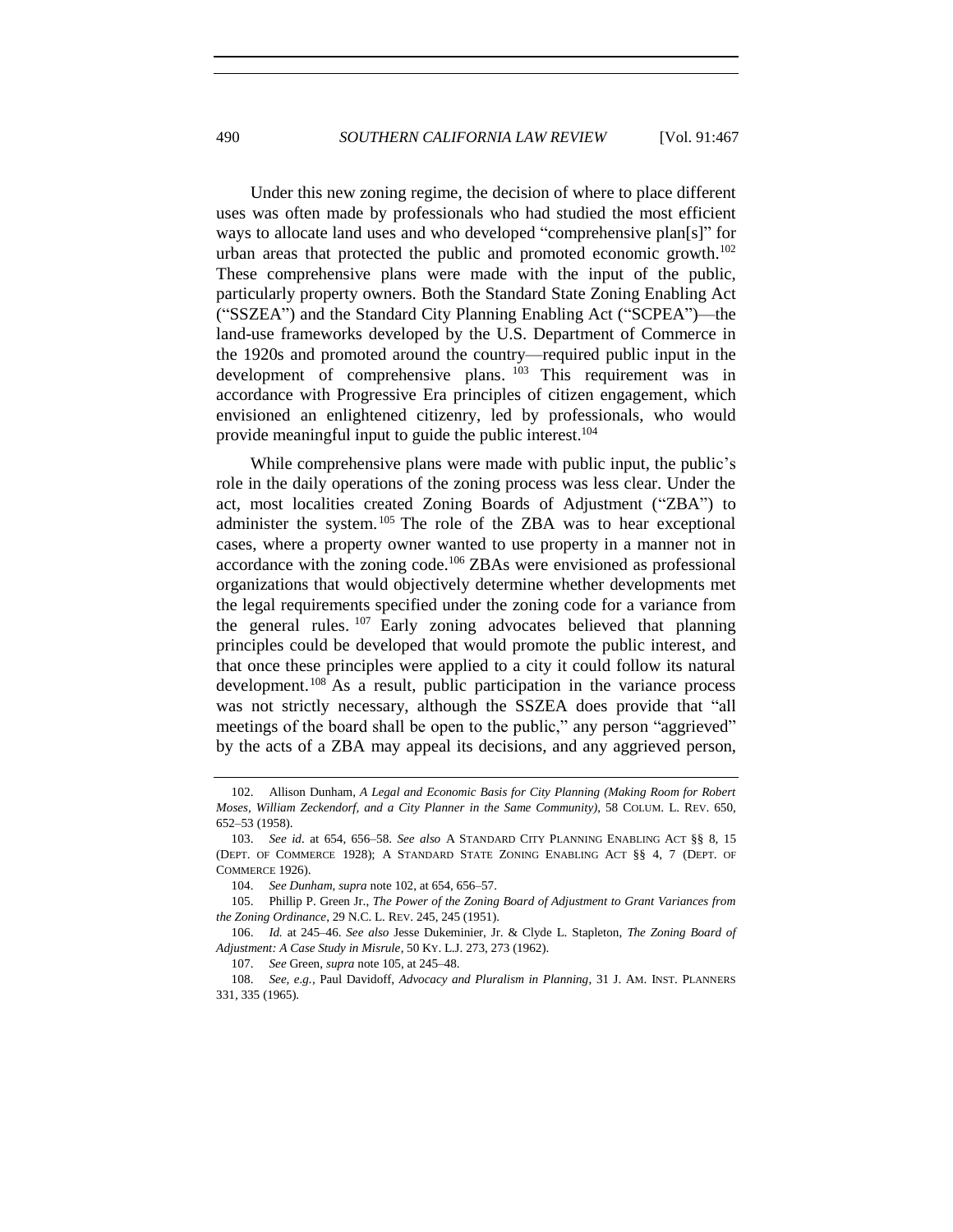Under this new zoning regime, the decision of where to place different uses was often made by professionals who had studied the most efficient ways to allocate land uses and who developed "comprehensive plan[s]" for urban areas that protected the public and promoted economic growth.[102] These comprehensive plans were made with the input of the public, particularly property owners. Both the Standard State Zoning Enabling Act ("SSZEA") and the Standard City Planning Enabling Act ("SCPEA")—the land-use frameworks developed by the U.S. Department of Commerce in the 1920s and promoted around the country—required public input in the development of comprehensive plans.[103] This requirement was in accordance with Progressive Era principles of citizen engagement, which envisioned an enlightened citizenry, led by professionals, who would provide meaningful input to guide the public interest.[104]

While comprehensive plans were made with public input, the public's role in the daily operations of the zoning process was less clear. Under the act, most localities created Zoning Boards of Adjustment ("ZBA") to administer the system.[105] The role of the ZBA was to hear exceptional cases, where a property owner wanted to use property in a manner not in accordance with the zoning code.[106] ZBAs were envisioned as professional organizations that would objectively determine whether developments met the legal requirements specified under the zoning code for a variance from the general rules.[107] Early zoning advocates believed that planning principles could be developed that would promote the public interest, and that once these principles were applied to a city it could follow its natural development.[108] As a result, public participation in the variance process was not strictly necessary, although the SSZEA does provide that "all meetings of the board shall be open to the public," any person "aggrieved" by the acts of a ZBA may appeal its decisions, and any aggrieved person,

---

102. Allison Dunham, *A Legal and Economic Basis for City Planning (Making Room for Robert Moses, William Zeckendorf, and a City Planner in the Same Community)*, 58 COLUM. L. REV. 650, 652–53 (1958).

103. *See id*. at 654, 656–58. *See also* A STANDARD CITY PLANNING ENABLING ACT §§ 8, 15 (DEPT. OF COMMERCE 1928); A STANDARD STATE ZONING ENABLING ACT §§ 4, 7 (DEPT. OF COMMERCE 1926).

104. *See Dunham*, *supra* note 102, at 654, 656–57.

105. Phillip P. Green Jr., *The Power of the Zoning Board of Adjustment to Grant Variances from the Zoning Ordinance*, 29 N.C. L. REV. 245, 245 (1951).

106. *Id.* at 245–46. *See also* Jesse Dukeminier, Jr. & Clyde L. Stapleton, *The Zoning Board of Adjustment: A Case Study in Misrule*, 50 KY. L.J. 273, 273 (1962).

107. *See* Green, *supra* note 105, at 245–48.

108. *See, e.g.*, Paul Davidoff, *Advocacy and Pluralism in Planning*, 31 J. AM. INST. PLANNERS 331, 335 (1965).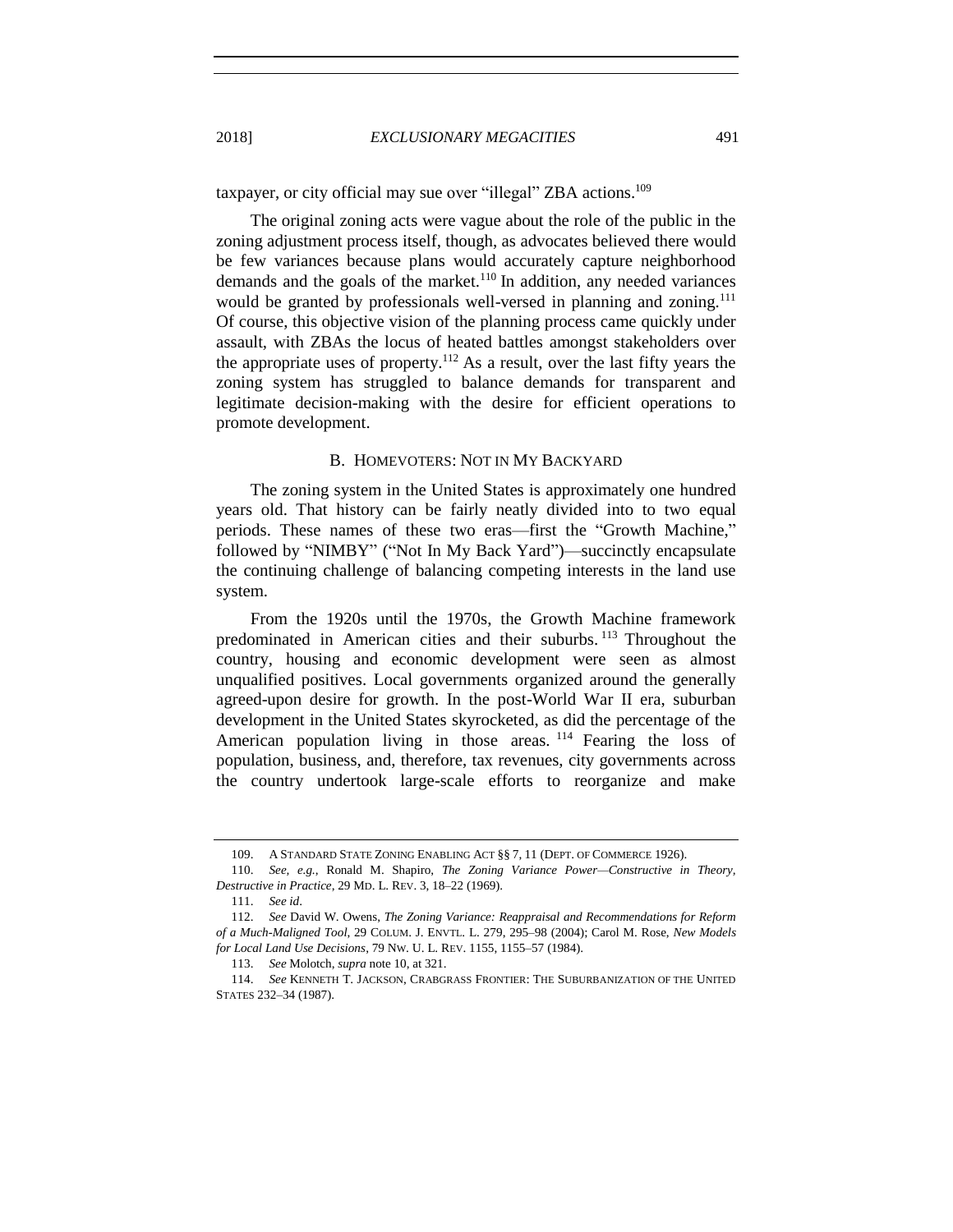taxpayer, or city official may sue over "illegal" ZBA actions.[109]

The original zoning acts were vague about the role of the public in the zoning adjustment process itself, though, as advocates believed there would be few variances because plans would accurately capture neighborhood demands and the goals of the market.[110] In addition, any needed variances would be granted by professionals well-versed in planning and zoning.[111] Of course, this objective vision of the planning process came quickly under assault, with ZBAs the locus of heated battles amongst stakeholders over the appropriate uses of property.[112] As a result, over the last fifty years the zoning system has struggled to balance demands for transparent and legitimate decision-making with the desire for efficient operations to promote development.

### B. HOMEVOTERS: NOT IN MY BACKYARD

The zoning system in the United States is approximately one hundred years old. That history can be fairly neatly divided into to two equal periods. These names of these two eras—first the "Growth Machine," followed by "NIMBY" ("Not In My Back Yard")—succinctly encapsulate the continuing challenge of balancing competing interests in the land use system.

From the 1920s until the 1970s, the Growth Machine framework predominated in American cities and their suburbs.[113] Throughout the country, housing and economic development were seen as almost unqualified positives. Local governments organized around the generally agreed-upon desire for growth. In the post-World War II era, suburban development in the United States skyrocketed, as did the percentage of the American population living in those areas.[114] Fearing the loss of population, business, and, therefore, tax revenues, city governments across the country undertook large-scale efforts to reorganize and make

---

109. A STANDARD STATE ZONING ENABLING ACT §§ 7, 11 (DEPT. OF COMMERCE 1926).

110. *See, e.g.*, Ronald M. Shapiro, *The Zoning Variance Power—Constructive in Theory, Destructive in Practice*, 29 MD. L. REV. 3, 18–22 (1969).

111. *See id*.

112. *See* David W. Owens, *The Zoning Variance: Reappraisal and Recommendations for Reform of a Much-Maligned Tool*, 29 COLUM. J. ENVTL. L. 279, 295–98 (2004); Carol M. Rose, *New Models for Local Land Use Decisions*, 79 NW. U. L. REV. 1155, 1155–57 (1984).

113. *See* Molotch, *supra* note 10, at 321.

114. *See* KENNETH T. JACKSON, CRABGRASS FRONTIER: THE SUBURBANIZATION OF THE UNITED STATES 232–34 (1987).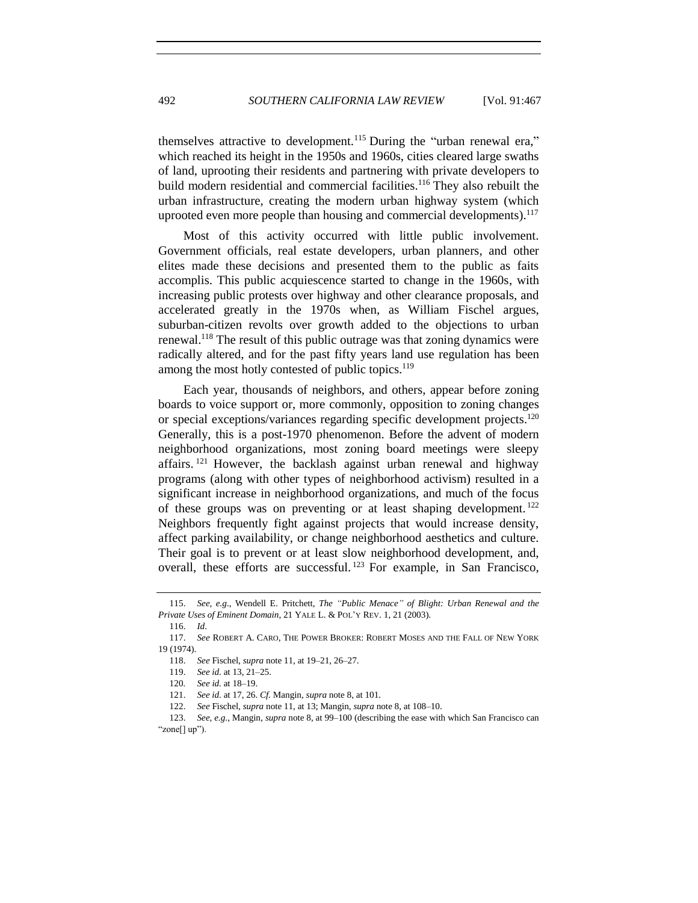themselves attractive to development.[115] During the "urban renewal era," which reached its height in the 1950s and 1960s, cities cleared large swaths of land, uprooting their residents and partnering with private developers to build modern residential and commercial facilities.[116] They also rebuilt the urban infrastructure, creating the modern urban highway system (which uprooted even more people than housing and commercial developments).[117]

Most of this activity occurred with little public involvement. Government officials, real estate developers, urban planners, and other elites made these decisions and presented them to the public as faits accomplis. This public acquiescence started to change in the 1960s, with increasing public protests over highway and other clearance proposals, and accelerated greatly in the 1970s when, as William Fischel argues, suburban-citizen revolts over growth added to the objections to urban renewal.[118] The result of this public outrage was that zoning dynamics were radically altered, and for the past fifty years land use regulation has been among the most hotly contested of public topics.[119]

Each year, thousands of neighbors, and others, appear before zoning boards to voice support or, more commonly, opposition to zoning changes or special exceptions/variances regarding specific development projects.[120] Generally, this is a post-1970 phenomenon. Before the advent of modern neighborhood organizations, most zoning board meetings were sleepy affairs.[121] However, the backlash against urban renewal and highway programs (along with other types of neighborhood activism) resulted in a significant increase in neighborhood organizations, and much of the focus of these groups was on preventing or at least shaping development.[122] Neighbors frequently fight against projects that would increase density, affect parking availability, or change neighborhood aesthetics and culture. Their goal is to prevent or at least slow neighborhood development, and, overall, these efforts are successful.[123] For example, in San Francisco,

---

115. *See, e.g.*, Wendell E. Pritchett, *The "Public Menace" of Blight: Urban Renewal and the Private Uses of Eminent Domain*, 21 YALE L. & POL'Y REV. 1, 21 (2003).

116. *Id*.

117. *See* ROBERT A. CARO, THE POWER BROKER: ROBERT MOSES AND THE FALL OF NEW YORK 19 (1974).

118. *See* Fischel, *supra* note 11, at 19–21, 26–27.

119. *See id.* at 13, 21–25.

120. *See id.* at 18–19.

121. *See id.* at 17, 26. *Cf.* Mangin, *supra* note 8, at 101.

122. *See* Fischel, *supra* note 11, at 13; Mangin, *supra* note 8, at 108–10.

123. *See, e.g.*, Mangin, *supra* note 8, at 99–100 (describing the ease with which San Francisco can "zone[] up").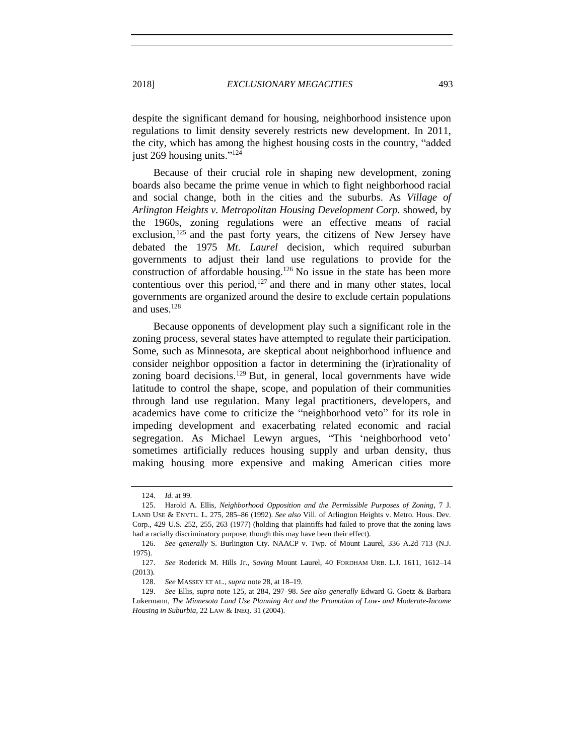despite the significant demand for housing, neighborhood insistence upon regulations to limit density severely restricts new development. In 2011, the city, which has among the highest housing costs in the country, "added just 269 housing units."[124]

Because of their crucial role in shaping new development, zoning boards also became the prime venue in which to fight neighborhood racial and social change, both in the cities and the suburbs. As *Village of Arlington Heights v. Metropolitan Housing Development Corp.* showed, by the 1960s, zoning regulations were an effective means of racial exclusion,[125] and the past forty years, the citizens of New Jersey have debated the 1975 *Mt. Laurel* decision, which required suburban governments to adjust their land use regulations to provide for the construction of affordable housing.[126] No issue in the state has been more contentious over this period,[127] and there and in many other states, local governments are organized around the desire to exclude certain populations and uses.[128]

Because opponents of development play such a significant role in the zoning process, several states have attempted to regulate their participation. Some, such as Minnesota, are skeptical about neighborhood influence and consider neighbor opposition a factor in determining the (ir)rationality of zoning board decisions.[129] But, in general, local governments have wide latitude to control the shape, scope, and population of their communities through land use regulation. Many legal practitioners, developers, and academics have come to criticize the "neighborhood veto" for its role in impeding development and exacerbating related economic and racial segregation. As Michael Lewyn argues, "This 'neighborhood veto' sometimes artificially reduces housing supply and urban density, thus making housing more expensive and making American cities more

---

124. *Id.* at 99.

125. Harold A. Ellis, *Neighborhood Opposition and the Permissible Purposes of Zoning*, 7 J. LAND USE & ENVTL. L. 275, 285–86 (1992). *See also* Vill. of Arlington Heights v. Metro. Hous. Dev. Corp., 429 U.S. 252, 255, 263 (1977) (holding that plaintiffs had failed to prove that the zoning laws had a racially discriminatory purpose, though this may have been their effect).

126. *See generally* S. Burlington Cty. NAACP v. Twp. of Mount Laurel, 336 A.2d 713 (N.J. 1975).

127. *See* Roderick M. Hills Jr., *Saving* Mount Laurel, 40 FORDHAM URB. L.J. 1611, 1612–14 (2013).

128. *See* MASSEY ET AL., *supra* note 28, at 18–19.

129. *See* Ellis, *supra* note 125, at 284, 297–98. *See also generally* Edward G. Goetz & Barbara Lukermann, *The Minnesota Land Use Planning Act and the Promotion of Low- and Moderate-Income Housing in Suburbia*, 22 LAW & INEQ. 31 (2004).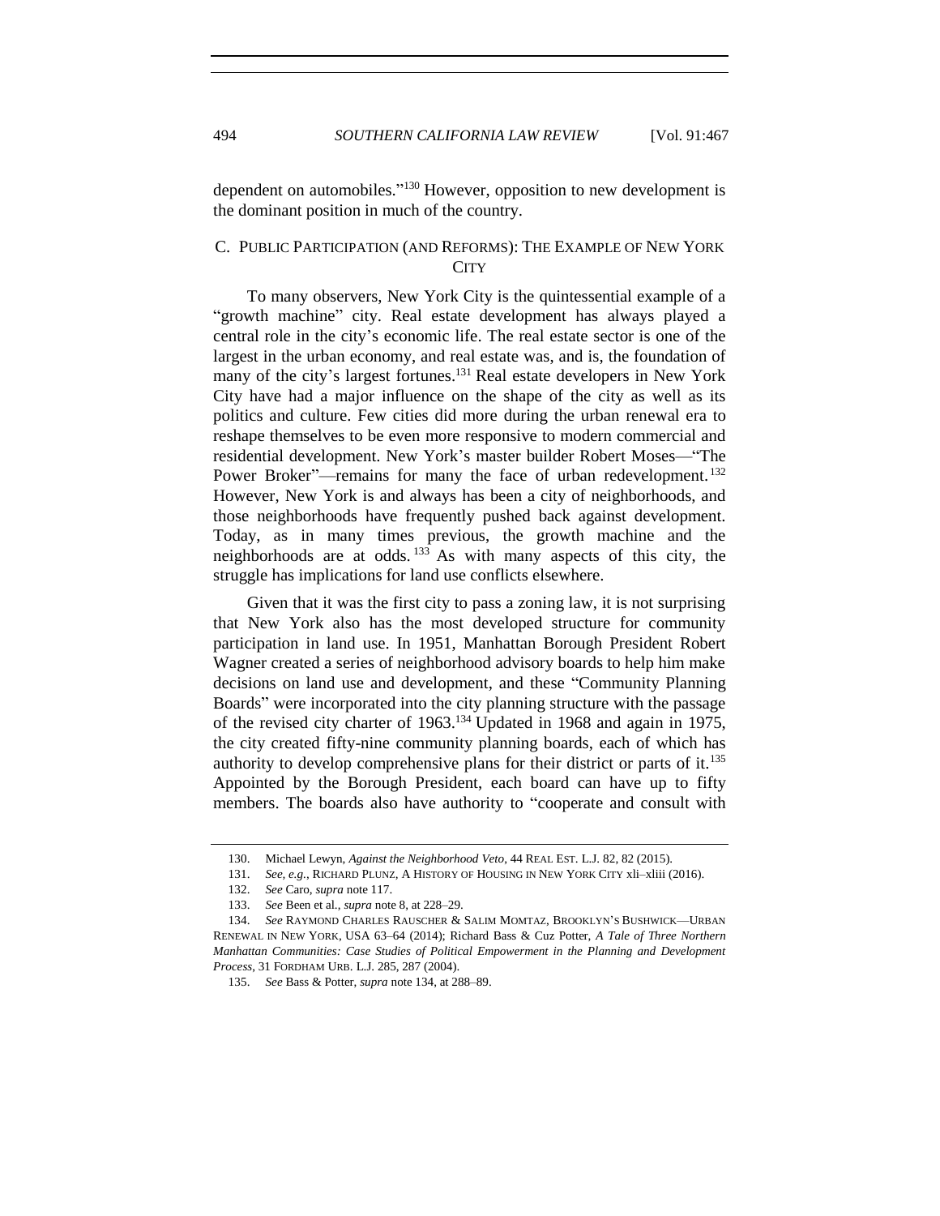dependent on automobiles."[130] However, opposition to new development is the dominant position in much of the country.

### C. PUBLIC PARTICIPATION (AND REFORMS): THE EXAMPLE OF NEW YORK CITY

To many observers, New York City is the quintessential example of a "growth machine" city. Real estate development has always played a central role in the city's economic life. The real estate sector is one of the largest in the urban economy, and real estate was, and is, the foundation of many of the city's largest fortunes.[131] Real estate developers in New York City have had a major influence on the shape of the city as well as its politics and culture. Few cities did more during the urban renewal era to reshape themselves to be even more responsive to modern commercial and residential development. New York's master builder Robert Moses—"The Power Broker"—remains for many the face of urban redevelopment.[132] However, New York is and always has been a city of neighborhoods, and those neighborhoods have frequently pushed back against development. Today, as in many times previous, the growth machine and the neighborhoods are at odds.[133] As with many aspects of this city, the struggle has implications for land use conflicts elsewhere.

Given that it was the first city to pass a zoning law, it is not surprising that New York also has the most developed structure for community participation in land use. In 1951, Manhattan Borough President Robert Wagner created a series of neighborhood advisory boards to help him make decisions on land use and development, and these "Community Planning Boards" were incorporated into the city planning structure with the passage of the revised city charter of 1963.[134] Updated in 1968 and again in 1975, the city created fifty-nine community planning boards, each of which has authority to develop comprehensive plans for their district or parts of it.[135] Appointed by the Borough President, each board can have up to fifty members. The boards also have authority to "cooperate and consult with

---

130. Michael Lewyn, *Against the Neighborhood Veto*, 44 REAL EST. L.J. 82, 82 (2015).

131. *See, e.g.*, RICHARD PLUNZ, A HISTORY OF HOUSING IN NEW YORK CITY xli–xliii (2016).

132. *See* Caro, *supra* note 117.

133. *See* Been et al., *supra* note 8, at 228–29.

134. *See* RAYMOND CHARLES RAUSCHER & SALIM MOMTAZ, BROOKLYN'S BUSHWICK—URBAN RENEWAL IN NEW YORK, USA 63–64 (2014); Richard Bass & Cuz Potter, *A Tale of Three Northern Manhattan Communities: Case Studies of Political Empowerment in the Planning and Development Process*, 31 FORDHAM URB. L.J. 285, 287 (2004).

135. *See* Bass & Potter, *supra* note 134, at 288–89.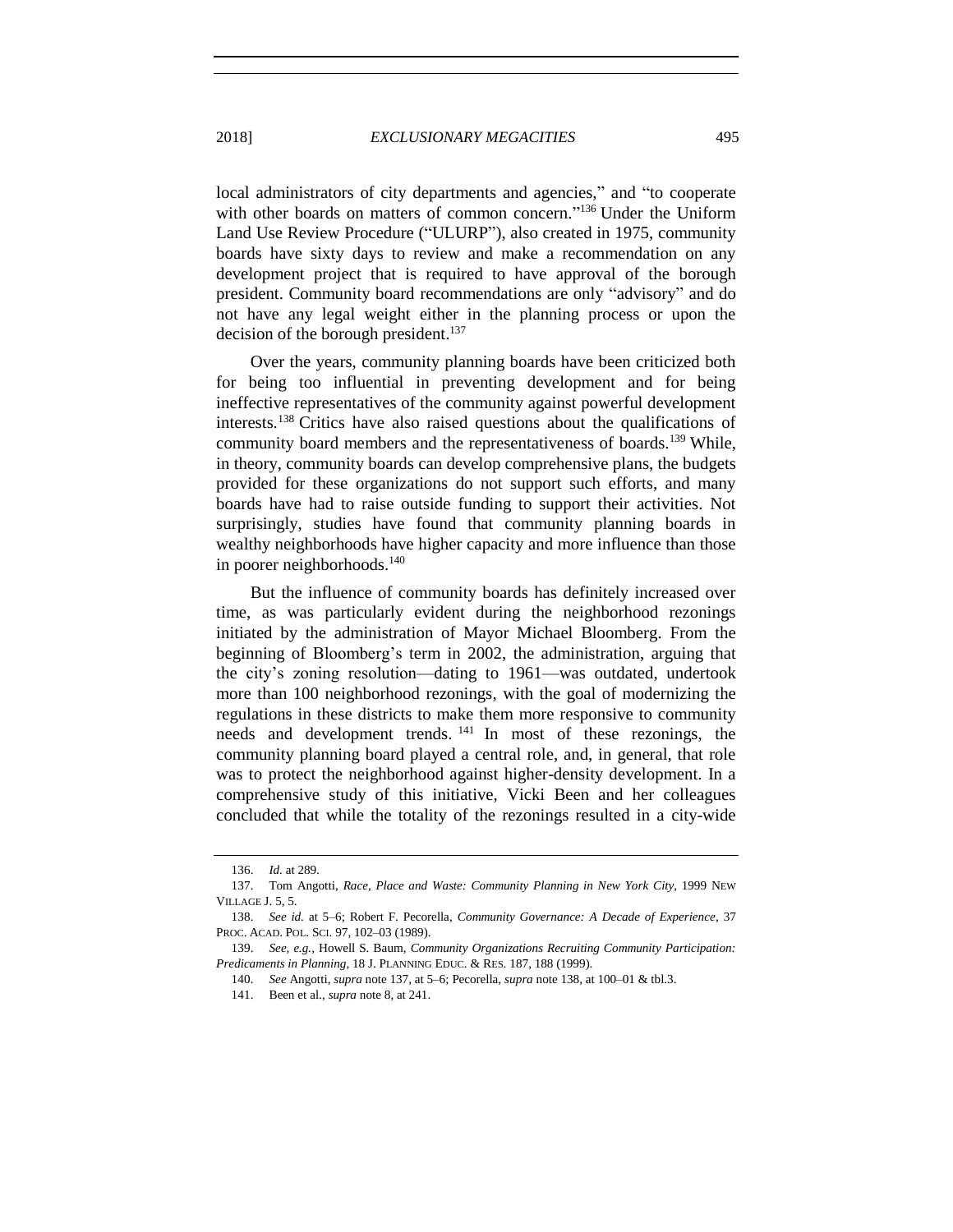local administrators of city departments and agencies," and "to cooperate with other boards on matters of common concern."[136] Under the Uniform Land Use Review Procedure ("ULURP"), also created in 1975, community boards have sixty days to review and make a recommendation on any development project that is required to have approval of the borough president. Community board recommendations are only "advisory" and do not have any legal weight either in the planning process or upon the decision of the borough president.[137]

Over the years, community planning boards have been criticized both for being too influential in preventing development and for being ineffective representatives of the community against powerful development interests.[138] Critics have also raised questions about the qualifications of community board members and the representativeness of boards.[139] While, in theory, community boards can develop comprehensive plans, the budgets provided for these organizations do not support such efforts, and many boards have had to raise outside funding to support their activities. Not surprisingly, studies have found that community planning boards in wealthy neighborhoods have higher capacity and more influence than those in poorer neighborhoods.[140]

But the influence of community boards has definitely increased over time, as was particularly evident during the neighborhood rezonings initiated by the administration of Mayor Michael Bloomberg. From the beginning of Bloomberg's term in 2002, the administration, arguing that the city's zoning resolution—dating to 1961—was outdated, undertook more than 100 neighborhood rezonings, with the goal of modernizing the regulations in these districts to make them more responsive to community needs and development trends.[141] In most of these rezonings, the community planning board played a central role, and, in general, that role was to protect the neighborhood against higher-density development. In a comprehensive study of this initiative, Vicki Been and her colleagues concluded that while the totality of the rezonings resulted in a city-wide

---

136. *Id.* at 289.

137. Tom Angotti, *Race, Place and Waste: Community Planning in New York City*, 1999 NEW VILLAGE J. 5, 5.

138. *See id.* at 5–6; Robert F. Pecorella, *Community Governance: A Decade of Experience*, 37 PROC. ACAD. POL. SCI. 97, 102–03 (1989).

139. *See, e.g.*, Howell S. Baum, *Community Organizations Recruiting Community Participation: Predicaments in Planning*, 18 J. PLANNING EDUC. & RES. 187, 188 (1999).

140. *See* Angotti, *supra* note 137, at 5–6; Pecorella, *supra* note 138, at 100–01 & tbl.3.

141. Been et al., *supra* note 8, at 241.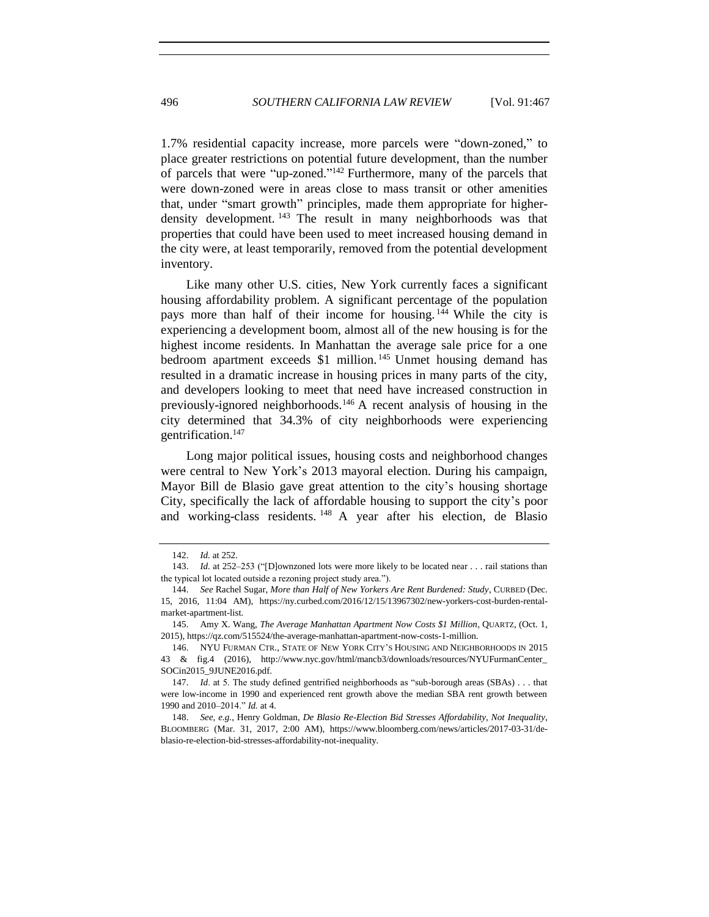1.7% residential capacity increase, more parcels were "down-zoned," to place greater restrictions on potential future development, than the number of parcels that were "up-zoned."[142] Furthermore, many of the parcels that were down-zoned were in areas close to mass transit or other amenities that, under "smart growth" principles, made them appropriate for higher-density development.[143] The result in many neighborhoods was that properties that could have been used to meet increased housing demand in the city were, at least temporarily, removed from the potential development inventory.

Like many other U.S. cities, New York currently faces a significant housing affordability problem. A significant percentage of the population pays more than half of their income for housing.[144] While the city is experiencing a development boom, almost all of the new housing is for the highest income residents. In Manhattan the average sale price for a one bedroom apartment exceeds $1 million.[145] Unmet housing demand has resulted in a dramatic increase in housing prices in many parts of the city, and developers looking to meet that need have increased construction in previously-ignored neighborhoods.[146] A recent analysis of housing in the city determined that 34.3% of city neighborhoods were experiencing gentrification.[147]

Long major political issues, housing costs and neighborhood changes were central to New York's 2013 mayoral election. During his campaign, Mayor Bill de Blasio gave great attention to the city's housing shortage City, specifically the lack of affordable housing to support the city's poor and working-class residents.[148] A year after his election, de Blasio

---

142. *Id.* at 252.

143. *Id.* at 252–253 ("[D]ownzoned lots were more likely to be located near . . . rail stations than the typical lot located outside a rezoning project study area.").

144. *See* Rachel Sugar, *More than Half of New Yorkers Are Rent Burdened: Study*, CURBED (Dec. 15, 2016, 11:04 AM), https://ny.curbed.com/2016/12/15/13967302/new-yorkers-cost-burden-rental-market-apartment-list.

145. Amy X. Wang, *The Average Manhattan Apartment Now Costs $1 Million*, QUARTZ, (Oct. 1, 2015), https://qz.com/515524/the-average-manhattan-apartment-now-costs-1-million.

146. NYU FURMAN CTR., STATE OF NEW YORK CITY'S HOUSING AND NEIGHBORHOODS IN 2015 43 & fig.4 (2016), http://www.nyc.gov/html/mancb3/downloads/resources/NYUFurmanCenter_SOCin2015_9JUNE2016.pdf.

147. *Id*. at 5. The study defined gentrified neighborhoods as "sub-borough areas (SBAs) . . . that were low-income in 1990 and experienced rent growth above the median SBA rent growth between 1990 and 2010–2014." *Id.* at 4.

148. *See, e.g.*, Henry Goldman, *De Blasio Re-Election Bid Stresses Affordability, Not Inequality*, BLOOMBERG (Mar. 31, 2017, 2:00 AM), https://www.bloomberg.com/news/articles/2017-03-31/de-blasio-re-election-bid-stresses-affordability-not-inequality.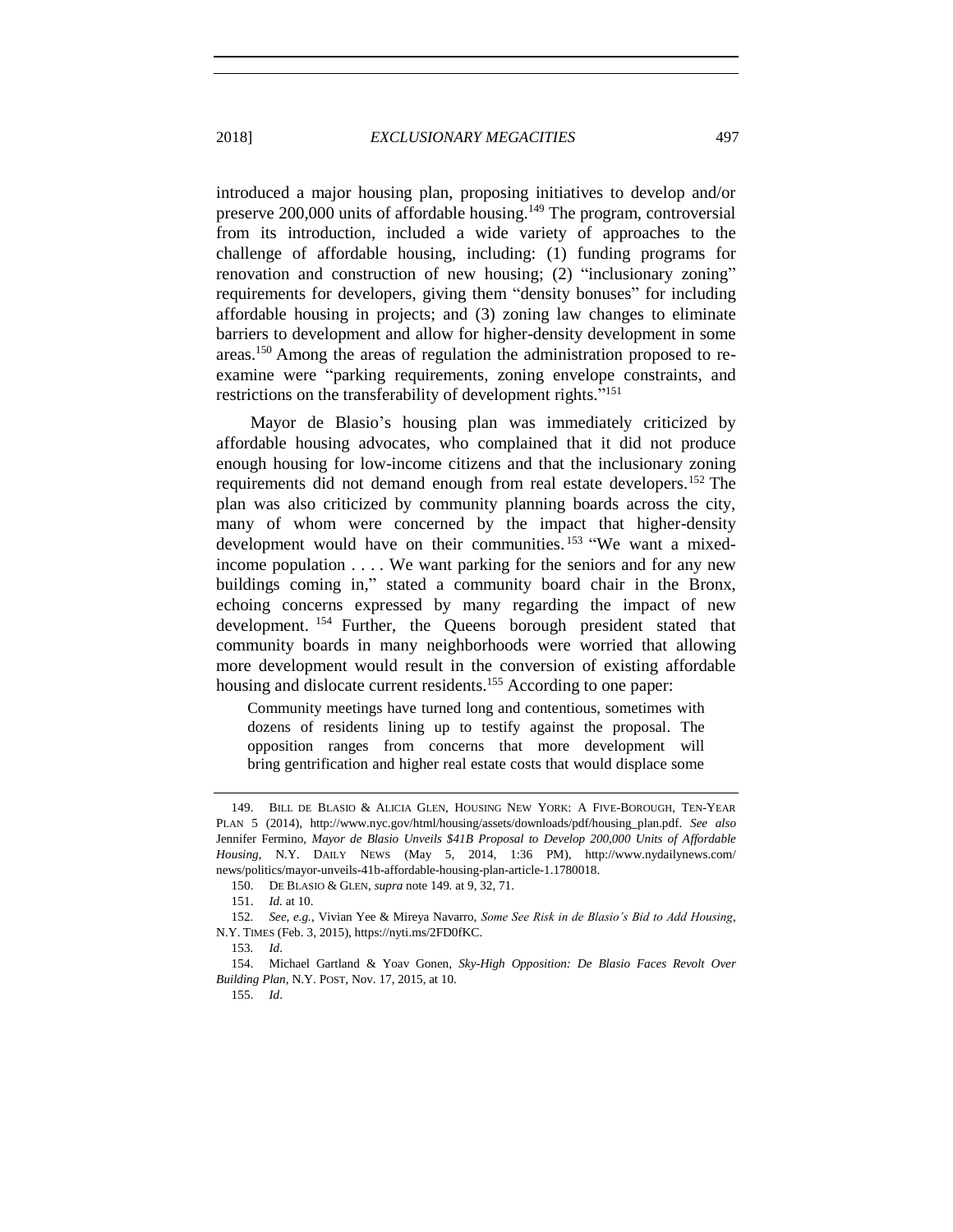introduced a major housing plan, proposing initiatives to develop and/or preserve 200,000 units of affordable housing.[149] The program, controversial from its introduction, included a wide variety of approaches to the challenge of affordable housing, including: (1) funding programs for renovation and construction of new housing; (2) "inclusionary zoning" requirements for developers, giving them "density bonuses" for including affordable housing in projects; and (3) zoning law changes to eliminate barriers to development and allow for higher-density development in some areas.[150] Among the areas of regulation the administration proposed to re-examine were "parking requirements, zoning envelope constraints, and restrictions on the transferability of development rights."[151]

Mayor de Blasio's housing plan was immediately criticized by affordable housing advocates, who complained that it did not produce enough housing for low-income citizens and that the inclusionary zoning requirements did not demand enough from real estate developers.[152] The plan was also criticized by community planning boards across the city, many of whom were concerned by the impact that higher-density development would have on their communities.[153] "We want a mixed-income population . . . . We want parking for the seniors and for any new buildings coming in," stated a community board chair in the Bronx, echoing concerns expressed by many regarding the impact of new development.[154] Further, the Queens borough president stated that community boards in many neighborhoods were worried that allowing more development would result in the conversion of existing affordable housing and dislocate current residents.[155] According to one paper:

> Community meetings have turned long and contentious, sometimes with dozens of residents lining up to testify against the proposal. The opposition ranges from concerns that more development will bring gentrification and higher real estate costs that would displace some

---

149. BILL DE BLASIO & ALICIA GLEN, HOUSING NEW YORK: A FIVE-BOROUGH, TEN-YEAR PLAN 5 (2014), http://www.nyc.gov/html/housing/assets/downloads/pdf/housing_plan.pdf. *See also* Jennifer Fermino, *Mayor de Blasio Unveils $41B Proposal to Develop 200,000 Units of Affordable Housing*, N.Y. DAILY NEWS (May 5, 2014, 1:36 PM), http://www.nydailynews.com/news/politics/mayor-unveils-41b-affordable-housing-plan-article-1.1780018.

150. DE BLASIO & GLEN, *supra* note 149*.* at 9, 32, 71.

151. *Id.* at 10.

152. *See, e.g.*, Vivian Yee & Mireya Navarro, *Some See Risk in de Blasio's Bid to Add Housing*, N.Y. TIMES (Feb. 3, 2015), https://nyti.ms/2FD0fKC.

153. *Id*.

154. Michael Gartland & Yoav Gonen, *Sky-High Opposition: De Blasio Faces Revolt Over Building Plan*, N.Y. POST, Nov. 17, 2015, at 10.

155. *Id*.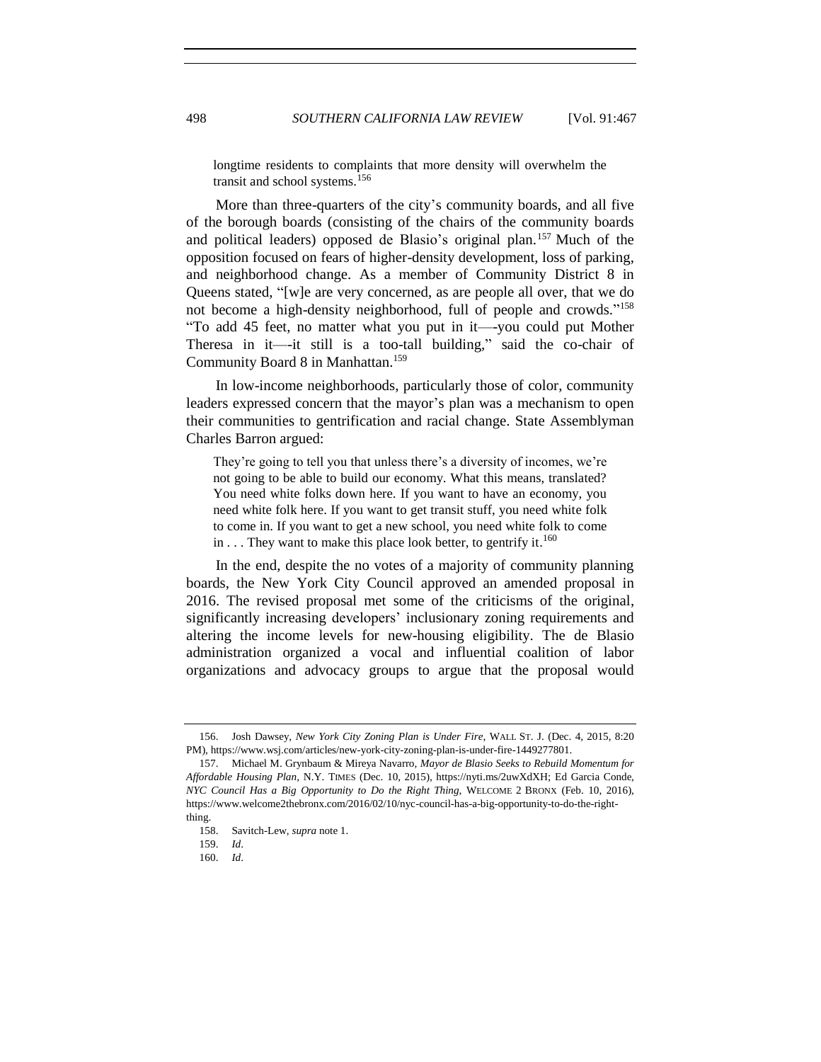longtime residents to complaints that more density will overwhelm the transit and school systems.[156]

More than three-quarters of the city's community boards, and all five of the borough boards (consisting of the chairs of the community boards and political leaders) opposed de Blasio's original plan.[157] Much of the opposition focused on fears of higher-density development, loss of parking, and neighborhood change. As a member of Community District 8 in Queens stated, "[w]e are very concerned, as are people all over, that we do not become a high-density neighborhood, full of people and crowds."[158] "To add 45 feet, no matter what you put in it—-you could put Mother Theresa in it—-it still is a too-tall building," said the co-chair of Community Board 8 in Manhattan.[159]

In low-income neighborhoods, particularly those of color, community leaders expressed concern that the mayor's plan was a mechanism to open their communities to gentrification and racial change. State Assemblyman Charles Barron argued:

> They're going to tell you that unless there's a diversity of incomes, we're not going to be able to build our economy. What this means, translated? You need white folks down here. If you want to have an economy, you need white folk here. If you want to get transit stuff, you need white folk to come in. If you want to get a new school, you need white folk to come in . . . They want to make this place look better, to gentrify it.[160]

In the end, despite the no votes of a majority of community planning boards, the New York City Council approved an amended proposal in 2016. The revised proposal met some of the criticisms of the original, significantly increasing developers' inclusionary zoning requirements and altering the income levels for new-housing eligibility. The de Blasio administration organized a vocal and influential coalition of labor organizations and advocacy groups to argue that the proposal would

---

156. Josh Dawsey, *New York City Zoning Plan is Under Fire*, WALL ST. J. (Dec. 4, 2015, 8:20 PM), https://www.wsj.com/articles/new-york-city-zoning-plan-is-under-fire-1449277801.

157. Michael M. Grynbaum & Mireya Navarro, *Mayor de Blasio Seeks to Rebuild Momentum for Affordable Housing Plan*, N.Y. TIMES (Dec. 10, 2015), https://nyti.ms/2uwXdXH; Ed Garcia Conde, *NYC Council Has a Big Opportunity to Do the Right Thing*, WELCOME 2 BRONX (Feb. 10, 2016), https://www.welcome2thebronx.com/2016/02/10/nyc-council-has-a-big-opportunity-to-do-the-right-thing.

158. Savitch-Lew, *supra* note 1.

159. *Id*.

160. *Id*.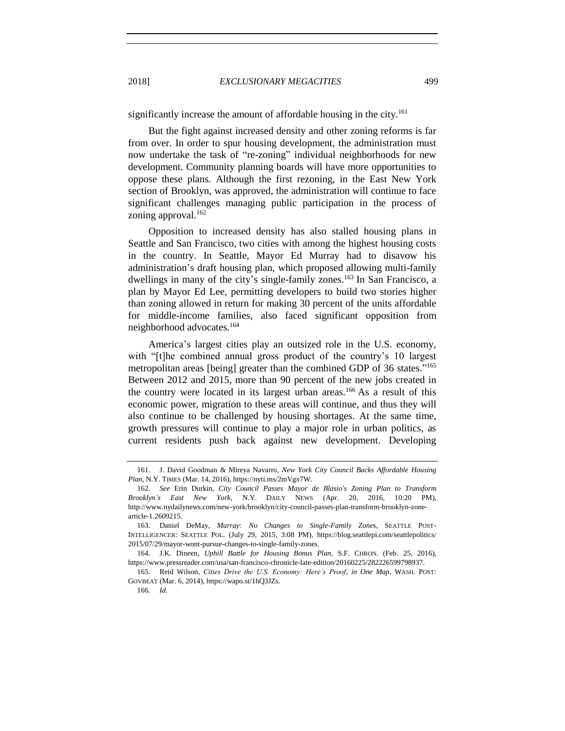significantly increase the amount of affordable housing in the city.[161]

But the fight against increased density and other zoning reforms is far from over. In order to spur housing development, the administration must now undertake the task of "re-zoning" individual neighborhoods for new development. Community planning boards will have more opportunities to oppose these plans. Although the first rezoning, in the East New York section of Brooklyn, was approved, the administration will continue to face significant challenges managing public participation in the process of zoning approval.[162]

Opposition to increased density has also stalled housing plans in Seattle and San Francisco, two cities with among the highest housing costs in the country. In Seattle, Mayor Ed Murray had to disavow his administration's draft housing plan, which proposed allowing multi-family dwellings in many of the city's single-family zones.[163] In San Francisco, a plan by Mayor Ed Lee, permitting developers to build two stories higher than zoning allowed in return for making 30 percent of the units affordable for middle-income families, also faced significant opposition from neighborhood advocates.[164]

America's largest cities play an outsized role in the U.S. economy, with "[t]he combined annual gross product of the country's 10 largest metropolitan areas [being] greater than the combined GDP of 36 states."[165] Between 2012 and 2015, more than 90 percent of the new jobs created in the country were located in its largest urban areas.[166] As a result of this economic power, migration to these areas will continue, and thus they will also continue to be challenged by housing shortages. At the same time, growth pressures will continue to play a major role in urban politics, as current residents push back against new development. Developing

---

161. J. David Goodman & Mireya Navarro, *New York City Council Backs Affordable Housing Plan*, N.Y. TIMES (Mar. 14, 2016), https://nyti.ms/2mVgx7W.

162. *See* Erin Durkin, *City Council Passes Mayor de Blasio's Zoning Plan to Transform Brooklyn's East New York*, N.Y. DAILY NEWS (Apr. 20, 2016, 10:20 PM), http://www.nydailynews.com/new-york/brooklyn/city-council-passes-plan-transform-brooklyn-zone-article-1.2609215.

163. Daniel DeMay, *Murray: No Changes to Single-Family Zones*, SEATTLE POST-INTELLIGENCER: SEATTLE POL. (July 29, 2015, 3:08 PM), https://blog.seattlepi.com/seattlepolitics/2015/07/29/mayor-wont-pursue-changes-to-single-family-zones.

164. J.K. Dineen, *Uphill Battle for Housing Bonus Plan*, S.F. CHRON. (Feb. 25, 2016), https://www.pressreader.com/usa/san-francisco-chronicle-late-edition/20160225/282226599798937.

165. Reid Wilson, *Cities Drive the U.S. Economy: Here's Proof, in One Map*, WASH. POST: GOVBEAT (Mar. 6, 2014), https://wapo.st/1hQ3JZs.

166. *Id.*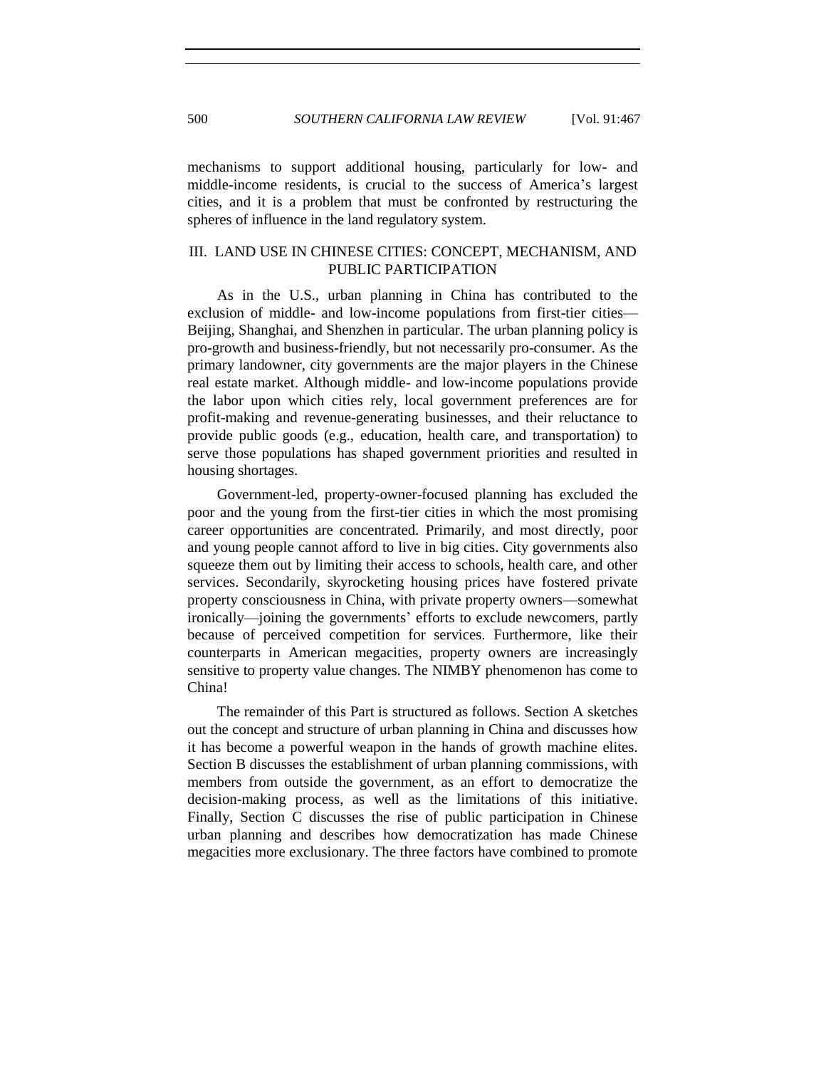mechanisms to support additional housing, particularly for low- and middle-income residents, is crucial to the success of America's largest cities, and it is a problem that must be confronted by restructuring the spheres of influence in the land regulatory system.

## III. LAND USE IN CHINESE CITIES: CONCEPT, MECHANISM, AND PUBLIC PARTICIPATION

As in the U.S., urban planning in China has contributed to the exclusion of middle- and low-income populations from first-tier cities—Beijing, Shanghai, and Shenzhen in particular. The urban planning policy is pro-growth and business-friendly, but not necessarily pro-consumer. As the primary landowner, city governments are the major players in the Chinese real estate market. Although middle- and low-income populations provide the labor upon which cities rely, local government preferences are for profit-making and revenue-generating businesses, and their reluctance to provide public goods (e.g., education, health care, and transportation) to serve those populations has shaped government priorities and resulted in housing shortages.

Government-led, property-owner-focused planning has excluded the poor and the young from the first-tier cities in which the most promising career opportunities are concentrated. Primarily, and most directly, poor and young people cannot afford to live in big cities. City governments also squeeze them out by limiting their access to schools, health care, and other services. Secondarily, skyrocketing housing prices have fostered private property consciousness in China, with private property owners—somewhat ironically—joining the governments' efforts to exclude newcomers, partly because of perceived competition for services. Furthermore, like their counterparts in American megacities, property owners are increasingly sensitive to property value changes. The NIMBY phenomenon has come to China!

The remainder of this Part is structured as follows. Section A sketches out the concept and structure of urban planning in China and discusses how it has become a powerful weapon in the hands of growth machine elites. Section B discusses the establishment of urban planning commissions, with members from outside the government, as an effort to democratize the decision-making process, as well as the limitations of this initiative. Finally, Section C discusses the rise of public participation in Chinese urban planning and describes how democratization has made Chinese megacities more exclusionary. The three factors have combined to promote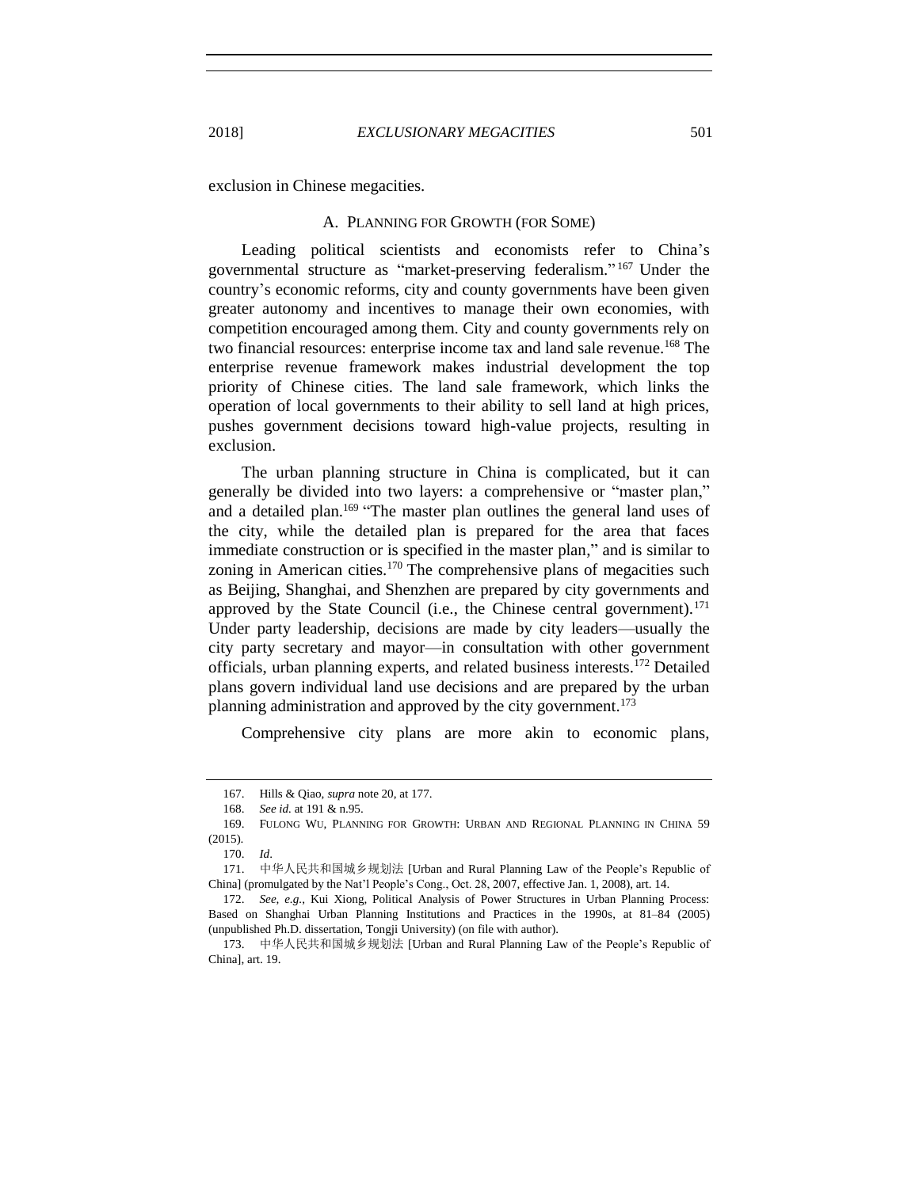exclusion in Chinese megacities.

### A. PLANNING FOR GROWTH (FOR SOME)

Leading political scientists and economists refer to China's governmental structure as "market-preserving federalism."[167] Under the country's economic reforms, city and county governments have been given greater autonomy and incentives to manage their own economies, with competition encouraged among them. City and county governments rely on two financial resources: enterprise income tax and land sale revenue.[168] The enterprise revenue framework makes industrial development the top priority of Chinese cities. The land sale framework, which links the operation of local governments to their ability to sell land at high prices, pushes government decisions toward high-value projects, resulting in exclusion.

The urban planning structure in China is complicated, but it can generally be divided into two layers: a comprehensive or "master plan," and a detailed plan.[169] "The master plan outlines the general land uses of the city, while the detailed plan is prepared for the area that faces immediate construction or is specified in the master plan," and is similar to zoning in American cities.[170] The comprehensive plans of megacities such as Beijing, Shanghai, and Shenzhen are prepared by city governments and approved by the State Council (i.e., the Chinese central government).[171] Under party leadership, decisions are made by city leaders—usually the city party secretary and mayor—in consultation with other government officials, urban planning experts, and related business interests.[172] Detailed plans govern individual land use decisions and are prepared by the urban planning administration and approved by the city government.[173]

Comprehensive city plans are more akin to economic plans,

---

167. Hills & Qiao, *supra* note 20, at 177.

168. *See id.* at 191 & n.95.

169. FULONG WU, PLANNING FOR GROWTH: URBAN AND REGIONAL PLANNING IN CHINA 59 (2015).

170. *Id*.

171. 中华人民共和国城乡规划法 [Urban and Rural Planning Law of the People's Republic of China] (promulgated by the Nat'l People's Cong., Oct. 28, 2007, effective Jan. 1, 2008), art. 14.

172. *See, e.g.*, Kui Xiong, Political Analysis of Power Structures in Urban Planning Process: Based on Shanghai Urban Planning Institutions and Practices in the 1990s, at 81–84 (2005) (unpublished Ph.D. dissertation, Tongji University) (on file with author).

173. 中华人民共和国城乡规划法 [Urban and Rural Planning Law of the People's Republic of China], art. 19.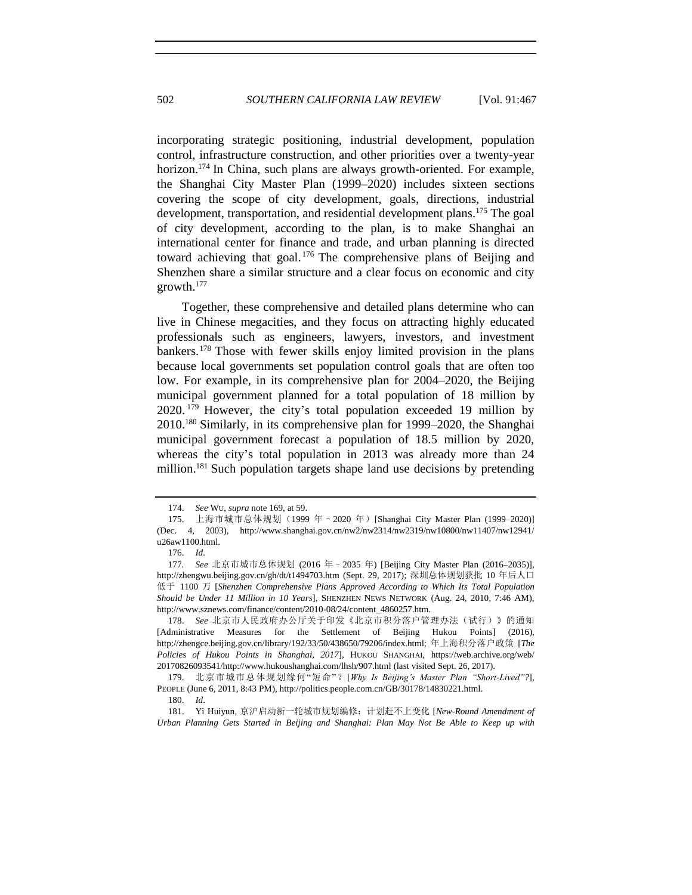incorporating strategic positioning, industrial development, population control, infrastructure construction, and other priorities over a twenty-year horizon.[174] In China, such plans are always growth-oriented. For example, the Shanghai City Master Plan (1999–2020) includes sixteen sections covering the scope of city development, goals, directions, industrial development, transportation, and residential development plans.[175] The goal of city development, according to the plan, is to make Shanghai an international center for finance and trade, and urban planning is directed toward achieving that goal.[176] The comprehensive plans of Beijing and Shenzhen share a similar structure and a clear focus on economic and city growth.[177]

Together, these comprehensive and detailed plans determine who can live in Chinese megacities, and they focus on attracting highly educated professionals such as engineers, lawyers, investors, and investment bankers.[178] Those with fewer skills enjoy limited provision in the plans because local governments set population control goals that are often too low. For example, in its comprehensive plan for 2004–2020, the Beijing municipal government planned for a total population of 18 million by 2020.[179] However, the city's total population exceeded 19 million by 2010.[180] Similarly, in its comprehensive plan for 1999–2020, the Shanghai municipal government forecast a population of 18.5 million by 2020, whereas the city's total population in 2013 was already more than 24 million.[181] Such population targets shape land use decisions by pretending

---

174. *See* WU, *supra* note 169, at 59.

175. 上海市城市总体规划（1999 年 – 2020 年）[Shanghai City Master Plan (1999–2020)] (Dec. 4, 2003), http://www.shanghai.gov.cn/nw2/nw2314/nw2319/nw10800/nw11407/nw12941/u26aw1100.html.

176. *Id*.

177. *See* 北京市城市总体规划 (2016 年 – 2035 年) [Beijing City Master Plan (2016–2035)], http://zhengwu.beijing.gov.cn/gh/dt/t1494703.htm (Sept. 29, 2017); 深圳总体规划获批 10 年后人口低于 1100 万 [*Shenzhen Comprehensive Plans Approved According to Which Its Total Population Should be Under 11 Million in 10 Years*], SHENZHEN NEWS NETWORK (Aug. 24, 2010, 7:46 AM), http://www.sznews.com/finance/content/2010-08/24/content_4860257.htm.

178. *See* 北京市人民政府办公厅关于印发《北京市积分落户管理办法（试行）》的通知 [Administrative Measures for the Settlement of Beijing Hukou Points] (2016), http://zhengce.beijing.gov.cn/library/192/33/50/438650/79206/index.html; 年上海积分落户政策 [*The Policies of Hukou Points in Shanghai, 2017*], HUKOU SHANGHAI, https://web.archive.org/web/20170826093541/http://www.hukoushanghai.com/lhsh/907.html (last visited Sept. 26, 2017).

179. 北京市城市总体规划缘何"短命"? [*Why Is Beijing's Master Plan "Short-Lived"?*], PEOPLE (June 6, 2011, 8:43 PM), http://politics.people.com.cn/GB/30178/14830221.html.

180. *Id*.

181. Yi Huiyun, 京沪启动新一轮城市规划编修：计划赶不上变化 [*New-Round Amendment of Urban Planning Gets Started in Beijing and Shanghai: Plan May Not Be Able to Keep up with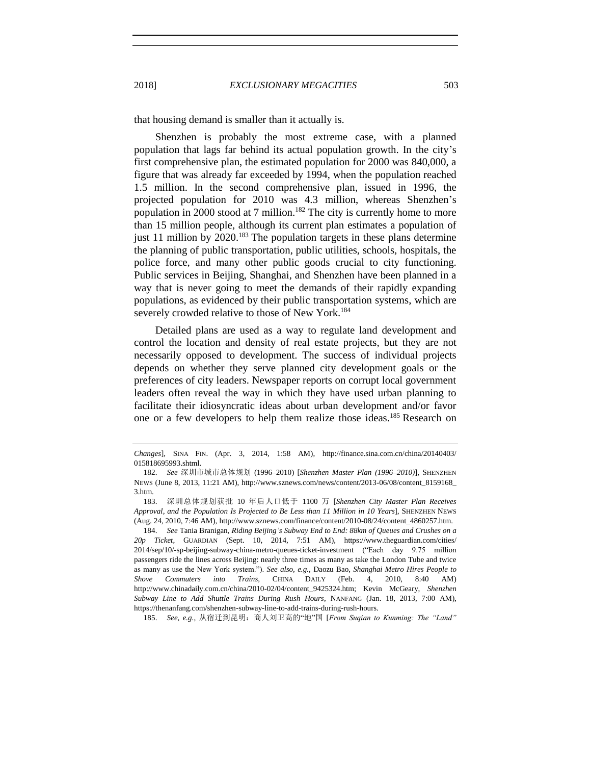that housing demand is smaller than it actually is.

Shenzhen is probably the most extreme case, with a planned population that lags far behind its actual population growth. In the city's first comprehensive plan, the estimated population for 2000 was 840,000, a figure that was already far exceeded by 1994, when the population reached 1.5 million. In the second comprehensive plan, issued in 1996, the projected population for 2010 was 4.3 million, whereas Shenzhen's population in 2000 stood at 7 million.[182] The city is currently home to more than 15 million people, although its current plan estimates a population of just 11 million by 2020.[183] The population targets in these plans determine the planning of public transportation, public utilities, schools, hospitals, the police force, and many other public goods crucial to city functioning. Public services in Beijing, Shanghai, and Shenzhen have been planned in a way that is never going to meet the demands of their rapidly expanding populations, as evidenced by their public transportation systems, which are severely crowded relative to those of New York.[184]

Detailed plans are used as a way to regulate land development and control the location and density of real estate projects, but they are not necessarily opposed to development. The success of individual projects depends on whether they serve planned city development goals or the preferences of city leaders. Newspaper reports on corrupt local government leaders often reveal the way in which they have used urban planning to facilitate their idiosyncratic ideas about urban development and/or favor one or a few developers to help them realize those ideas.[185] Research on

---

*Changes*], SINA FIN. (Apr. 3, 2014, 1:58 AM), http://finance.sina.com.cn/china/20140403/015818695993.shtml.

182. *See* 深圳市城市总体规划 (1996–2010) [*Shenzhen Master Plan (1996–2010)*], SHENZHEN NEWS (June 8, 2013, 11:21 AM), http://www.sznews.com/news/content/2013-06/08/content_8159168_3.htm.

183. 深圳总体规划获批 10 年后人口低于 1100 万 [*Shenzhen City Master Plan Receives Approval, and the Population Is Projected to Be Less than 11 Million in 10 Years*], SHENZHEN NEWS (Aug. 24, 2010, 7:46 AM), http://www.sznews.com/finance/content/2010-08/24/content_4860257.htm.

184. *See* Tania Branigan, *Riding Beijing's Subway End to End: 88km of Queues and Crushes on a 20p Ticket*, GUARDIAN (Sept. 10, 2014, 7:51 AM), https://www.theguardian.com/cities/2014/sep/10/-sp-beijing-subway-china-metro-queues-ticket-investment ("Each day 9.75 million passengers ride the lines across Beijing: nearly three times as many as take the London Tube and twice as many as use the New York system."). *See also, e.g.*, Daozu Bao, *Shanghai Metro Hires People to Shove Commuters into Trains*, CHINA DAILY (Feb. 4, 2010, 8:40 AM) http://www.chinadaily.com.cn/china/2010-02/04/content_9425324.htm; Kevin McGeary, *Shenzhen Subway Line to Add Shuttle Trains During Rush Hours*, NANFANG (Jan. 18, 2013, 7:00 AM), https://thenanfang.com/shenzhen-subway-line-to-add-trains-during-rush-hours.

185. *See, e.g.*, 从宿迁到昆明：商人刘卫高的"地"国 [*From Suqian to Kunming: The "Land"*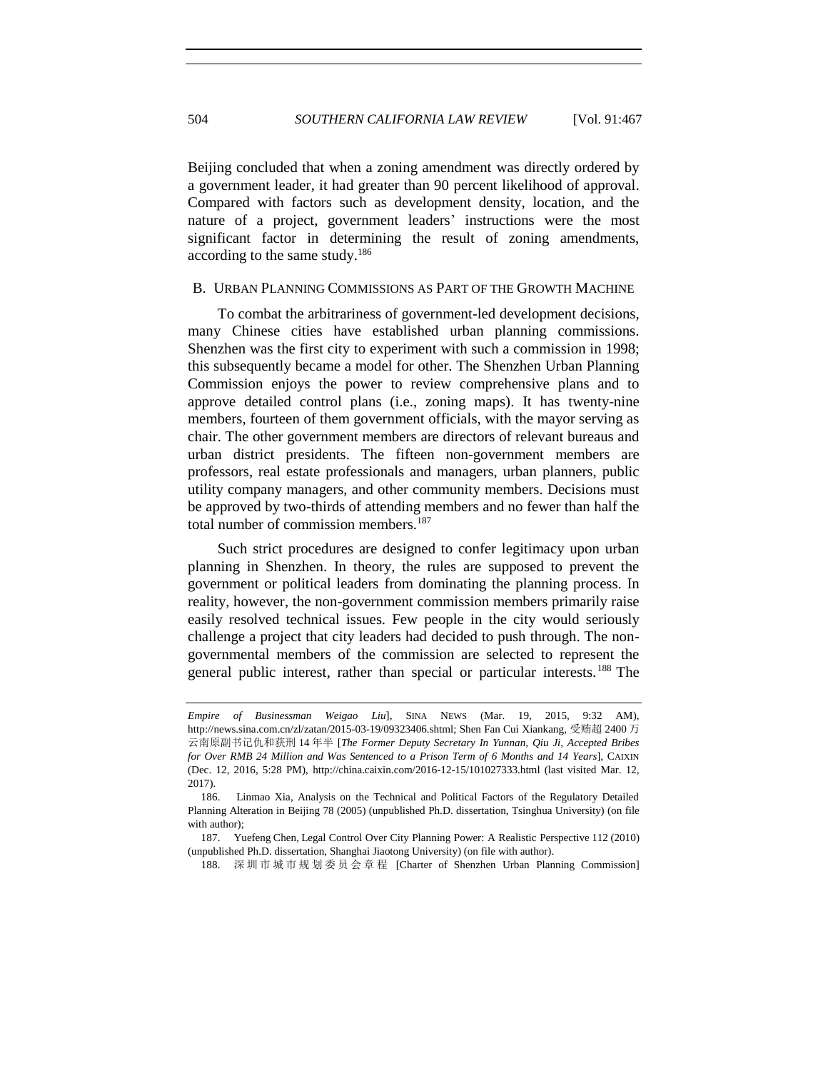Beijing concluded that when a zoning amendment was directly ordered by a government leader, it had greater than 90 percent likelihood of approval. Compared with factors such as development density, location, and the nature of a project, government leaders' instructions were the most significant factor in determining the result of zoning amendments, according to the same study.[186]

## B. Urban Planning Commissions as Part of the Growth Machine

To combat the arbitrariness of government-led development decisions, many Chinese cities have established urban planning commissions. Shenzhen was the first city to experiment with such a commission in 1998; this subsequently became a model for other. The Shenzhen Urban Planning Commission enjoys the power to review comprehensive plans and to approve detailed control plans (i.e., zoning maps). It has twenty-nine members, fourteen of them government officials, with the mayor serving as chair. The other government members are directors of relevant bureaus and urban district presidents. The fifteen non-government members are professors, real estate professionals and managers, urban planners, public utility company managers, and other community members. Decisions must be approved by two-thirds of attending members and no fewer than half the total number of commission members.[187]

Such strict procedures are designed to confer legitimacy upon urban planning in Shenzhen. In theory, the rules are supposed to prevent the government or political leaders from dominating the planning process. In reality, however, the non-government commission members primarily raise easily resolved technical issues. Few people in the city would seriously challenge a project that city leaders had decided to push through. The non-governmental members of the commission are selected to represent the general public interest, rather than special or particular interests.[188] The

---

*Empire of Businessman Weigao Liu*], SINA NEWS (Mar. 19, 2015, 9:32 AM), http://news.sina.com.cn/zl/zatan/2015-03-19/09323406.shtml; Shen Fan Cui Xiangkang, 受贿超 2400 万云南原副书记仇和获刑 14 年半 [*The Former Deputy Secretary In Yunnan, Qiu Ji, Accepted Bribes for Over RMB 24 Million and Was Sentenced to a Prison Term of 6 Months and 14 Years*], CAIXIN (Dec. 12, 2016, 5:28 PM), http://china.caixin.com/2016-12-15/101027333.html (last visited Mar. 12, 2017).

186. Linmao Xia, Analysis on the Technical and Political Factors of the Regulatory Detailed Planning Alteration in Beijing 78 (2005) (unpublished Ph.D. dissertation, Tsinghua University) (on file with author);

187. Yuefeng Chen, Legal Control Over City Planning Power: A Realistic Perspective 112 (2010) (unpublished Ph.D. dissertation, Shanghai Jiaotong University) (on file with author).

188. 深圳市城市规划委员会章程 [Charter of Shenzhen Urban Planning Commission]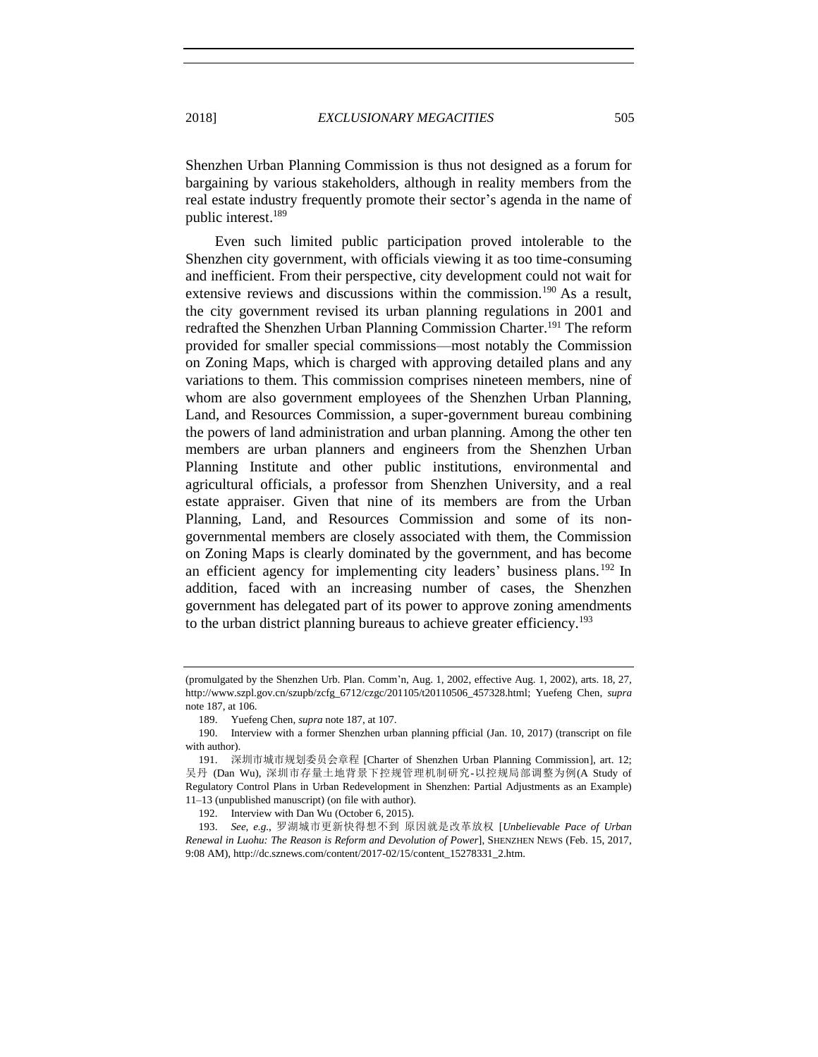Shenzhen Urban Planning Commission is thus not designed as a forum for bargaining by various stakeholders, although in reality members from the real estate industry frequently promote their sector's agenda in the name of public interest.[189]

Even such limited public participation proved intolerable to the Shenzhen city government, with officials viewing it as too time-consuming and inefficient. From their perspective, city development could not wait for extensive reviews and discussions within the commission.[190] As a result, the city government revised its urban planning regulations in 2001 and redrafted the Shenzhen Urban Planning Commission Charter.[191] The reform provided for smaller special commissions—most notably the Commission on Zoning Maps, which is charged with approving detailed plans and any variations to them. This commission comprises nineteen members, nine of whom are also government employees of the Shenzhen Urban Planning, Land, and Resources Commission, a super-government bureau combining the powers of land administration and urban planning. Among the other ten members are urban planners and engineers from the Shenzhen Urban Planning Institute and other public institutions, environmental and agricultural officials, a professor from Shenzhen University, and a real estate appraiser. Given that nine of its members are from the Urban Planning, Land, and Resources Commission and some of its non-governmental members are closely associated with them, the Commission on Zoning Maps is clearly dominated by the government, and has become an efficient agency for implementing city leaders' business plans.[192] In addition, faced with an increasing number of cases, the Shenzhen government has delegated part of its power to approve zoning amendments to the urban district planning bureaus to achieve greater efficiency.[193]

---

(promulgated by the Shenzhen Urb. Plan. Comm'n, Aug. 1, 2002, effective Aug. 1, 2002), arts. 18, 27, http://www.szpl.gov.cn/szupb/zcfg_6712/czgc/201105/t20110506_457328.html; Yuefeng Chen, *supra* note 187, at 106.

189. Yuefeng Chen, *supra* note 187, at 107.

190. Interview with a former Shenzhen urban planning pfficial (Jan. 10, 2017) (transcript on file with author).

191. 深圳市城市规划委员会章程 [Charter of Shenzhen Urban Planning Commission], art. 12; 吴丹 (Dan Wu), 深圳市存量土地背景下控规管理机制研究-以控规局部调整为例(A Study of Regulatory Control Plans in Urban Redevelopment in Shenzhen: Partial Adjustments as an Example) 11–13 (unpublished manuscript) (on file with author).

192. Interview with Dan Wu (October 6, 2015).

193. *See, e.g.*, 罗湖城市更新快得想不到 原因就是改革放权 [*Unbelievable Pace of Urban Renewal in Luohu: The Reason is Reform and Devolution of Power*], SHENZHEN NEWS (Feb. 15, 2017, 9:08 AM), http://dc.sznews.com/content/2017-02/15/content_15278331_2.htm.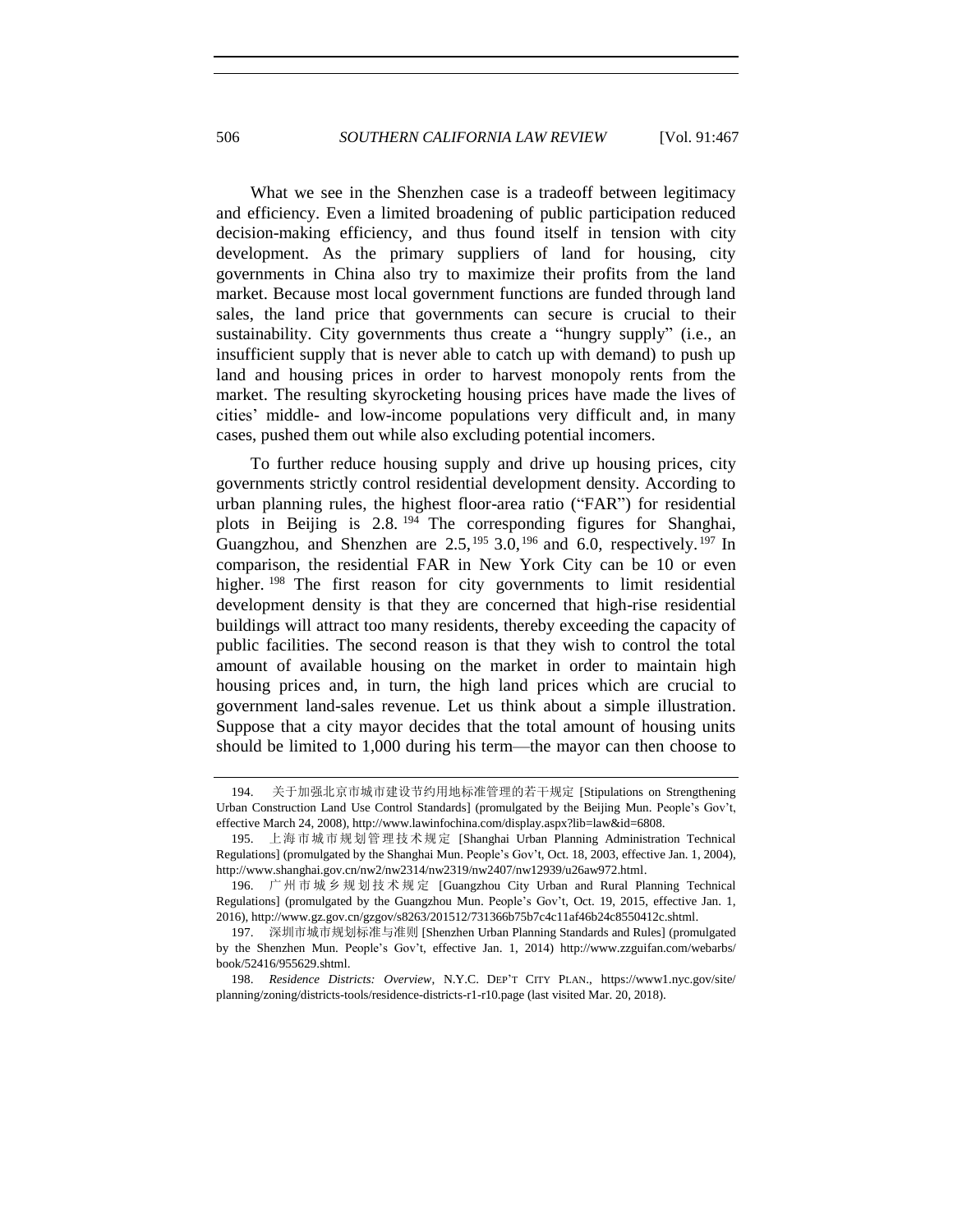What we see in the Shenzhen case is a tradeoff between legitimacy and efficiency. Even a limited broadening of public participation reduced decision-making efficiency, and thus found itself in tension with city development. As the primary suppliers of land for housing, city governments in China also try to maximize their profits from the land market. Because most local government functions are funded through land sales, the land price that governments can secure is crucial to their sustainability. City governments thus create a "hungry supply" (i.e., an insufficient supply that is never able to catch up with demand) to push up land and housing prices in order to harvest monopoly rents from the market. The resulting skyrocketing housing prices have made the lives of cities' middle- and low-income populations very difficult and, in many cases, pushed them out while also excluding potential incomers.

To further reduce housing supply and drive up housing prices, city governments strictly control residential development density. According to urban planning rules, the highest floor-area ratio ("FAR") for residential plots in Beijing is 2.8.[194] The corresponding figures for Shanghai, Guangzhou, and Shenzhen are 2.5,[195] 3.0,[196] and 6.0, respectively.[197] In comparison, the residential FAR in New York City can be 10 or even higher.[198] The first reason for city governments to limit residential development density is that they are concerned that high-rise residential buildings will attract too many residents, thereby exceeding the capacity of public facilities. The second reason is that they wish to control the total amount of available housing on the market in order to maintain high housing prices and, in turn, the high land prices which are crucial to government land-sales revenue. Let us think about a simple illustration. Suppose that a city mayor decides that the total amount of housing units should be limited to 1,000 during his term—the mayor can then choose to

---

194. 关于加强北京市城市建设节约用地标准管理的若干规定 [Stipulations on Strengthening Urban Construction Land Use Control Standards] (promulgated by the Beijing Mun. People's Gov't, effective March 24, 2008), http://www.lawinfochina.com/display.aspx?lib=law&id=6808.

195. 上海市城市规划管理技术规定 [Shanghai Urban Planning Administration Technical Regulations] (promulgated by the Shanghai Mun. People's Gov't, Oct. 18, 2003, effective Jan. 1, 2004), http://www.shanghai.gov.cn/nw2/nw2314/nw2319/nw2407/nw12939/u26aw972.html.

196. 广州市城乡规划技术规定 [Guangzhou City Urban and Rural Planning Technical Regulations] (promulgated by the Guangzhou Mun. People's Gov't, Oct. 19, 2015, effective Jan. 1, 2016), http://www.gz.gov.cn/gzgov/s8263/201512/731366b75b7c4c11af46b24c8550412c.shtml.

197. 深圳市城市规划标准与准则 [Shenzhen Urban Planning Standards and Rules] (promulgated by the Shenzhen Mun. People's Gov't, effective Jan. 1, 2014) http://www.zzguifan.com/webarbs/book/52416/955629.shtml.

198. *Residence Districts: Overview*, N.Y.C. DEP'T CITY PLAN., https://www1.nyc.gov/site/planning/zoning/districts-tools/residence-districts-r1-r10.page (last visited Mar. 20, 2018).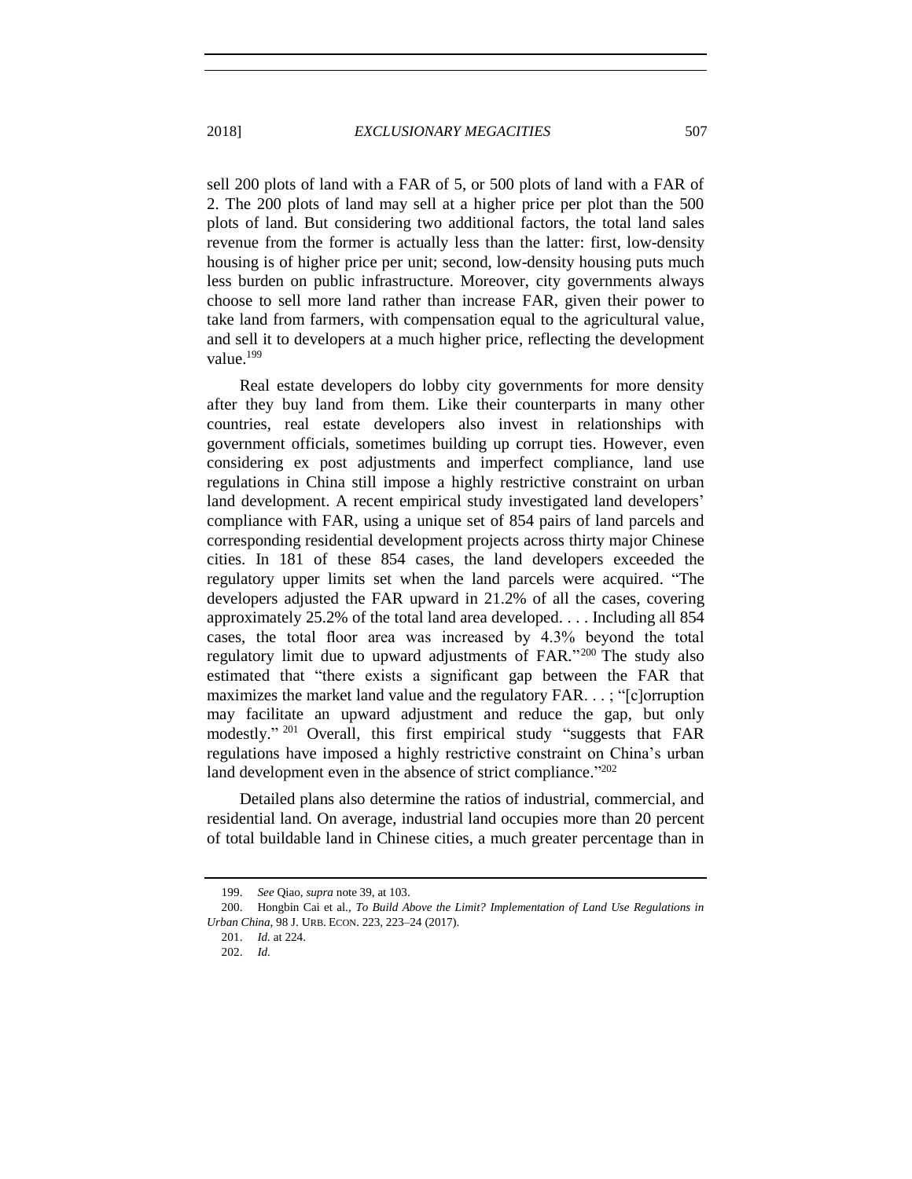sell 200 plots of land with a FAR of 5, or 500 plots of land with a FAR of 2. The 200 plots of land may sell at a higher price per plot than the 500 plots of land. But considering two additional factors, the total land sales revenue from the former is actually less than the latter: first, low-density housing is of higher price per unit; second, low-density housing puts much less burden on public infrastructure. Moreover, city governments always choose to sell more land rather than increase FAR, given their power to take land from farmers, with compensation equal to the agricultural value, and sell it to developers at a much higher price, reflecting the development value.[199]

Real estate developers do lobby city governments for more density after they buy land from them. Like their counterparts in many other countries, real estate developers also invest in relationships with government officials, sometimes building up corrupt ties. However, even considering ex post adjustments and imperfect compliance, land use regulations in China still impose a highly restrictive constraint on urban land development. A recent empirical study investigated land developers' compliance with FAR, using a unique set of 854 pairs of land parcels and corresponding residential development projects across thirty major Chinese cities. In 181 of these 854 cases, the land developers exceeded the regulatory upper limits set when the land parcels were acquired. "The developers adjusted the FAR upward in 21.2% of all the cases, covering approximately 25.2% of the total land area developed. . . . Including all 854 cases, the total floor area was increased by 4.3% beyond the total regulatory limit due to upward adjustments of FAR."[200] The study also estimated that "there exists a significant gap between the FAR that maximizes the market land value and the regulatory FAR. . . ; "[c]orruption may facilitate an upward adjustment and reduce the gap, but only modestly."[201] Overall, this first empirical study "suggests that FAR regulations have imposed a highly restrictive constraint on China's urban land development even in the absence of strict compliance."[202]

Detailed plans also determine the ratios of industrial, commercial, and residential land. On average, industrial land occupies more than 20 percent of total buildable land in Chinese cities, a much greater percentage than in

---

199. *See* Qiao, *supra* note 39, at 103.

200. Hongbin Cai et al., *To Build Above the Limit? Implementation of Land Use Regulations in Urban China*, 98 J. URB. ECON. 223, 223–24 (2017).

201. *Id.* at 224.

202. *Id.*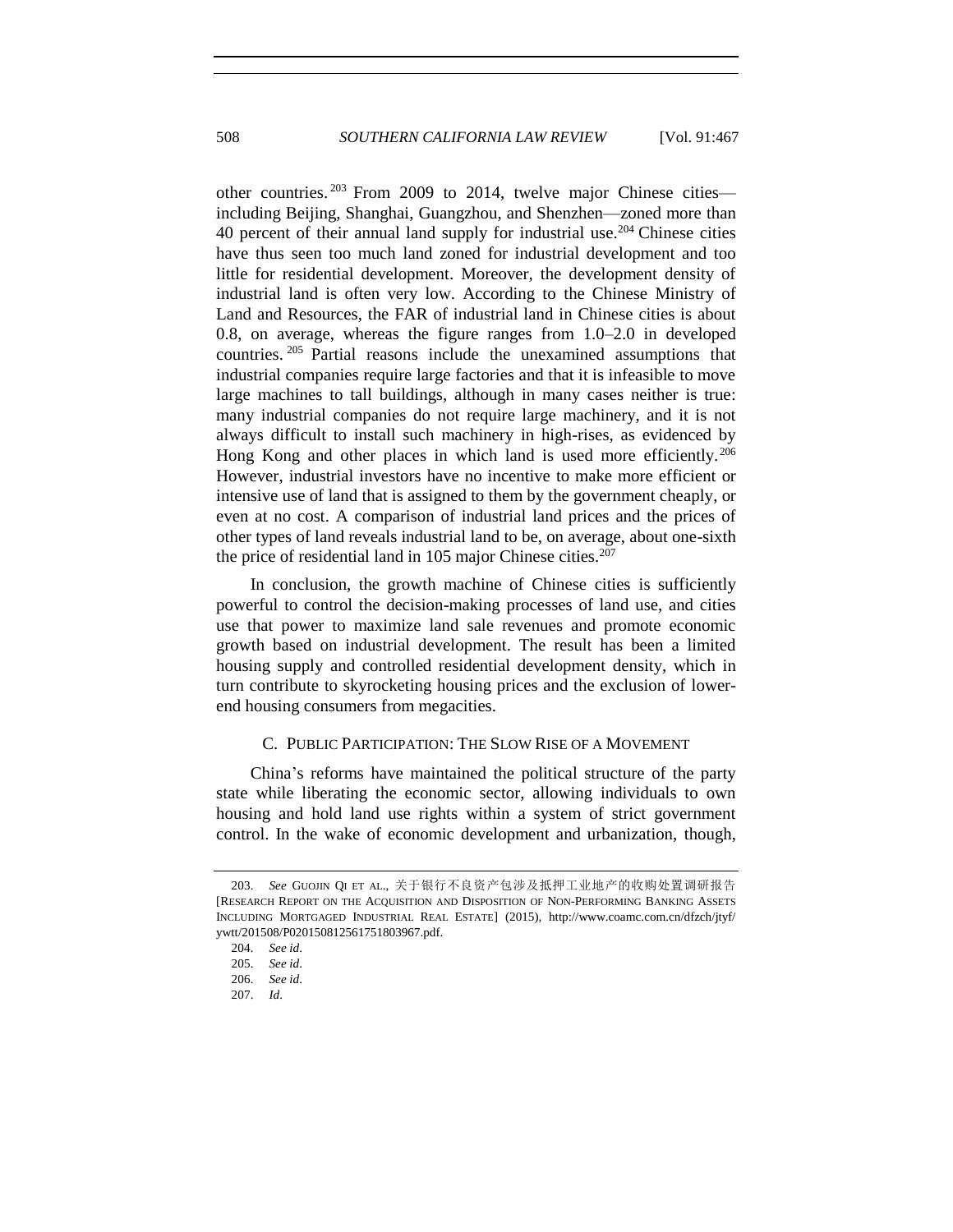other countries.[203] From 2009 to 2014, twelve major Chinese cities—including Beijing, Shanghai, Guangzhou, and Shenzhen—zoned more than 40 percent of their annual land supply for industrial use.[204] Chinese cities have thus seen too much land zoned for industrial development and too little for residential development. Moreover, the development density of industrial land is often very low. According to the Chinese Ministry of Land and Resources, the FAR of industrial land in Chinese cities is about 0.8, on average, whereas the figure ranges from 1.0–2.0 in developed countries.[205] Partial reasons include the unexamined assumptions that industrial companies require large factories and that it is infeasible to move large machines to tall buildings, although in many cases neither is true: many industrial companies do not require large machinery, and it is not always difficult to install such machinery in high-rises, as evidenced by Hong Kong and other places in which land is used more efficiently.[206] However, industrial investors have no incentive to make more efficient or intensive use of land that is assigned to them by the government cheaply, or even at no cost. A comparison of industrial land prices and the prices of other types of land reveals industrial land to be, on average, about one-sixth the price of residential land in 105 major Chinese cities.[207]

In conclusion, the growth machine of Chinese cities is sufficiently powerful to control the decision-making processes of land use, and cities use that power to maximize land sale revenues and promote economic growth based on industrial development. The result has been a limited housing supply and controlled residential development density, which in turn contribute to skyrocketing housing prices and the exclusion of lower-end housing consumers from megacities.

### C. PUBLIC PARTICIPATION: THE SLOW RISE OF A MOVEMENT

China's reforms have maintained the political structure of the party state while liberating the economic sector, allowing individuals to own housing and hold land use rights within a system of strict government control. In the wake of economic development and urbanization, though,

---

203. *See* GUOJIN QI ET AL., 关于银行不良资产包涉及抵押工业地产的收购处置调研报告 [RESEARCH REPORT ON THE ACQUISITION AND DISPOSITION OF NON-PERFORMING BANKING ASSETS INCLUDING MORTGAGED INDUSTRIAL REAL ESTATE] (2015), http://www.coamc.com.cn/dfzch/jtyf/ywtt/201508/P020150812561751803967.pdf.

204. *See id*.

205. *See id*.

206. *See id*.

207. *Id*.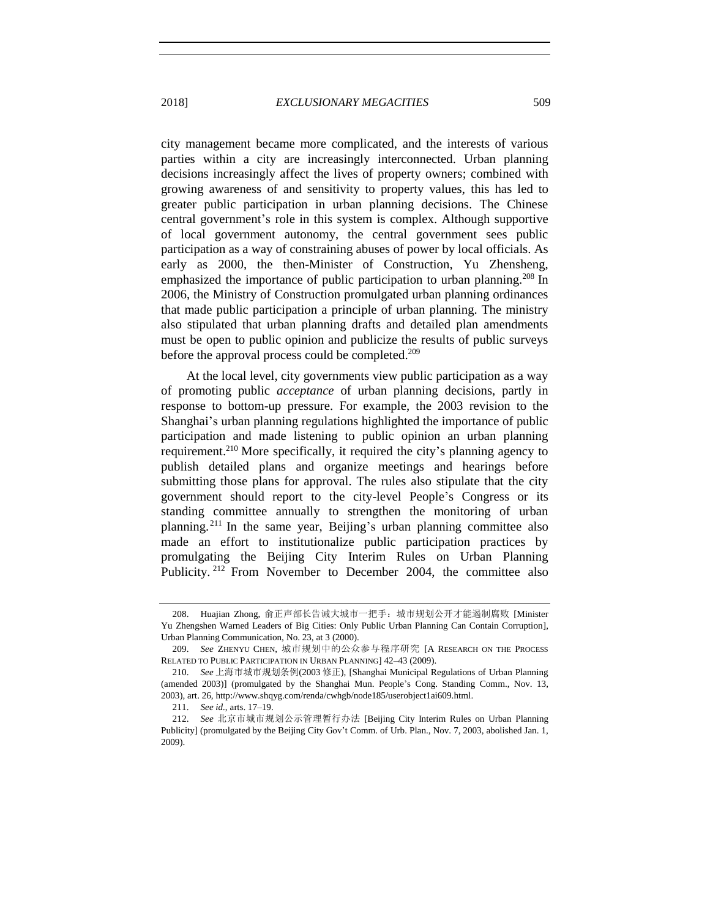city management became more complicated, and the interests of various parties within a city are increasingly interconnected. Urban planning decisions increasingly affect the lives of property owners; combined with growing awareness of and sensitivity to property values, this has led to greater public participation in urban planning decisions. The Chinese central government's role in this system is complex. Although supportive of local government autonomy, the central government sees public participation as a way of constraining abuses of power by local officials. As early as 2000, the then-Minister of Construction, Yu Zhensheng, emphasized the importance of public participation to urban planning.[208] In 2006, the Ministry of Construction promulgated urban planning ordinances that made public participation a principle of urban planning. The ministry also stipulated that urban planning drafts and detailed plan amendments must be open to public opinion and publicize the results of public surveys before the approval process could be completed.[209]

At the local level, city governments view public participation as a way of promoting public *acceptance* of urban planning decisions, partly in response to bottom-up pressure. For example, the 2003 revision to the Shanghai's urban planning regulations highlighted the importance of public participation and made listening to public opinion an urban planning requirement.[210] More specifically, it required the city's planning agency to publish detailed plans and organize meetings and hearings before submitting those plans for approval. The rules also stipulate that the city government should report to the city-level People's Congress or its standing committee annually to strengthen the monitoring of urban planning.[211] In the same year, Beijing's urban planning committee also made an effort to institutionalize public participation practices by promulgating the Beijing City Interim Rules on Urban Planning Publicity.[212] From November to December 2004, the committee also

---

208. Huajian Zhong, 俞正声部长告诫大城市一把手：城市规划公开才能遏制腐败 [Minister Yu Zhengshen Warned Leaders of Big Cities: Only Public Urban Planning Can Contain Corruption], Urban Planning Communication, No. 23, at 3 (2000).

209. *See* ZHENYU CHEN, 城市规划中的公众参与程序研究 [A RESEARCH ON THE PROCESS RELATED TO PUBLIC PARTICIPATION IN URBAN PLANNING] 42–43 (2009).

210. *See* 上海市城市规划条例(2003 修正), [Shanghai Municipal Regulations of Urban Planning (amended 2003)] (promulgated by the Shanghai Mun. People's Cong. Standing Comm., Nov. 13, 2003), art. 26, http://www.shqyg.com/renda/cwhgb/node185/userobject1ai609.html.

211. *See id.*, arts. 17–19.

212. *See* 北京市城市规划公示管理暂行办法 [Beijing City Interim Rules on Urban Planning Publicity] (promulgated by the Beijing City Gov't Comm. of Urb. Plan., Nov. 7, 2003, abolished Jan. 1, 2009).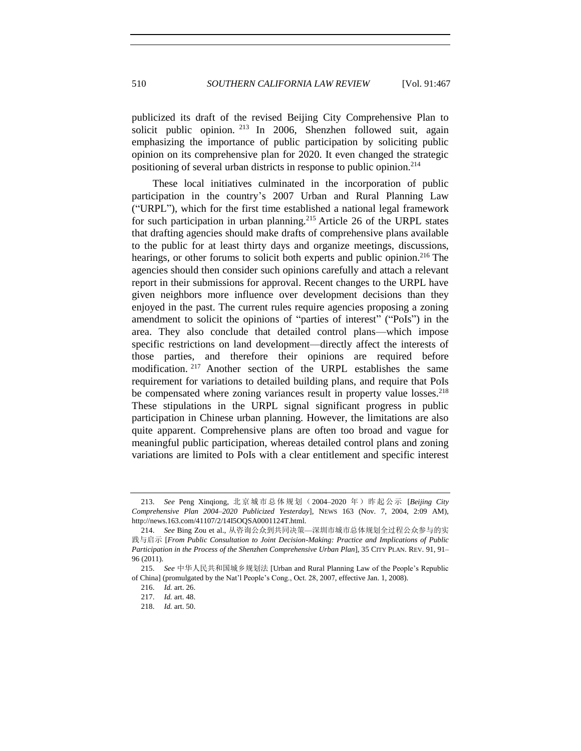publicized its draft of the revised Beijing City Comprehensive Plan to solicit public opinion.[213] In 2006, Shenzhen followed suit, again emphasizing the importance of public participation by soliciting public opinion on its comprehensive plan for 2020. It even changed the strategic positioning of several urban districts in response to public opinion.[214]

These local initiatives culminated in the incorporation of public participation in the country's 2007 Urban and Rural Planning Law ("URPL"), which for the first time established a national legal framework for such participation in urban planning.[215] Article 26 of the URPL states that drafting agencies should make drafts of comprehensive plans available to the public for at least thirty days and organize meetings, discussions, hearings, or other forums to solicit both experts and public opinion.[216] The agencies should then consider such opinions carefully and attach a relevant report in their submissions for approval. Recent changes to the URPL have given neighbors more influence over development decisions than they enjoyed in the past. The current rules require agencies proposing a zoning amendment to solicit the opinions of "parties of interest" ("PoIs") in the area. They also conclude that detailed control plans—which impose specific restrictions on land development—directly affect the interests of those parties, and therefore their opinions are required before modification.[217] Another section of the URPL establishes the same requirement for variations to detailed building plans, and require that PoIs be compensated where zoning variances result in property value losses.[218] These stipulations in the URPL signal significant progress in public participation in Chinese urban planning. However, the limitations are also quite apparent. Comprehensive plans are often too broad and vague for meaningful public participation, whereas detailed control plans and zoning variations are limited to PoIs with a clear entitlement and specific interest

---

213. *See* Peng Xinqiong, 北京城市总体规划（2004–2020 年）昨起公示 [*Beijing City Comprehensive Plan 2004–2020 Publicized Yesterday*], NEWS 163 (Nov. 7, 2004, 2:09 AM), http://news.163.com/41107/2/14I5OQSA0001124T.html.

214. *See* Bing Zou et al., 从咨询公众到共同决策—深圳市城市总体规划全过程公众参与的实践与启示 [*From Public Consultation to Joint Decision-Making: Practice and Implications of Public Participation in the Process of the Shenzhen Comprehensive Urban Plan*], 35 CITY PLAN. REV. 91, 91–96 (2011).

215. *See* 中华人民共和国城乡规划法 [Urban and Rural Planning Law of the People's Republic of China] (promulgated by the Nat'l People's Cong., Oct. 28, 2007, effective Jan. 1, 2008).

216. *Id.* art. 26.

217. *Id.* art. 48.

218. *Id.* art. 50.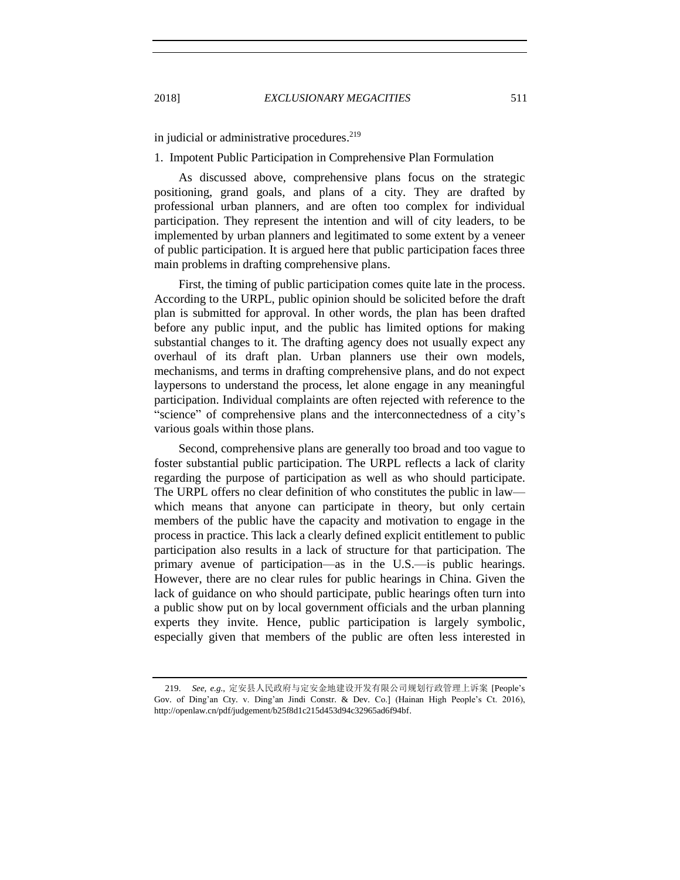in judicial or administrative procedures.[219]

### 1. Impotent Public Participation in Comprehensive Plan Formulation

As discussed above, comprehensive plans focus on the strategic positioning, grand goals, and plans of a city. They are drafted by professional urban planners, and are often too complex for individual participation. They represent the intention and will of city leaders, to be implemented by urban planners and legitimated to some extent by a veneer of public participation. It is argued here that public participation faces three main problems in drafting comprehensive plans.

First, the timing of public participation comes quite late in the process. According to the URPL, public opinion should be solicited before the draft plan is submitted for approval. In other words, the plan has been drafted before any public input, and the public has limited options for making substantial changes to it. The drafting agency does not usually expect any overhaul of its draft plan. Urban planners use their own models, mechanisms, and terms in drafting comprehensive plans, and do not expect laypersons to understand the process, let alone engage in any meaningful participation. Individual complaints are often rejected with reference to the "science" of comprehensive plans and the interconnectedness of a city's various goals within those plans.

Second, comprehensive plans are generally too broad and too vague to foster substantial public participation. The URPL reflects a lack of clarity regarding the purpose of participation as well as who should participate. The URPL offers no clear definition of who constitutes the public in law—which means that anyone can participate in theory, but only certain members of the public have the capacity and motivation to engage in the process in practice. This lack a clearly defined explicit entitlement to public participation also results in a lack of structure for that participation. The primary avenue of participation—as in the U.S.—is public hearings. However, there are no clear rules for public hearings in China. Given the lack of guidance on who should participate, public hearings often turn into a public show put on by local government officials and the urban planning experts they invite. Hence, public participation is largely symbolic, especially given that members of the public are often less interested in

---

219. *See, e.g.*, 定安县人民政府与定安金地建设开发有限公司规划行政管理上诉案 [People's Gov. of Ding'an Cty. v. Ding'an Jindi Constr. & Dev. Co.] (Hainan High People's Ct. 2016), http://openlaw.cn/pdf/judgement/b25f8d1c215d453d94c32965ad6f94bf.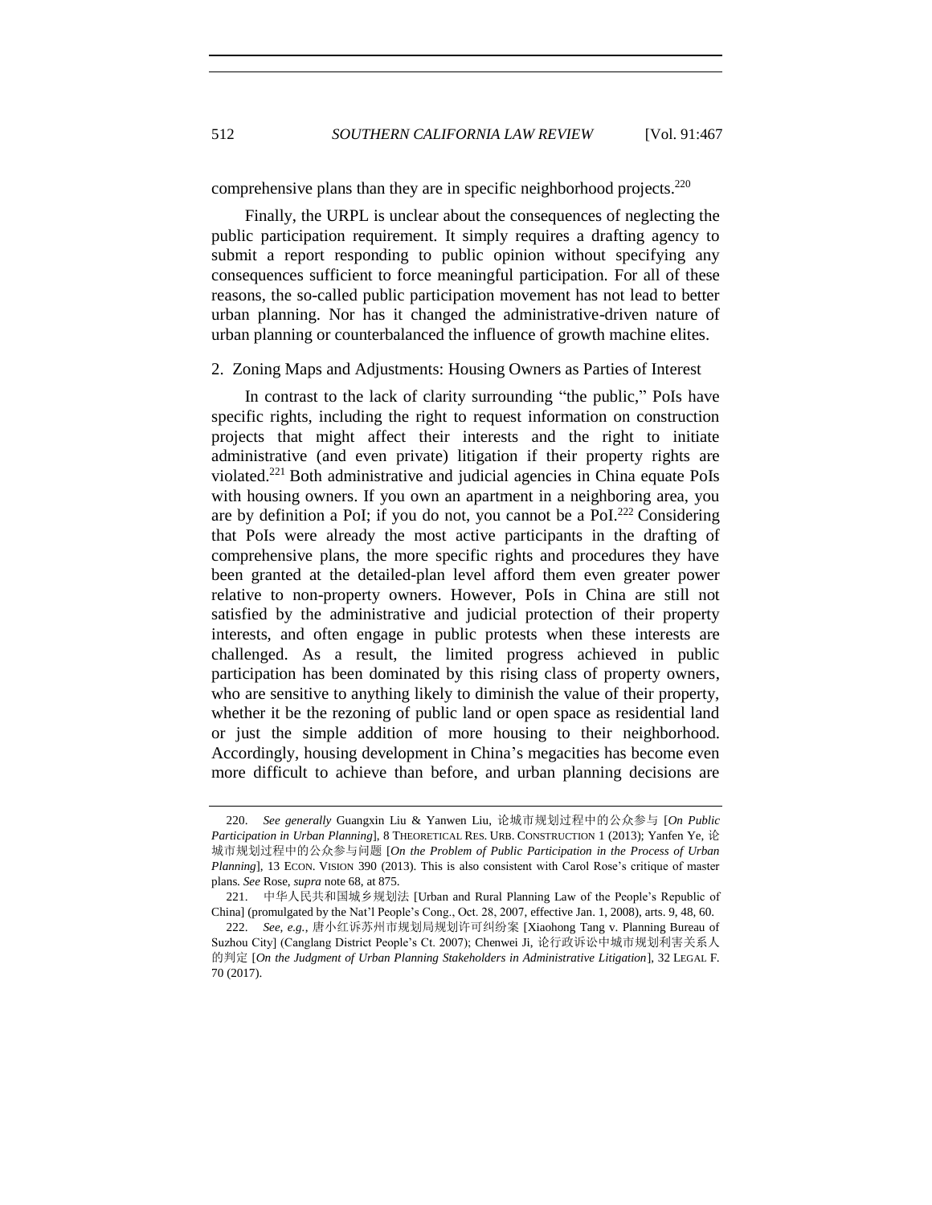comprehensive plans than they are in specific neighborhood projects.[220]

Finally, the URPL is unclear about the consequences of neglecting the public participation requirement. It simply requires a drafting agency to submit a report responding to public opinion without specifying any consequences sufficient to force meaningful participation. For all of these reasons, the so-called public participation movement has not lead to better urban planning. Nor has it changed the administrative-driven nature of urban planning or counterbalanced the influence of growth machine elites.

### 2. Zoning Maps and Adjustments: Housing Owners as Parties of Interest

In contrast to the lack of clarity surrounding "the public," PoIs have specific rights, including the right to request information on construction projects that might affect their interests and the right to initiate administrative (and even private) litigation if their property rights are violated.[221] Both administrative and judicial agencies in China equate PoIs with housing owners. If you own an apartment in a neighboring area, you are by definition a PoI; if you do not, you cannot be a PoI.[222] Considering that PoIs were already the most active participants in the drafting of comprehensive plans, the more specific rights and procedures they have been granted at the detailed-plan level afford them even greater power relative to non-property owners. However, PoIs in China are still not satisfied by the administrative and judicial protection of their property interests, and often engage in public protests when these interests are challenged. As a result, the limited progress achieved in public participation has been dominated by this rising class of property owners, who are sensitive to anything likely to diminish the value of their property, whether it be the rezoning of public land or open space as residential land or just the simple addition of more housing to their neighborhood. Accordingly, housing development in China's megacities has become even more difficult to achieve than before, and urban planning decisions are

---

220. *See generally* Guangxin Liu & Yanwen Liu, 论城市规划过程中的公众参与 [*On Public Participation in Urban Planning*], 8 THEORETICAL RES. URB. CONSTRUCTION 1 (2013); Yanfen Ye, 论城市规划过程中的公众参与问题 [*On the Problem of Public Participation in the Process of Urban Planning*], 13 ECON. VISION 390 (2013). This is also consistent with Carol Rose's critique of master plans. *See* Rose, *supra* note 68, at 875.

221. 中华人民共和国城乡规划法 [Urban and Rural Planning Law of the People's Republic of China] (promulgated by the Nat'l People's Cong., Oct. 28, 2007, effective Jan. 1, 2008), arts. 9, 48, 60.

222. *See, e.g.*, 唐小红诉苏州市规划局规划许可纠纷案 [Xiaohong Tang v. Planning Bureau of Suzhou City] (Canglang District People's Ct. 2007); Chenwei Ji, 论行政诉讼中城市规划利害关系人的判定 [*On the Judgment of Urban Planning Stakeholders in Administrative Litigation*], 32 LEGAL F. 70 (2017).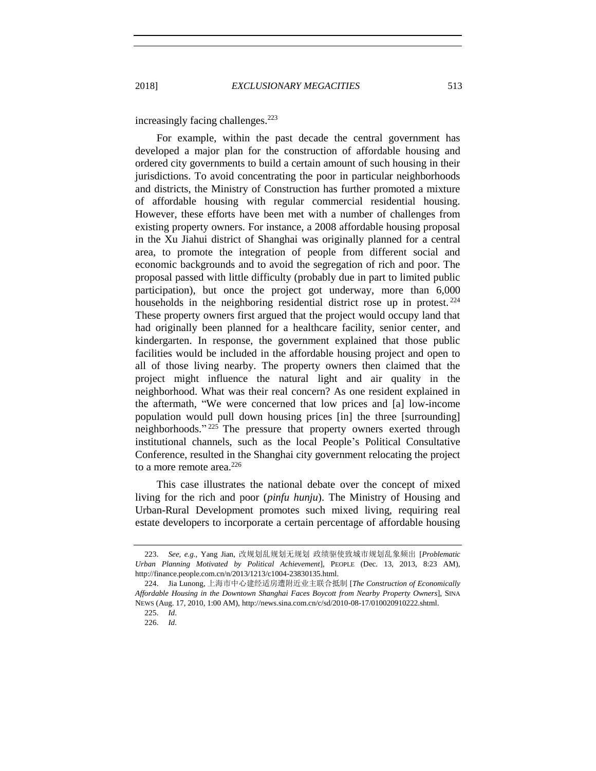increasingly facing challenges.[223]

For example, within the past decade the central government has developed a major plan for the construction of affordable housing and ordered city governments to build a certain amount of such housing in their jurisdictions. To avoid concentrating the poor in particular neighborhoods and districts, the Ministry of Construction has further promoted a mixture of affordable housing with regular commercial residential housing. However, these efforts have been met with a number of challenges from existing property owners. For instance, a 2008 affordable housing proposal in the Xu Jiahui district of Shanghai was originally planned for a central area, to promote the integration of people from different social and economic backgrounds and to avoid the segregation of rich and poor. The proposal passed with little difficulty (probably due in part to limited public participation), but once the project got underway, more than 6,000 households in the neighboring residential district rose up in protest.[224] These property owners first argued that the project would occupy land that had originally been planned for a healthcare facility, senior center, and kindergarten. In response, the government explained that those public facilities would be included in the affordable housing project and open to all of those living nearby. The property owners then claimed that the project might influence the natural light and air quality in the neighborhood. What was their real concern? As one resident explained in the aftermath, "We were concerned that low prices and [a] low-income population would pull down housing prices [in] the three [surrounding] neighborhoods."[225] The pressure that property owners exerted through institutional channels, such as the local People's Political Consultative Conference, resulted in the Shanghai city government relocating the project to a more remote area.[226]

This case illustrates the national debate over the concept of mixed living for the rich and poor (*pinfu hunju*). The Ministry of Housing and Urban-Rural Development promotes such mixed living, requiring real estate developers to incorporate a certain percentage of affordable housing

---

223. *See, e.g.*, Yang Jian, 改规划乱规划无规划 政绩驱使致城市规划乱象频出 [*Problematic Urban Planning Motivated by Political Achievement*], PEOPLE (Dec. 13, 2013, 8:23 AM), http://finance.people.com.cn/n/2013/1213/c1004-23830135.html.

224. Jia Lunong, 上海市中心建经适房遭附近业主联合抵制 [*The Construction of Economically Affordable Housing in the Downtown Shanghai Faces Boycott from Nearby Property Owners*], SINA NEWS (Aug. 17, 2010, 1:00 AM), http://news.sina.com.cn/c/sd/2010-08-17/010020910222.shtml.

225. *Id*.

226. *Id*.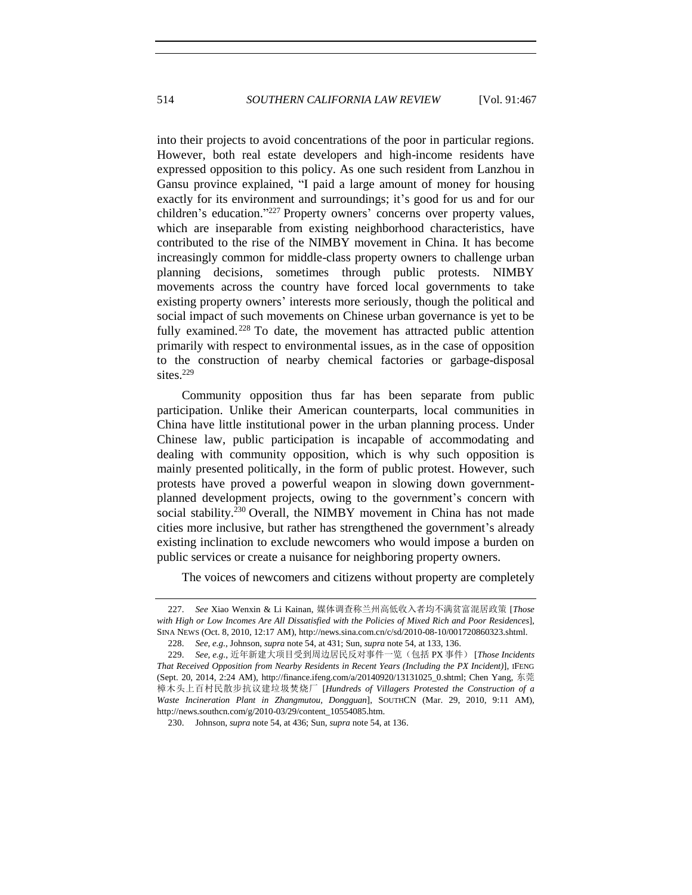into their projects to avoid concentrations of the poor in particular regions. However, both real estate developers and high-income residents have expressed opposition to this policy. As one such resident from Lanzhou in Gansu province explained, "I paid a large amount of money for housing exactly for its environment and surroundings; it's good for us and for our children's education."[227] Property owners' concerns over property values, which are inseparable from existing neighborhood characteristics, have contributed to the rise of the NIMBY movement in China. It has become increasingly common for middle-class property owners to challenge urban planning decisions, sometimes through public protests. NIMBY movements across the country have forced local governments to take existing property owners' interests more seriously, though the political and social impact of such movements on Chinese urban governance is yet to be fully examined.[228] To date, the movement has attracted public attention primarily with respect to environmental issues, as in the case of opposition to the construction of nearby chemical factories or garbage-disposal sites.[229]

Community opposition thus far has been separate from public participation. Unlike their American counterparts, local communities in China have little institutional power in the urban planning process. Under Chinese law, public participation is incapable of accommodating and dealing with community opposition, which is why such opposition is mainly presented politically, in the form of public protest. However, such protests have proved a powerful weapon in slowing down government-planned development projects, owing to the government's concern with social stability.[230] Overall, the NIMBY movement in China has not made cities more inclusive, but rather has strengthened the government's already existing inclination to exclude newcomers who would impose a burden on public services or create a nuisance for neighboring property owners.

The voices of newcomers and citizens without property are completely

---

227. *See* Xiao Wenxin & Li Kainan, 媒体调查称兰州高低收入者均不满贫富混居政策 [*Those with High or Low Incomes Are All Dissatisfied with the Policies of Mixed Rich and Poor Residences*], SINA NEWS (Oct. 8, 2010, 12:17 AM), http://news.sina.com.cn/c/sd/2010-08-10/001720860323.shtml.

228. *See, e.g.*, Johnson, *supra* note 54, at 431; Sun, *supra* note 54, at 133, 136.

229. *See, e.g.*, 近年新建大项目受到周边居民反对事件一览（包括 PX 事件） [*Those Incidents That Received Opposition from Nearby Residents in Recent Years (Including the PX Incident)*], IFENG (Sept. 20, 2014, 2:24 AM), http://finance.ifeng.com/a/20140920/13131025_0.shtml; Chen Yang, 东莞樟木头上百村民散步抗议建垃圾焚烧厂 [*Hundreds of Villagers Protested the Construction of a Waste Incineration Plant in Zhangmutou, Dongguan*], SOUTHCN (Mar. 29, 2010, 9:11 AM), http://news.southcn.com/g/2010-03/29/content_10554085.htm.

230. Johnson, *supra* note 54, at 436; Sun, *supra* note 54, at 136.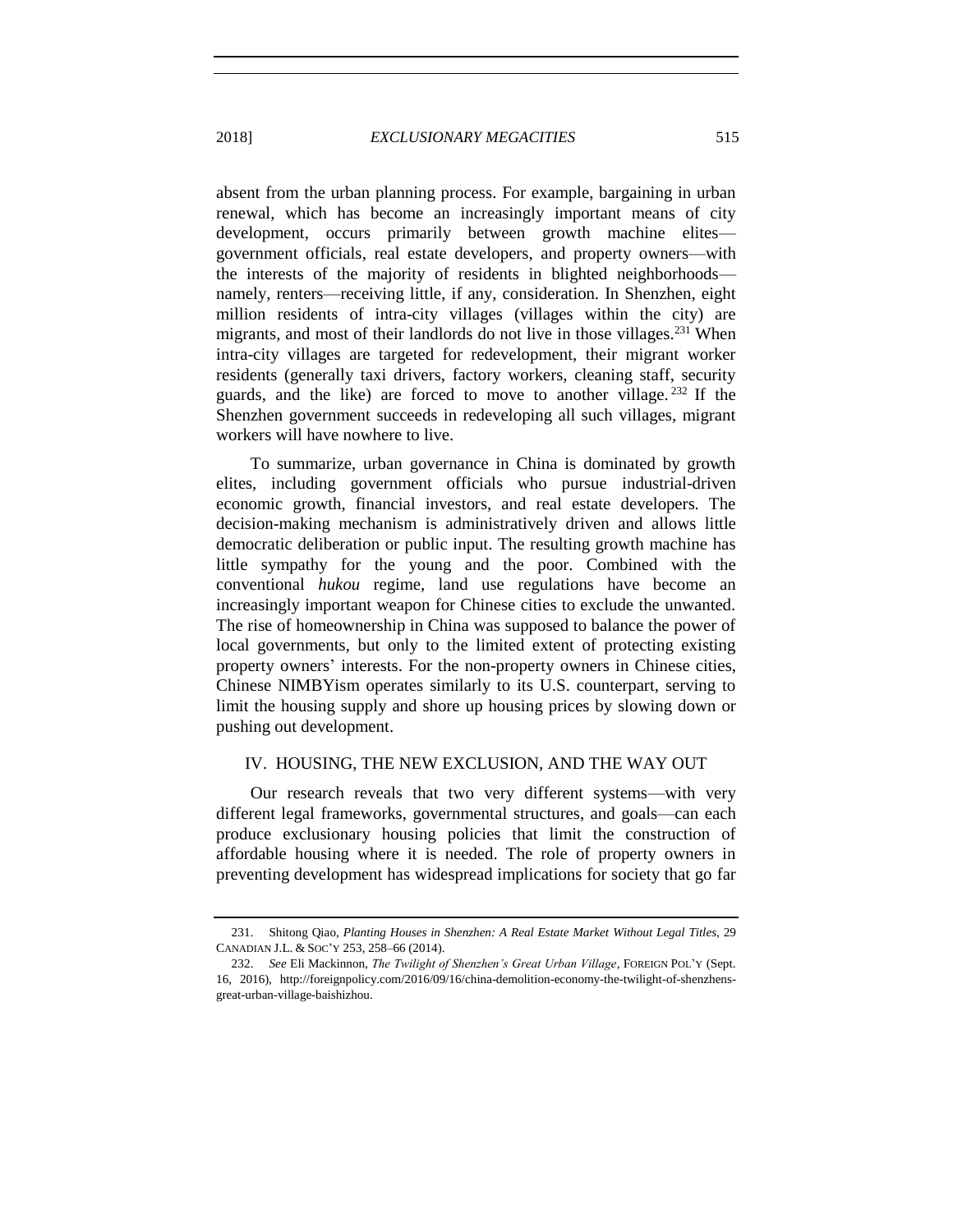absent from the urban planning process. For example, bargaining in urban renewal, which has become an increasingly important means of city development, occurs primarily between growth machine elites—government officials, real estate developers, and property owners—with the interests of the majority of residents in blighted neighborhoods—namely, renters—receiving little, if any, consideration. In Shenzhen, eight million residents of intra-city villages (villages within the city) are migrants, and most of their landlords do not live in those villages.[231] When intra-city villages are targeted for redevelopment, their migrant worker residents (generally taxi drivers, factory workers, cleaning staff, security guards, and the like) are forced to move to another village.[232] If the Shenzhen government succeeds in redeveloping all such villages, migrant workers will have nowhere to live.

To summarize, urban governance in China is dominated by growth elites, including government officials who pursue industrial-driven economic growth, financial investors, and real estate developers. The decision-making mechanism is administratively driven and allows little democratic deliberation or public input. The resulting growth machine has little sympathy for the young and the poor. Combined with the conventional *hukou* regime, land use regulations have become an increasingly important weapon for Chinese cities to exclude the unwanted. The rise of homeownership in China was supposed to balance the power of local governments, but only to the limited extent of protecting existing property owners' interests. For the non-property owners in Chinese cities, Chinese NIMBYism operates similarly to its U.S. counterpart, serving to limit the housing supply and shore up housing prices by slowing down or pushing out development.

## IV. HOUSING, THE NEW EXCLUSION, AND THE WAY OUT

Our research reveals that two very different systems—with very different legal frameworks, governmental structures, and goals—can each produce exclusionary housing policies that limit the construction of affordable housing where it is needed. The role of property owners in preventing development has widespread implications for society that go far

---

231. Shitong Qiao, *Planting Houses in Shenzhen: A Real Estate Market Without Legal Titles*, 29 CANADIAN J.L. & SOC'Y 253, 258–66 (2014).

232. *See* Eli Mackinnon, *The Twilight of Shenzhen's Great Urban Village*, FOREIGN POL'Y (Sept. 16, 2016), http://foreignpolicy.com/2016/09/16/china-demolition-economy-the-twilight-of-shenzhens-great-urban-village-baishizhou.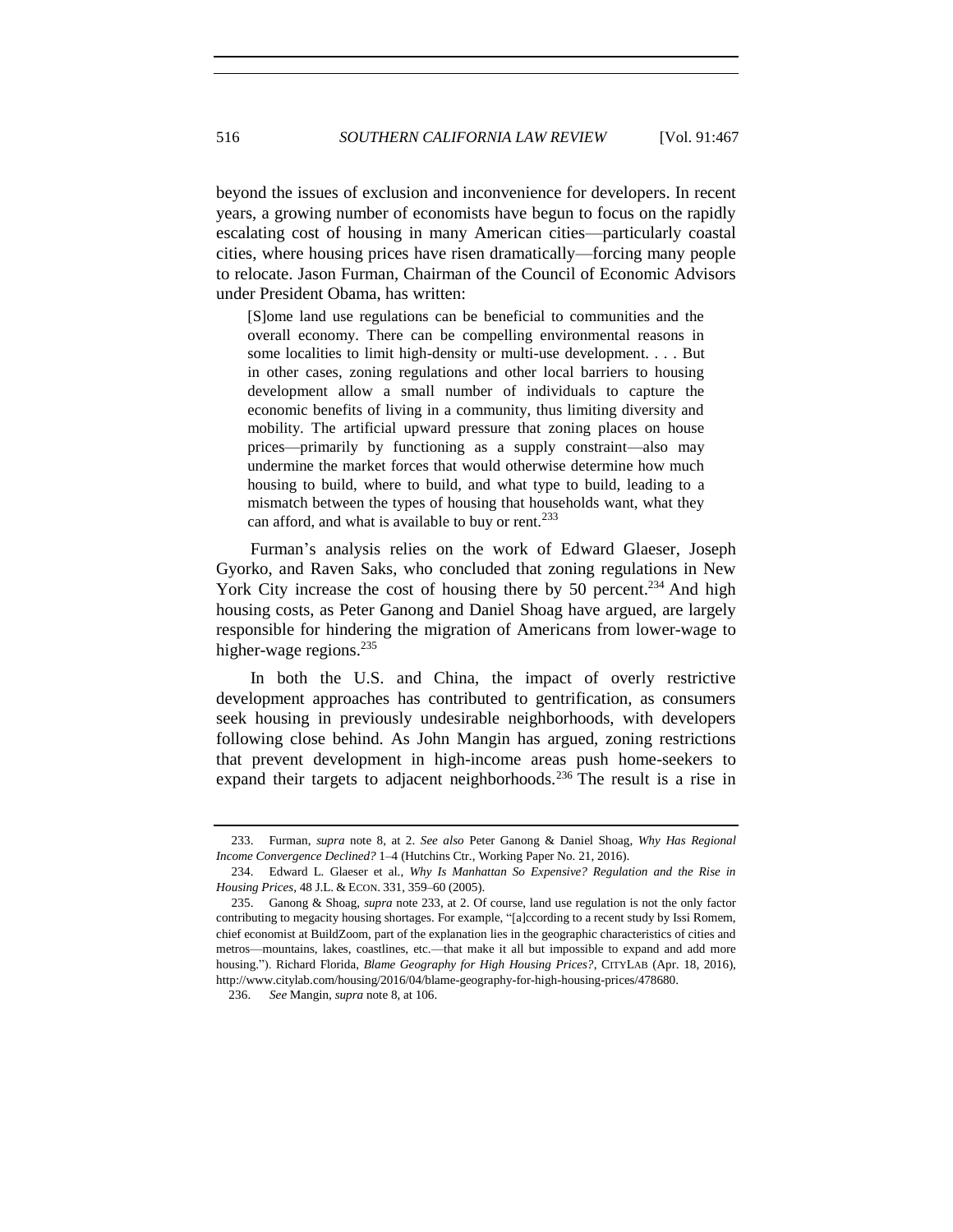beyond the issues of exclusion and inconvenience for developers. In recent years, a growing number of economists have begun to focus on the rapidly escalating cost of housing in many American cities—particularly coastal cities, where housing prices have risen dramatically—forcing many people to relocate. Jason Furman, Chairman of the Council of Economic Advisors under President Obama, has written:

> [S]ome land use regulations can be beneficial to communities and the overall economy. There can be compelling environmental reasons in some localities to limit high-density or multi-use development. . . . But in other cases, zoning regulations and other local barriers to housing development allow a small number of individuals to capture the economic benefits of living in a community, thus limiting diversity and mobility. The artificial upward pressure that zoning places on house prices—primarily by functioning as a supply constraint—also may undermine the market forces that would otherwise determine how much housing to build, where to build, and what type to build, leading to a mismatch between the types of housing that households want, what they can afford, and what is available to buy or rent.[233]

Furman's analysis relies on the work of Edward Glaeser, Joseph Gyorko, and Raven Saks, who concluded that zoning regulations in New York City increase the cost of housing there by 50 percent.[234] And high housing costs, as Peter Ganong and Daniel Shoag have argued, are largely responsible for hindering the migration of Americans from lower-wage to higher-wage regions.[235]

In both the U.S. and China, the impact of overly restrictive development approaches has contributed to gentrification, as consumers seek housing in previously undesirable neighborhoods, with developers following close behind. As John Mangin has argued, zoning restrictions that prevent development in high-income areas push home-seekers to expand their targets to adjacent neighborhoods.[236] The result is a rise in

---

233. Furman, *supra* note 8, at 2. *See also* Peter Ganong & Daniel Shoag, *Why Has Regional Income Convergence Declined?* 1–4 (Hutchins Ctr., Working Paper No. 21, 2016).

234. Edward L. Glaeser et al., *Why Is Manhattan So Expensive? Regulation and the Rise in Housing Prices*, 48 J.L. & ECON. 331, 359–60 (2005).

235. Ganong & Shoag, *supra* note 233, at 2. Of course, land use regulation is not the only factor contributing to megacity housing shortages. For example, "[a]ccording to a recent study by Issi Romem, chief economist at BuildZoom, part of the explanation lies in the geographic characteristics of cities and metros—mountains, lakes, coastlines, etc.—that make it all but impossible to expand and add more housing."). Richard Florida, *Blame Geography for High Housing Prices?*, CITYLAB (Apr. 18, 2016), http://www.citylab.com/housing/2016/04/blame-geography-for-high-housing-prices/478680.

236. *See* Mangin, *supra* note 8, at 106.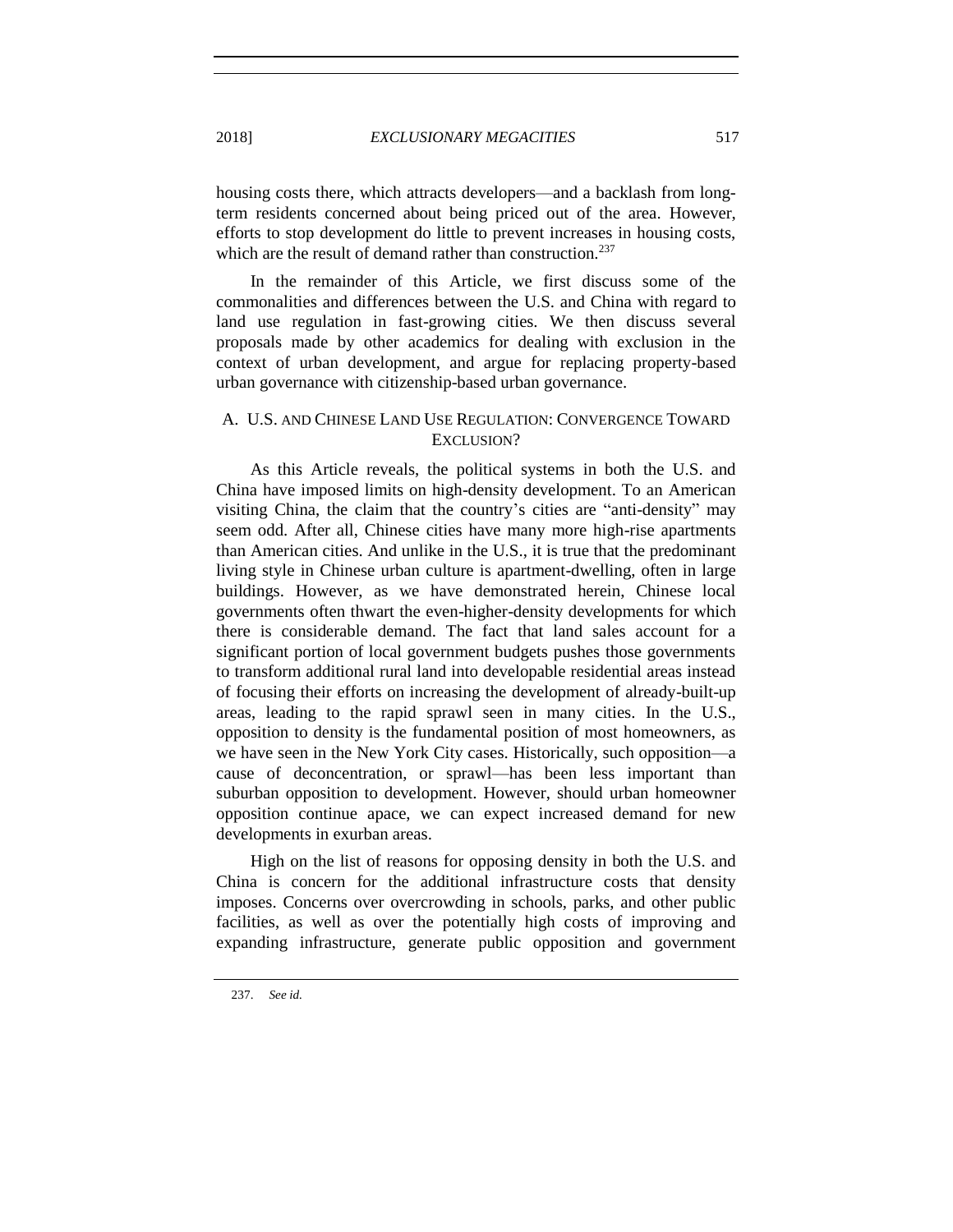housing costs there, which attracts developers—and a backlash from long-term residents concerned about being priced out of the area. However, efforts to stop development do little to prevent increases in housing costs, which are the result of demand rather than construction.[237]

In the remainder of this Article, we first discuss some of the commonalities and differences between the U.S. and China with regard to land use regulation in fast-growing cities. We then discuss several proposals made by other academics for dealing with exclusion in the context of urban development, and argue for replacing property-based urban governance with citizenship-based urban governance.

## A. U.S. AND CHINESE LAND USE REGULATION: CONVERGENCE TOWARD EXCLUSION?

As this Article reveals, the political systems in both the U.S. and China have imposed limits on high-density development. To an American visiting China, the claim that the country's cities are "anti-density" may seem odd. After all, Chinese cities have many more high-rise apartments than American cities. And unlike in the U.S., it is true that the predominant living style in Chinese urban culture is apartment-dwelling, often in large buildings. However, as we have demonstrated herein, Chinese local governments often thwart the even-higher-density developments for which there is considerable demand. The fact that land sales account for a significant portion of local government budgets pushes those governments to transform additional rural land into developable residential areas instead of focusing their efforts on increasing the development of already-built-up areas, leading to the rapid sprawl seen in many cities. In the U.S., opposition to density is the fundamental position of most homeowners, as we have seen in the New York City cases. Historically, such opposition—a cause of deconcentration, or sprawl—has been less important than suburban opposition to development. However, should urban homeowner opposition continue apace, we can expect increased demand for new developments in exurban areas.

High on the list of reasons for opposing density in both the U.S. and China is concern for the additional infrastructure costs that density imposes. Concerns over overcrowding in schools, parks, and other public facilities, as well as over the potentially high costs of improving and expanding infrastructure, generate public opposition and government

237. *See id.*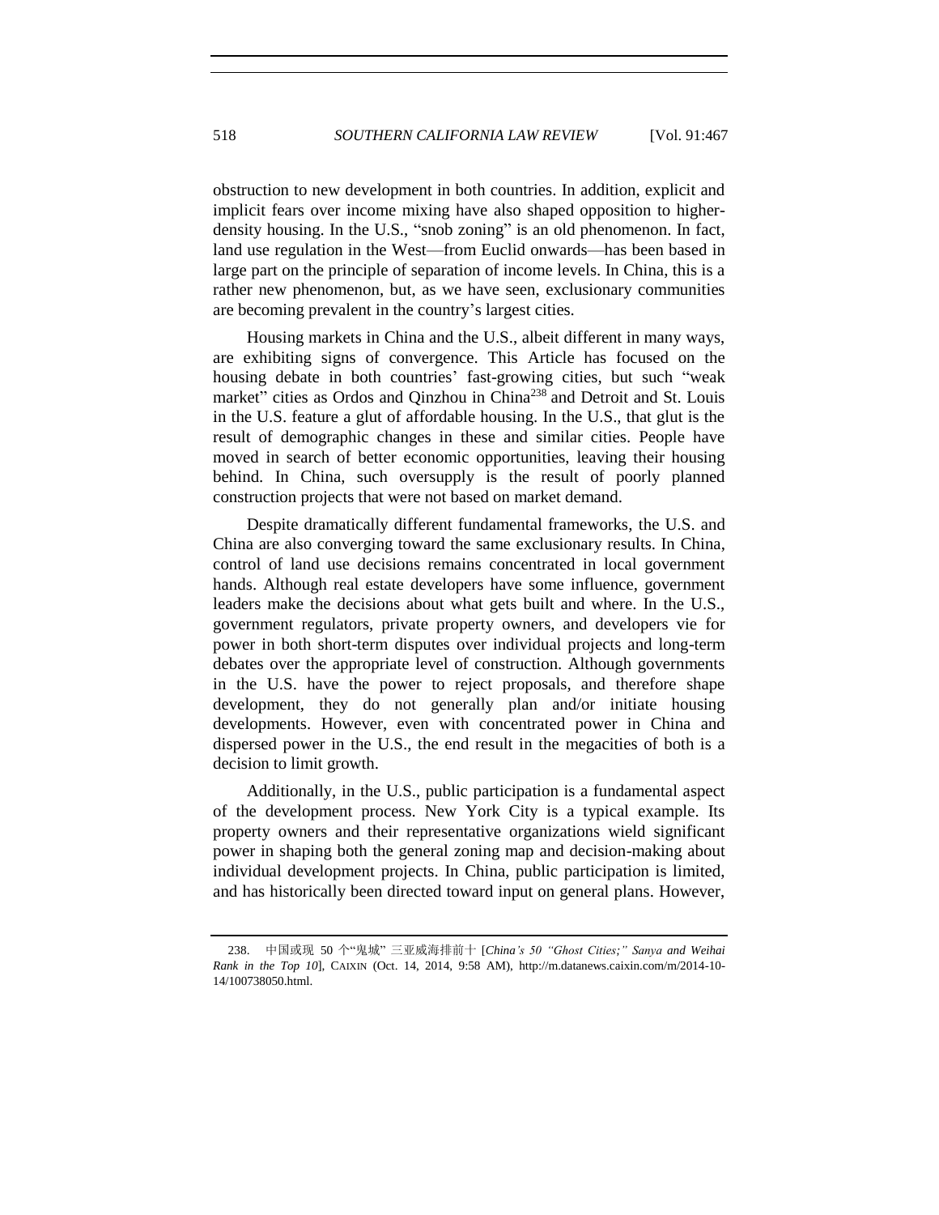obstruction to new development in both countries. In addition, explicit and implicit fears over income mixing have also shaped opposition to higher-density housing. In the U.S., "snob zoning" is an old phenomenon. In fact, land use regulation in the West—from Euclid onwards—has been based in large part on the principle of separation of income levels. In China, this is a rather new phenomenon, but, as we have seen, exclusionary communities are becoming prevalent in the country's largest cities.

Housing markets in China and the U.S., albeit different in many ways, are exhibiting signs of convergence. This Article has focused on the housing debate in both countries' fast-growing cities, but such "weak market" cities as Ordos and Qinzhou in China[238] and Detroit and St. Louis in the U.S. feature a glut of affordable housing. In the U.S., that glut is the result of demographic changes in these and similar cities. People have moved in search of better economic opportunities, leaving their housing behind. In China, such oversupply is the result of poorly planned construction projects that were not based on market demand.

Despite dramatically different fundamental frameworks, the U.S. and China are also converging toward the same exclusionary results. In China, control of land use decisions remains concentrated in local government hands. Although real estate developers have some influence, government leaders make the decisions about what gets built and where. In the U.S., government regulators, private property owners, and developers vie for power in both short-term disputes over individual projects and long-term debates over the appropriate level of construction. Although governments in the U.S. have the power to reject proposals, and therefore shape development, they do not generally plan and/or initiate housing developments. However, even with concentrated power in China and dispersed power in the U.S., the end result in the megacities of both is a decision to limit growth.

Additionally, in the U.S., public participation is a fundamental aspect of the development process. New York City is a typical example. Its property owners and their representative organizations wield significant power in shaping both the general zoning map and decision-making about individual development projects. In China, public participation is limited, and has historically been directed toward input on general plans. However,

---

238. 中国或现 50 个"鬼城" 三亚威海排前十 [*China's 50 "Ghost Cities;" Sanya and Weihai Rank in the Top 10*], CAIXIN (Oct. 14, 2014, 9:58 AM), http://m.datanews.caixin.com/m/2014-10-14/100738050.html.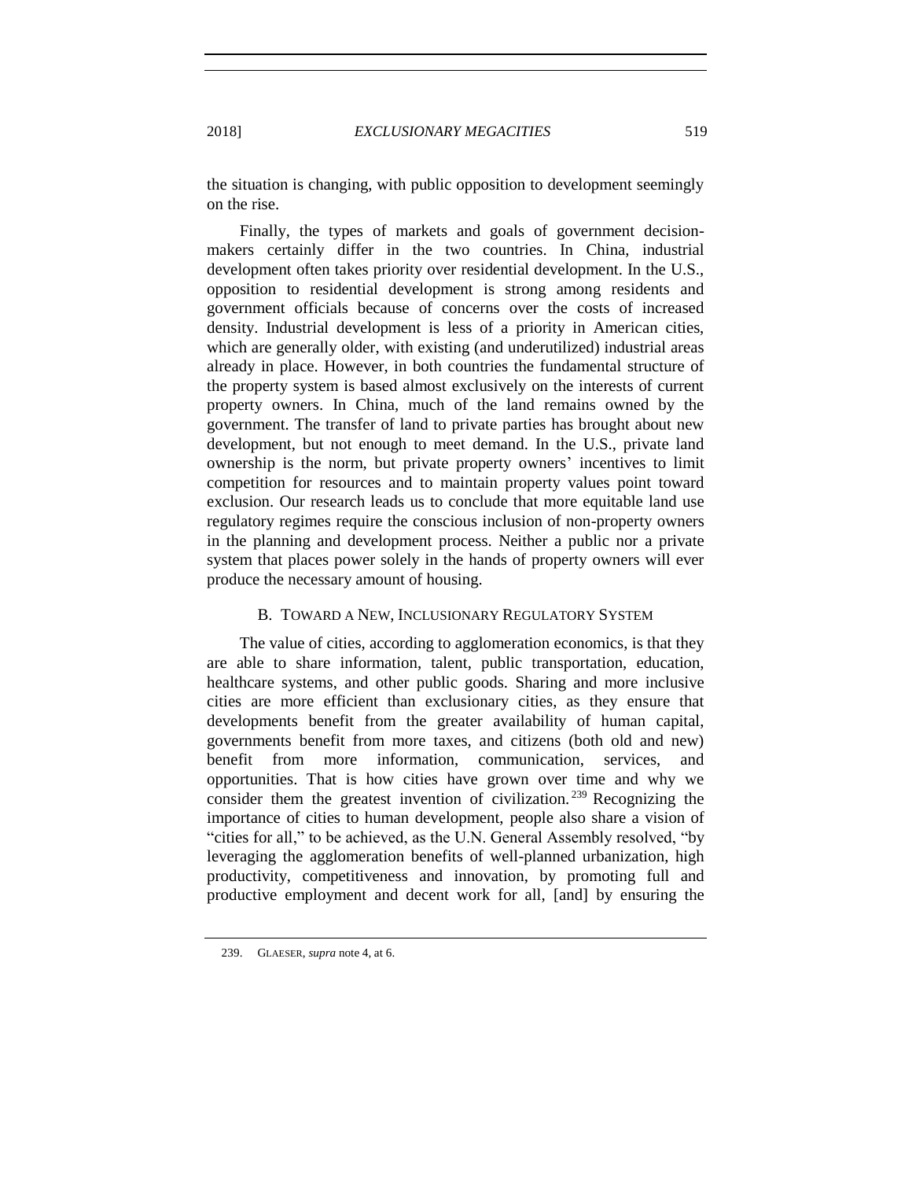the situation is changing, with public opposition to development seemingly on the rise.

Finally, the types of markets and goals of government decision-makers certainly differ in the two countries. In China, industrial development often takes priority over residential development. In the U.S., opposition to residential development is strong among residents and government officials because of concerns over the costs of increased density. Industrial development is less of a priority in American cities, which are generally older, with existing (and underutilized) industrial areas already in place. However, in both countries the fundamental structure of the property system is based almost exclusively on the interests of current property owners. In China, much of the land remains owned by the government. The transfer of land to private parties has brought about new development, but not enough to meet demand. In the U.S., private land ownership is the norm, but private property owners' incentives to limit competition for resources and to maintain property values point toward exclusion. Our research leads us to conclude that more equitable land use regulatory regimes require the conscious inclusion of non-property owners in the planning and development process. Neither a public nor a private system that places power solely in the hands of property owners will ever produce the necessary amount of housing.

### B. Toward a New, Inclusionary Regulatory System

The value of cities, according to agglomeration economics, is that they are able to share information, talent, public transportation, education, healthcare systems, and other public goods. Sharing and more inclusive cities are more efficient than exclusionary cities, as they ensure that developments benefit from the greater availability of human capital, governments benefit from more taxes, and citizens (both old and new) benefit from more information, communication, services, and opportunities. That is how cities have grown over time and why we consider them the greatest invention of civilization.[239] Recognizing the importance of cities to human development, people also share a vision of "cities for all," to be achieved, as the U.N. General Assembly resolved, "by leveraging the agglomeration benefits of well-planned urbanization, high productivity, competitiveness and innovation, by promoting full and productive employment and decent work for all, [and] by ensuring the

239. GLAESER, *supra* note 4, at 6.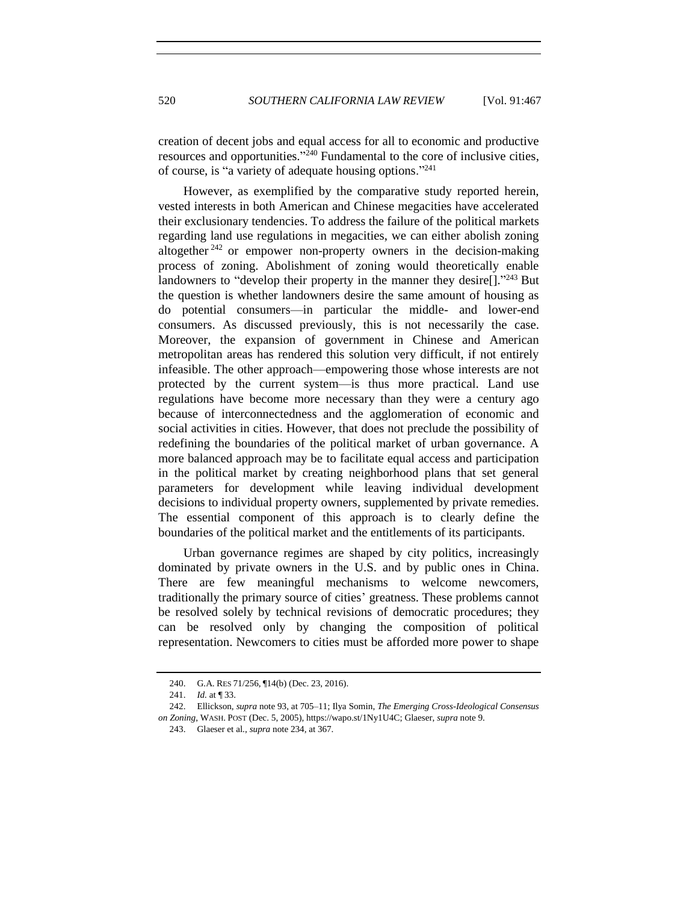creation of decent jobs and equal access for all to economic and productive resources and opportunities."[240] Fundamental to the core of inclusive cities, of course, is "a variety of adequate housing options."[241]

However, as exemplified by the comparative study reported herein, vested interests in both American and Chinese megacities have accelerated their exclusionary tendencies. To address the failure of the political markets regarding land use regulations in megacities, we can either abolish zoning altogether[242] or empower non-property owners in the decision-making process of zoning. Abolishment of zoning would theoretically enable landowners to "develop their property in the manner they desire[]."[243] But the question is whether landowners desire the same amount of housing as do potential consumers—in particular the middle- and lower-end consumers. As discussed previously, this is not necessarily the case. Moreover, the expansion of government in Chinese and American metropolitan areas has rendered this solution very difficult, if not entirely infeasible. The other approach—empowering those whose interests are not protected by the current system—is thus more practical. Land use regulations have become more necessary than they were a century ago because of interconnectedness and the agglomeration of economic and social activities in cities. However, that does not preclude the possibility of redefining the boundaries of the political market of urban governance. A more balanced approach may be to facilitate equal access and participation in the political market by creating neighborhood plans that set general parameters for development while leaving individual development decisions to individual property owners, supplemented by private remedies. The essential component of this approach is to clearly define the boundaries of the political market and the entitlements of its participants.

Urban governance regimes are shaped by city politics, increasingly dominated by private owners in the U.S. and by public ones in China. There are few meaningful mechanisms to welcome newcomers, traditionally the primary source of cities' greatness. These problems cannot be resolved solely by technical revisions of democratic procedures; they can be resolved only by changing the composition of political representation. Newcomers to cities must be afforded more power to shape

---

240. G.A. RES 71/256, ¶14(b) (Dec. 23, 2016).

241. *Id.* at ¶ 33.

242. Ellickson, *supra* note 93, at 705–11; Ilya Somin, *The Emerging Cross-Ideological Consensus on Zoning*, WASH. POST (Dec. 5, 2005), https://wapo.st/1Ny1U4C; Glaeser, *supra* note 9.

243. Glaeser et al., *supra* note 234, at 367.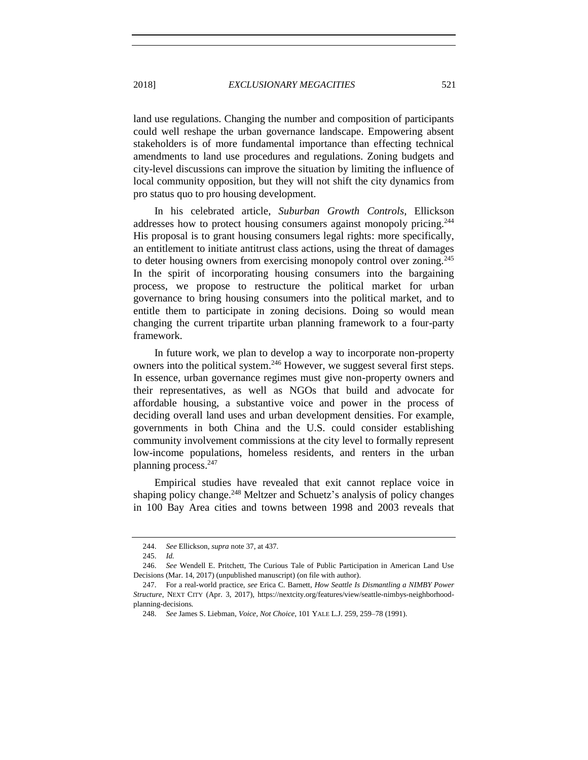land use regulations. Changing the number and composition of participants could well reshape the urban governance landscape. Empowering absent stakeholders is of more fundamental importance than effecting technical amendments to land use procedures and regulations. Zoning budgets and city-level discussions can improve the situation by limiting the influence of local community opposition, but they will not shift the city dynamics from pro status quo to pro housing development.

In his celebrated article, *Suburban Growth Controls*, Ellickson addresses how to protect housing consumers against monopoly pricing.[244] His proposal is to grant housing consumers legal rights: more specifically, an entitlement to initiate antitrust class actions, using the threat of damages to deter housing owners from exercising monopoly control over zoning.[245] In the spirit of incorporating housing consumers into the bargaining process, we propose to restructure the political market for urban governance to bring housing consumers into the political market, and to entitle them to participate in zoning decisions. Doing so would mean changing the current tripartite urban planning framework to a four-party framework.

In future work, we plan to develop a way to incorporate non-property owners into the political system.[246] However, we suggest several first steps. In essence, urban governance regimes must give non-property owners and their representatives, as well as NGOs that build and advocate for affordable housing, a substantive voice and power in the process of deciding overall land uses and urban development densities. For example, governments in both China and the U.S. could consider establishing community involvement commissions at the city level to formally represent low-income populations, homeless residents, and renters in the urban planning process.[247]

Empirical studies have revealed that exit cannot replace voice in shaping policy change.[248] Meltzer and Schuetz's analysis of policy changes in 100 Bay Area cities and towns between 1998 and 2003 reveals that

---

244. *See* Ellickson, *supra* note 37, at 437.

245. *Id.*

246. *See* Wendell E. Pritchett, The Curious Tale of Public Participation in American Land Use Decisions (Mar. 14, 2017) (unpublished manuscript) (on file with author).

247. For a real-world practice, *see* Erica C. Barnett, *How Seattle Is Dismantling a NIMBY Power Structure*, NEXT CITY (Apr. 3, 2017), https://nextcity.org/features/view/seattle-nimbys-neighborhood-planning-decisions.

248. *See* James S. Liebman, *Voice, Not Choice*, 101 YALE L.J. 259, 259–78 (1991).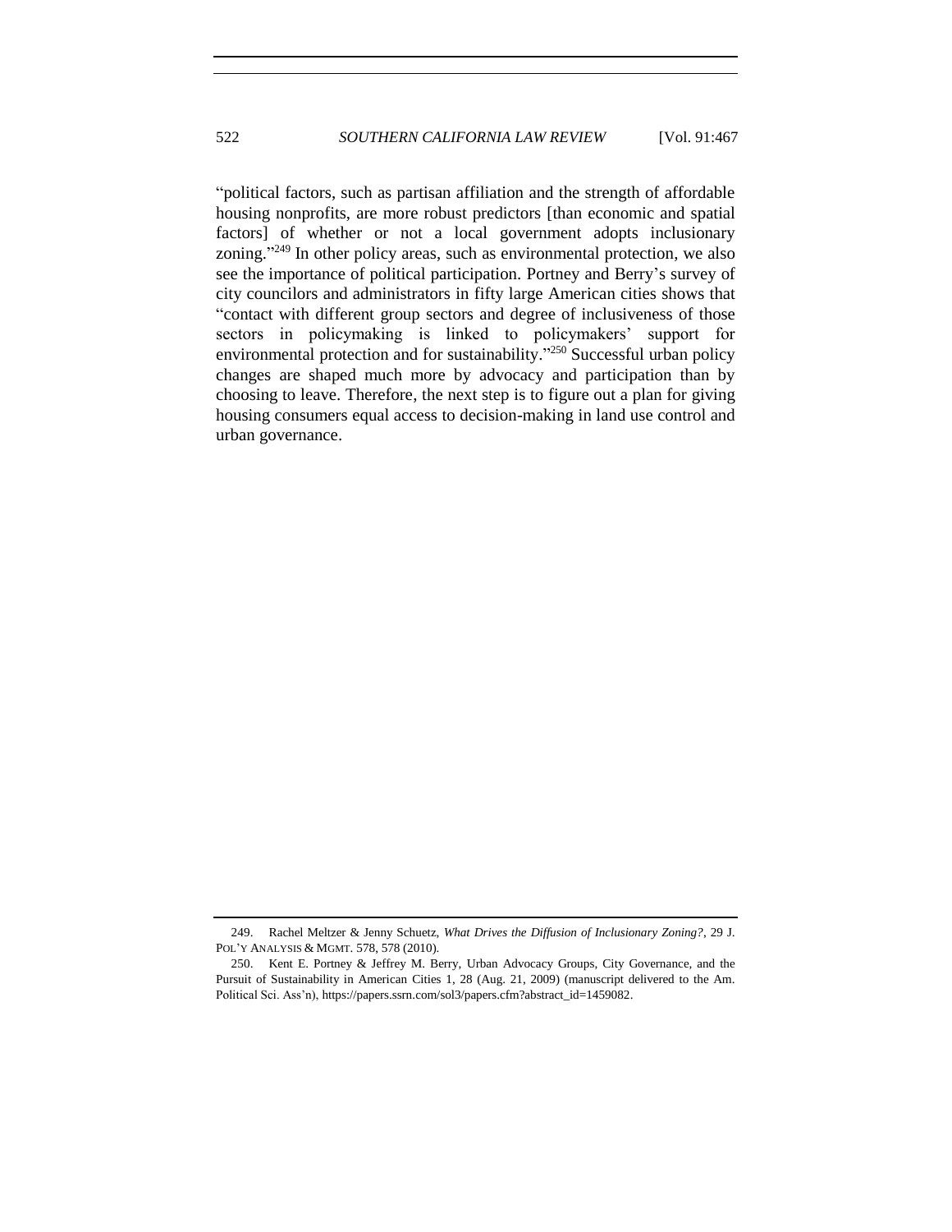"political factors, such as partisan affiliation and the strength of affordable housing nonprofits, are more robust predictors [than economic and spatial factors] of whether or not a local government adopts inclusionary zoning."[249] In other policy areas, such as environmental protection, we also see the importance of political participation. Portney and Berry's survey of city councilors and administrators in fifty large American cities shows that "contact with different group sectors and degree of inclusiveness of those sectors in policymaking is linked to policymakers' support for environmental protection and for sustainability."[250] Successful urban policy changes are shaped much more by advocacy and participation than by choosing to leave. Therefore, the next step is to figure out a plan for giving housing consumers equal access to decision-making in land use control and urban governance.

---

249. Rachel Meltzer & Jenny Schuetz, *What Drives the Diffusion of Inclusionary Zoning?*, 29 J. POL'Y ANALYSIS & MGMT. 578, 578 (2010).

250. Kent E. Portney & Jeffrey M. Berry, Urban Advocacy Groups, City Governance, and the Pursuit of Sustainability in American Cities 1, 28 (Aug. 21, 2009) (manuscript delivered to the Am. Political Sci. Ass'n), https://papers.ssrn.com/sol3/papers.cfm?abstract_id=1459082.